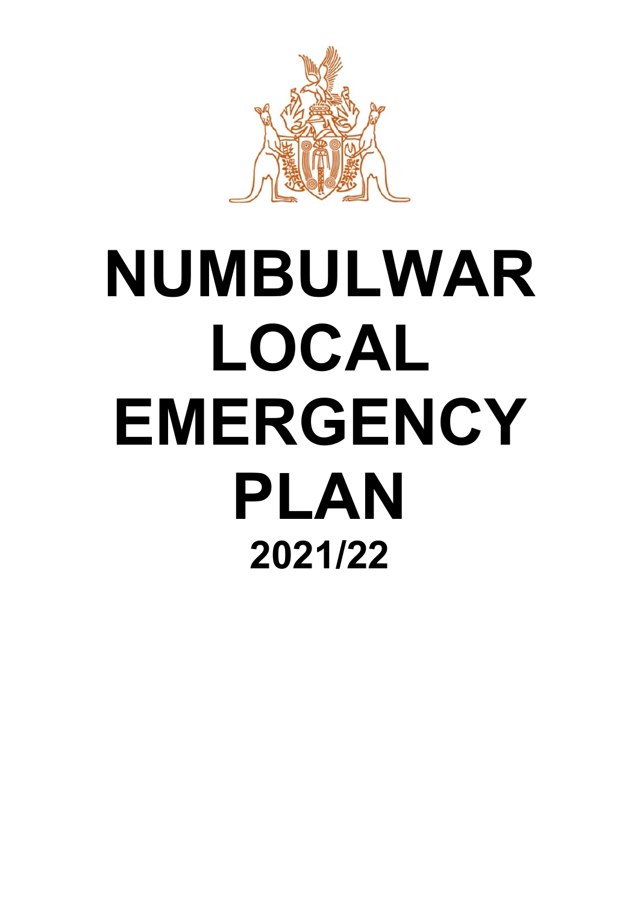# NUMBULWAR LOCAL EMERGENCY PLAN

## 2021/22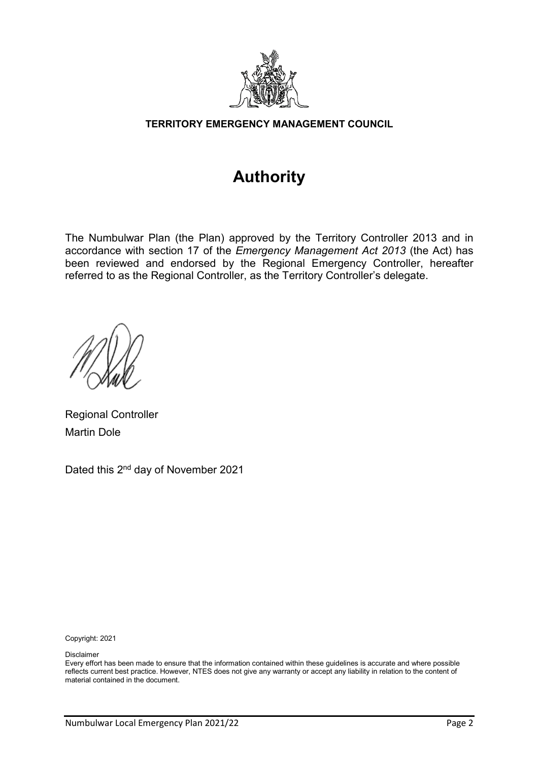**TERRITORY EMERGENCY MANAGEMENT COUNCIL**

# Authority

The Numbulwar Plan (the Plan) approved by the Territory Controller 2013 and in accordance with section 17 of the *Emergency Management Act 2013* (the Act) has been reviewed and endorsed by the Regional Emergency Controller, hereafter referred to as the Regional Controller, as the Territory Controller's delegate.

Regional Controller

Martin Dole

Dated this 2nd day of November 2021

Copyright: 2021

Disclaimer

Every effort has been made to ensure that the information contained within these guidelines is accurate and where possible reflects current best practice. However, NTES does not give any warranty or accept any liability in relation to the content of material contained in the document.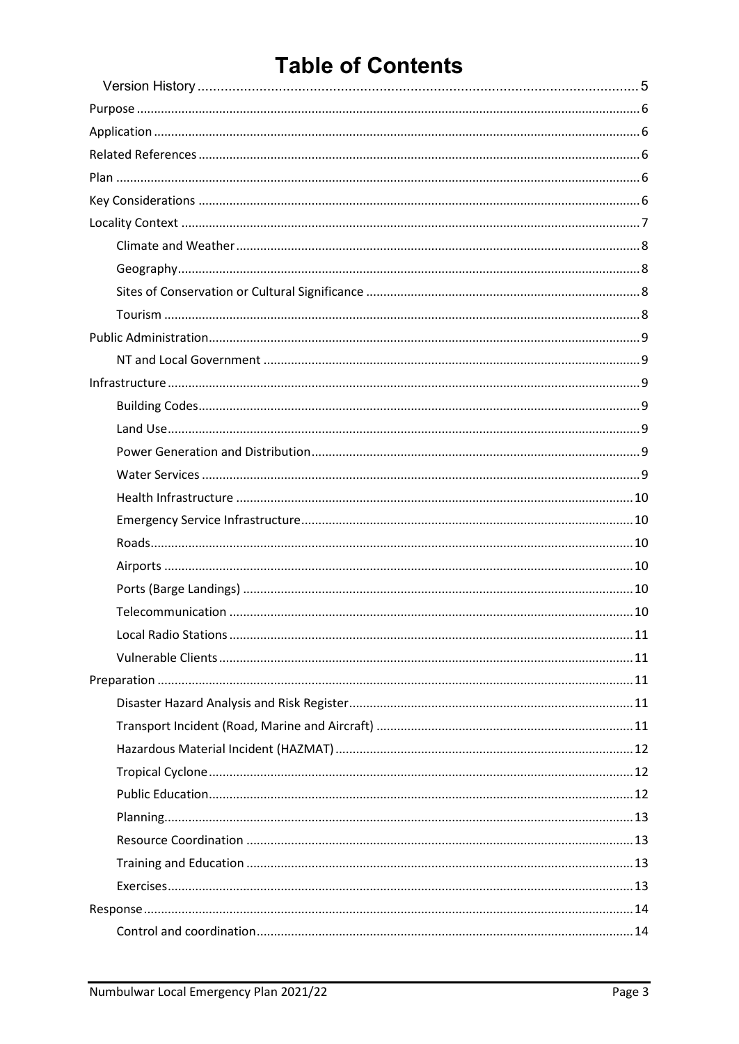# Table of Contents

- Version History ..... 5
- Purpose ..... 6
- Application ..... 6
- Related References ..... 6
- Plan ..... 6
- Key Considerations ..... 6
- Locality Context ..... 7
  - Climate and Weather ..... 8
  - Geography ..... 8
  - Sites of Conservation or Cultural Significance ..... 8
  - Tourism ..... 8
- Public Administration ..... 9
  - NT and Local Government ..... 9
- Infrastructure ..... 9
  - Building Codes ..... 9
  - Land Use ..... 9
  - Power Generation and Distribution ..... 9
  - Water Services ..... 9
  - Health Infrastructure ..... 10
  - Emergency Service Infrastructure ..... 10
  - Roads ..... 10
  - Airports ..... 10
  - Ports (Barge Landings) ..... 10
  - Telecommunication ..... 10
  - Local Radio Stations ..... 11
  - Vulnerable Clients ..... 11
- Preparation ..... 11
  - Disaster Hazard Analysis and Risk Register ..... 11
  - Transport Incident (Road, Marine and Aircraft) ..... 11
  - Hazardous Material Incident (HAZMAT) ..... 12
  - Tropical Cyclone ..... 12
  - Public Education ..... 12
  - Planning ..... 13
  - Resource Coordination ..... 13
  - Training and Education ..... 13
  - Exercises ..... 13
- Response ..... 14
  - Control and coordination ..... 14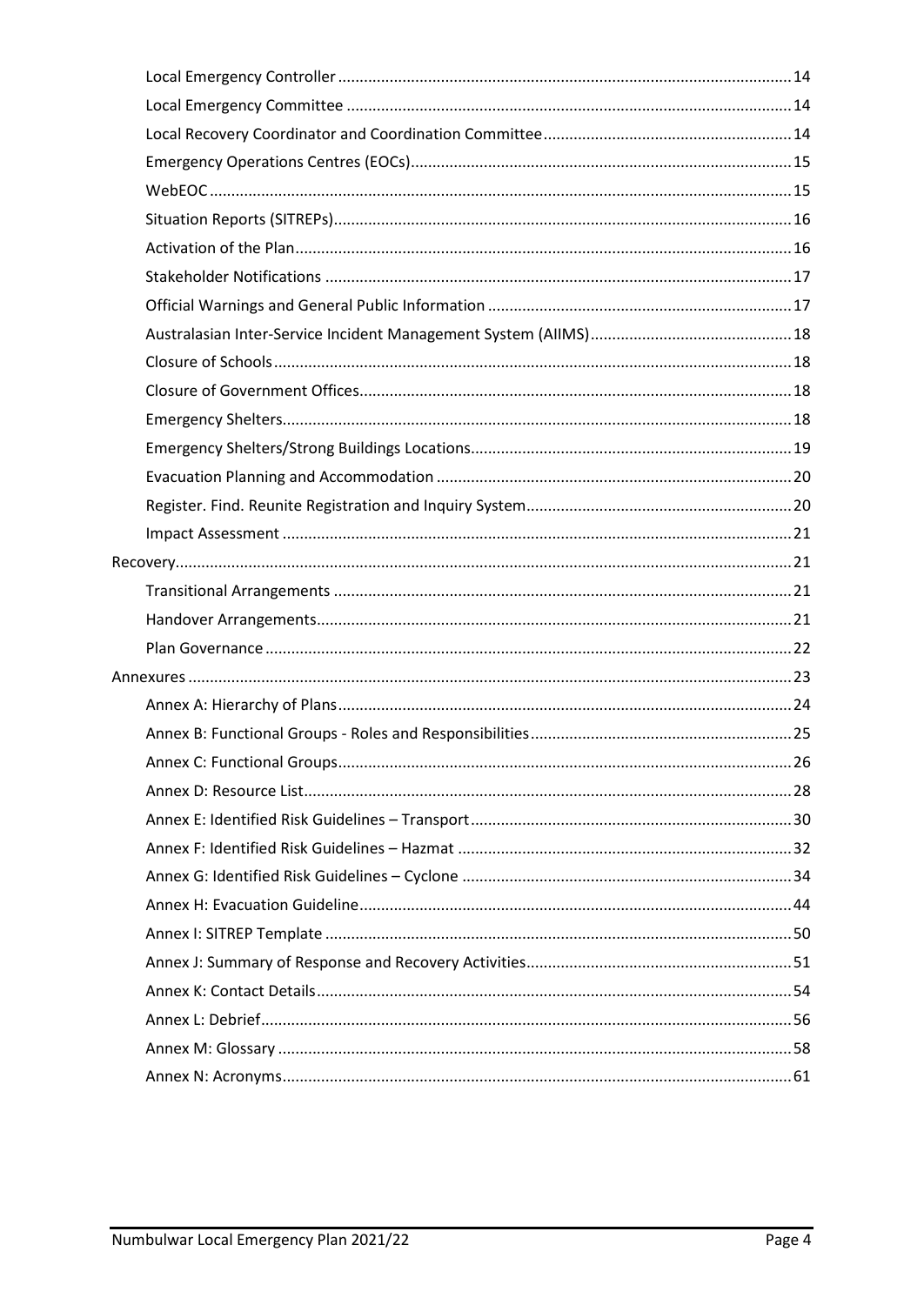Local Emergency Controller ........................................................................................................ 14
Local Emergency Committee ...................................................................................................... 14
Local Recovery Coordinator and Coordination Committee ......................................................... 14
Emergency Operations Centres (EOCs) ........................................................................................ 15
WebEOC ...................................................................................................................................... 15
Situation Reports (SITREPs) ......................................................................................................... 16
Activation of the Plan .................................................................................................................. 16
Stakeholder Notifications ........................................................................................................... 17
Official Warnings and General Public Information ...................................................................... 17
Australasian Inter-Service Incident Management System (AIIMS) .............................................. 18
Closure of Schools ....................................................................................................................... 18
Closure of Government Offices ................................................................................................... 18
Emergency Shelters ..................................................................................................................... 18
Emergency Shelters/Strong Buildings Locations .......................................................................... 19
Evacuation Planning and Accommodation .................................................................................. 20
Register. Find. Reunite Registration and Inquiry System ............................................................. 20
Impact Assessment ..................................................................................................................... 21

Recovery ............................................................................................................................................. 21

Transitional Arrangements .......................................................................................................... 21
Handover Arrangements ............................................................................................................. 21
Plan Governance ......................................................................................................................... 22

Annexures .......................................................................................................................................... 23

Annex A: Hierarchy of Plans ........................................................................................................ 24
Annex B: Functional Groups - Roles and Responsibilities ............................................................ 25
Annex C: Functional Groups ........................................................................................................ 26
Annex D: Resource List ................................................................................................................ 28
Annex E: Identified Risk Guidelines – Transport .......................................................................... 30
Annex F: Identified Risk Guidelines – Hazmat ............................................................................. 32
Annex G: Identified Risk Guidelines – Cyclone ............................................................................ 34
Annex H: Evacuation Guideline .................................................................................................... 44
Annex I: SITREP Template ............................................................................................................ 50
Annex J: Summary of Response and Recovery Activities ............................................................. 51
Annex K: Contact Details ............................................................................................................. 54
Annex L: Debrief .......................................................................................................................... 56
Annex M: Glossary ...................................................................................................................... 58
Annex N: Acronyms ..................................................................................................................... 61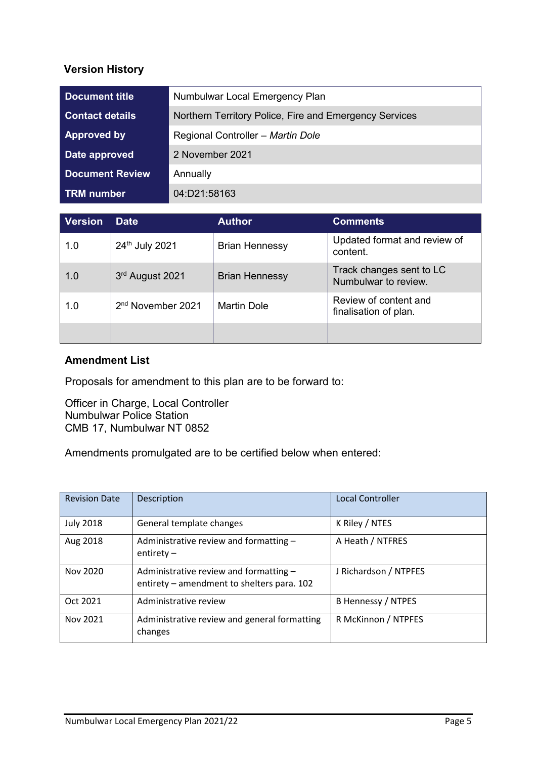## Version History

| Document title | Numbulwar Local Emergency Plan |
|---|---|
| Contact details | Northern Territory Police, Fire and Emergency Services |
| Approved by | Regional Controller – *Martin Dole* |
| Date approved | 2 November 2021 |
| Document Review | Annually |
| TRM number | 04:D21:58163 |

| Version | Date | Author | Comments |
|---|---|---|---|
| 1.0 | 24th July 2021 | Brian Hennessy | Updated format and review of content. |
| 1.0 | 3rd August 2021 | Brian Hennessy | Track changes sent to LC Numbulwar to review. |
| 1.0 | 2nd November 2021 | Martin Dole | Review of content and finalisation of plan. |
| | | | |

## Amendment List

Proposals for amendment to this plan are to be forward to:

Officer in Charge, Local Controller
Numbulwar Police Station
CMB 17, Numbulwar NT 0852

Amendments promulgated are to be certified below when entered:

| Revision Date | Description | Local Controller |
|---|---|---|
| July 2018 | General template changes | K Riley / NTES |
| Aug 2018 | Administrative review and formatting – entirety – | A Heath / NTFRES |
| Nov 2020 | Administrative review and formatting – entirety – amendment to shelters para. 102 | J Richardson / NTPFES |
| Oct 2021 | Administrative review | B Hennessy / NTPES |
| Nov 2021 | Administrative review and general formatting changes | R McKinnon / NTPFES |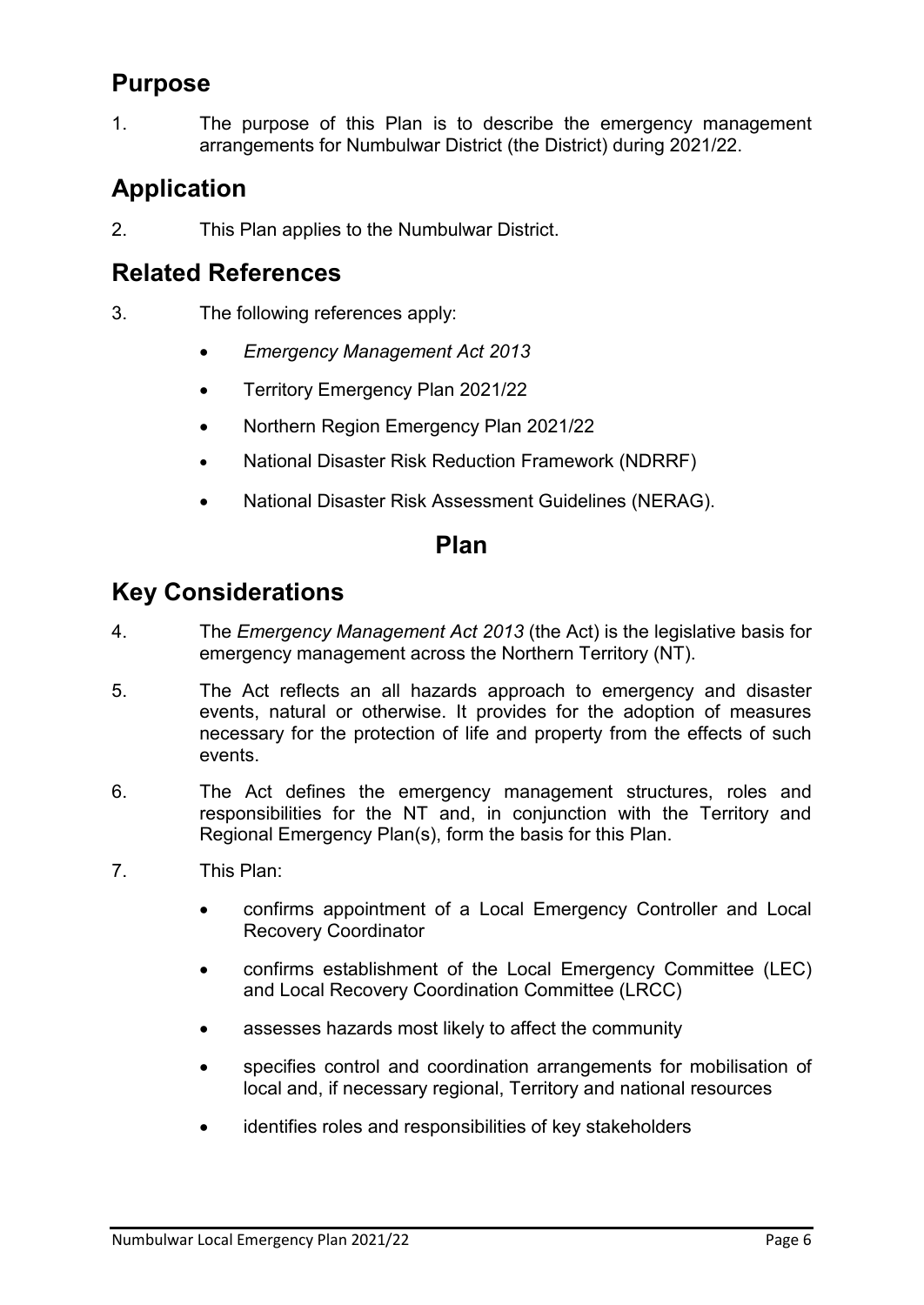## Purpose

1. The purpose of this Plan is to describe the emergency management arrangements for Numbulwar District (the District) during 2021/22.

## Application

2. This Plan applies to the Numbulwar District.

## Related References

3. The following references apply:

   - *Emergency Management Act 2013*
   - Territory Emergency Plan 2021/22
   - Northern Region Emergency Plan 2021/22
   - National Disaster Risk Reduction Framework (NDRRF)
   - National Disaster Risk Assessment Guidelines (NERAG).

# Plan

## Key Considerations

4. The *Emergency Management Act 2013* (the Act) is the legislative basis for emergency management across the Northern Territory (NT).

5. The Act reflects an all hazards approach to emergency and disaster events, natural or otherwise. It provides for the adoption of measures necessary for the protection of life and property from the effects of such events.

6. The Act defines the emergency management structures, roles and responsibilities for the NT and, in conjunction with the Territory and Regional Emergency Plan(s), form the basis for this Plan.

7. This Plan:

   - confirms appointment of a Local Emergency Controller and Local Recovery Coordinator
   - confirms establishment of the Local Emergency Committee (LEC) and Local Recovery Coordination Committee (LRCC)
   - assesses hazards most likely to affect the community
   - specifies control and coordination arrangements for mobilisation of local and, if necessary regional, Territory and national resources
   - identifies roles and responsibilities of key stakeholders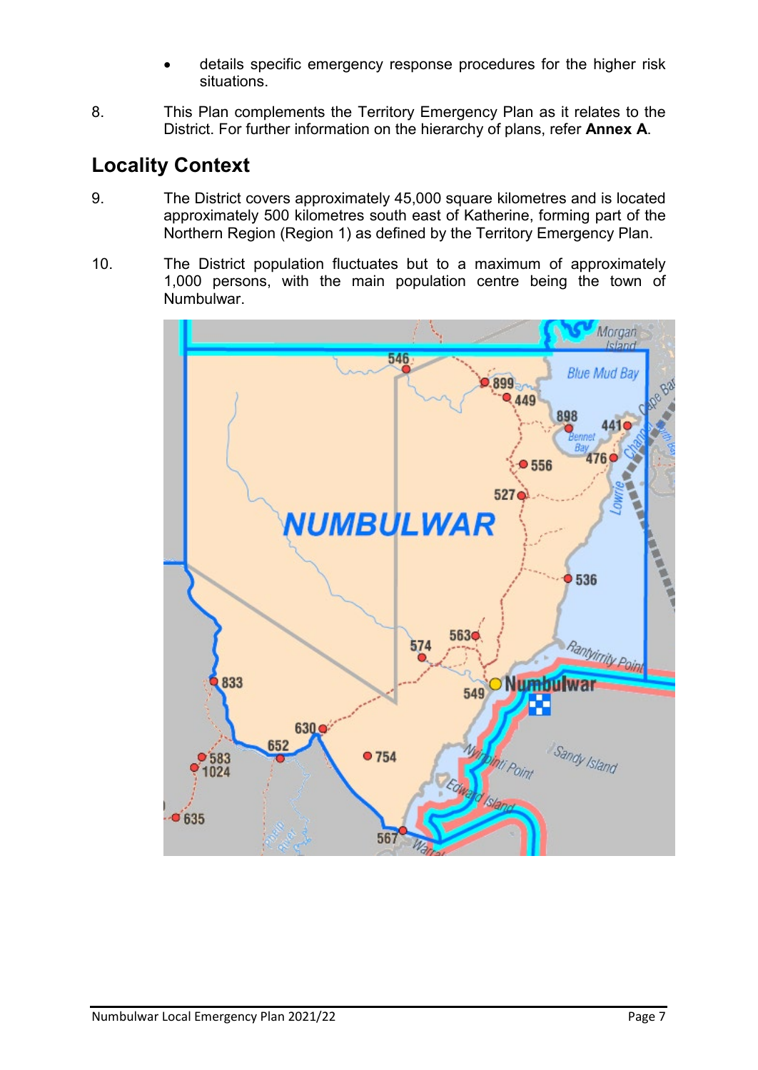- details specific emergency response procedures for the higher risk situations.

8. This Plan complements the Territory Emergency Plan as it relates to the District. For further information on the hierarchy of plans, refer **Annex A**.

## Locality Context

9. The District covers approximately 45,000 square kilometres and is located approximately 500 kilometres south east of Katherine, forming part of the Northern Region (Region 1) as defined by the Territory Emergency Plan.

10. The District population fluctuates but to a maximum of approximately 1,000 persons, with the main population centre being the town of Numbulwar.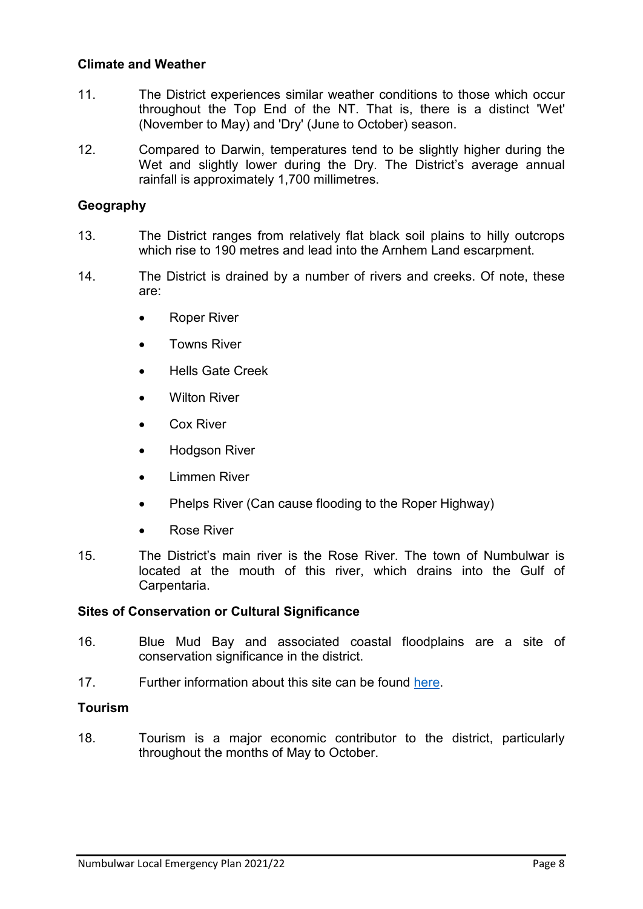**Climate and Weather**

11. The District experiences similar weather conditions to those which occur throughout the Top End of the NT. That is, there is a distinct 'Wet' (November to May) and 'Dry' (June to October) season.

12. Compared to Darwin, temperatures tend to be slightly higher during the Wet and slightly lower during the Dry. The District's average annual rainfall is approximately 1,700 millimetres.

**Geography**

13. The District ranges from relatively flat black soil plains to hilly outcrops which rise to 190 metres and lead into the Arnhem Land escarpment.

14. The District is drained by a number of rivers and creeks. Of note, these are:

- Roper River
- Towns River
- Hells Gate Creek
- Wilton River
- Cox River
- Hodgson River
- Limmen River
- Phelps River (Can cause flooding to the Roper Highway)
- Rose River

15. The District's main river is the Rose River. The town of Numbulwar is located at the mouth of this river, which drains into the Gulf of Carpentaria.

**Sites of Conservation or Cultural Significance**

16. Blue Mud Bay and associated coastal floodplains are a site of conservation significance in the district.

17. Further information about this site can be found here.

**Tourism**

18. Tourism is a major economic contributor to the district, particularly throughout the months of May to October.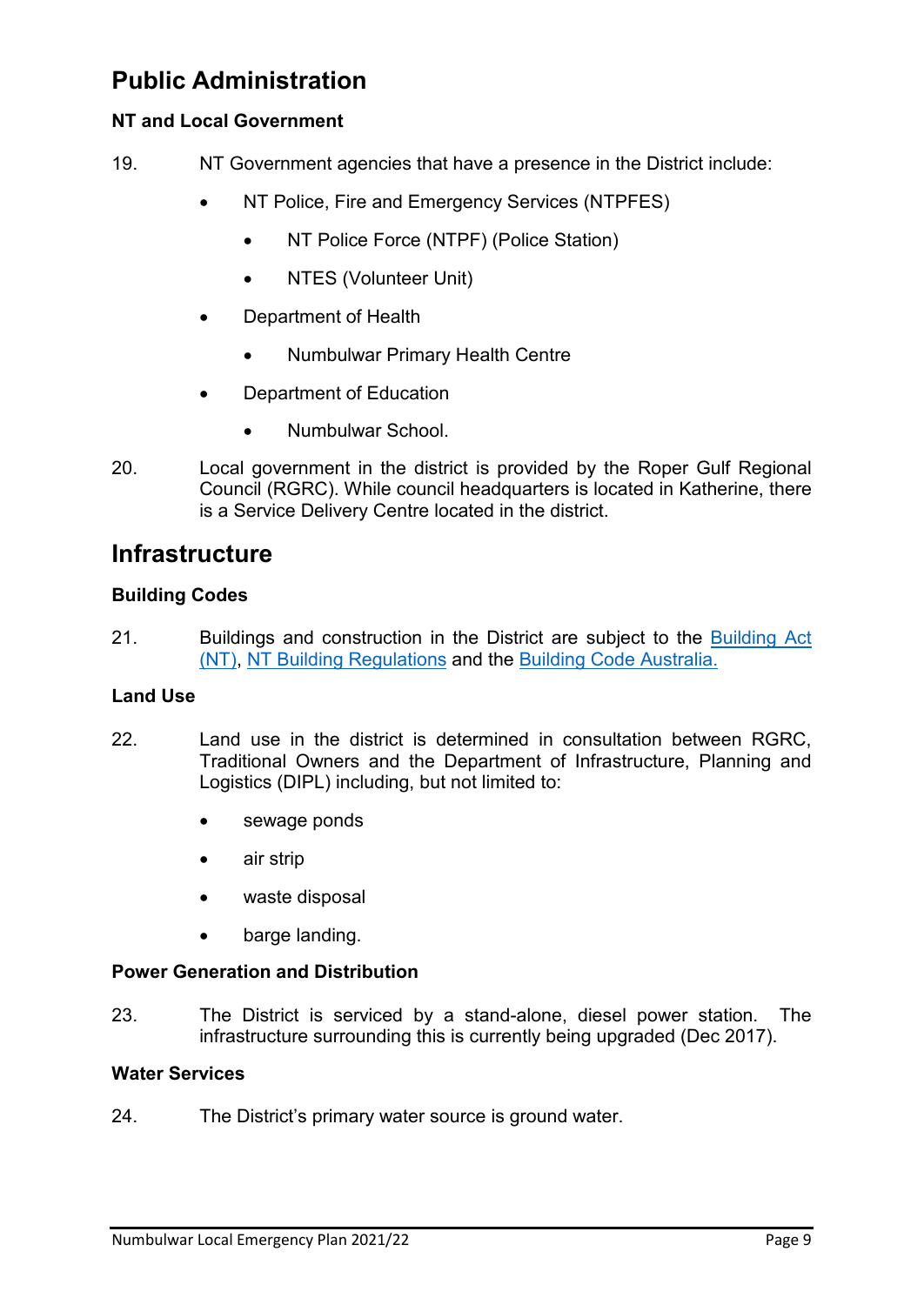# Public Administration

### NT and Local Government

19. NT Government agencies that have a presence in the District include:

- NT Police, Fire and Emergency Services (NTPFES)
    - NT Police Force (NTPF) (Police Station)
    - NTES (Volunteer Unit)
- Department of Health
    - Numbulwar Primary Health Centre
- Department of Education
    - Numbulwar School.

20. Local government in the district is provided by the Roper Gulf Regional Council (RGRC). While council headquarters is located in Katherine, there is a Service Delivery Centre located in the district.

# Infrastructure

### Building Codes

21. Buildings and construction in the District are subject to the Building Act (NT), NT Building Regulations and the Building Code Australia.

### Land Use

22. Land use in the district is determined in consultation between RGRC, Traditional Owners and the Department of Infrastructure, Planning and Logistics (DIPL) including, but not limited to:

- sewage ponds
- air strip
- waste disposal
- barge landing.

### Power Generation and Distribution

23. The District is serviced by a stand-alone, diesel power station. The infrastructure surrounding this is currently being upgraded (Dec 2017).

### Water Services

24. The District's primary water source is ground water.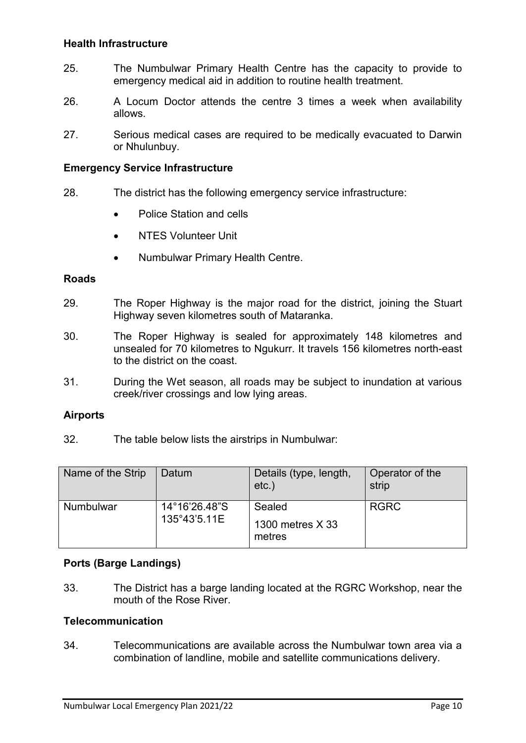**Health Infrastructure**

25. The Numbulwar Primary Health Centre has the capacity to provide to emergency medical aid in addition to routine health treatment.

26. A Locum Doctor attends the centre 3 times a week when availability allows.

27. Serious medical cases are required to be medically evacuated to Darwin or Nhulunbuy.

**Emergency Service Infrastructure**

28. The district has the following emergency service infrastructure:

- Police Station and cells
- NTES Volunteer Unit
- Numbulwar Primary Health Centre.

**Roads**

29. The Roper Highway is the major road for the district, joining the Stuart Highway seven kilometres south of Mataranka.

30. The Roper Highway is sealed for approximately 148 kilometres and unsealed for 70 kilometres to Ngukurr. It travels 156 kilometres north-east to the district on the coast.

31. During the Wet season, all roads may be subject to inundation at various creek/river crossings and low lying areas.

**Airports**

32. The table below lists the airstrips in Numbulwar:

| Name of the Strip | Datum | Details (type, length, etc.) | Operator of the strip |
|---|---|---|---|
| Numbulwar | 14°16'26.48"S 135°43'5.11E | Sealed 1300 metres X 33 metres | RGRC |

**Ports (Barge Landings)**

33. The District has a barge landing located at the RGRC Workshop, near the mouth of the Rose River.

**Telecommunication**

34. Telecommunications are available across the Numbulwar town area via a combination of landline, mobile and satellite communications delivery.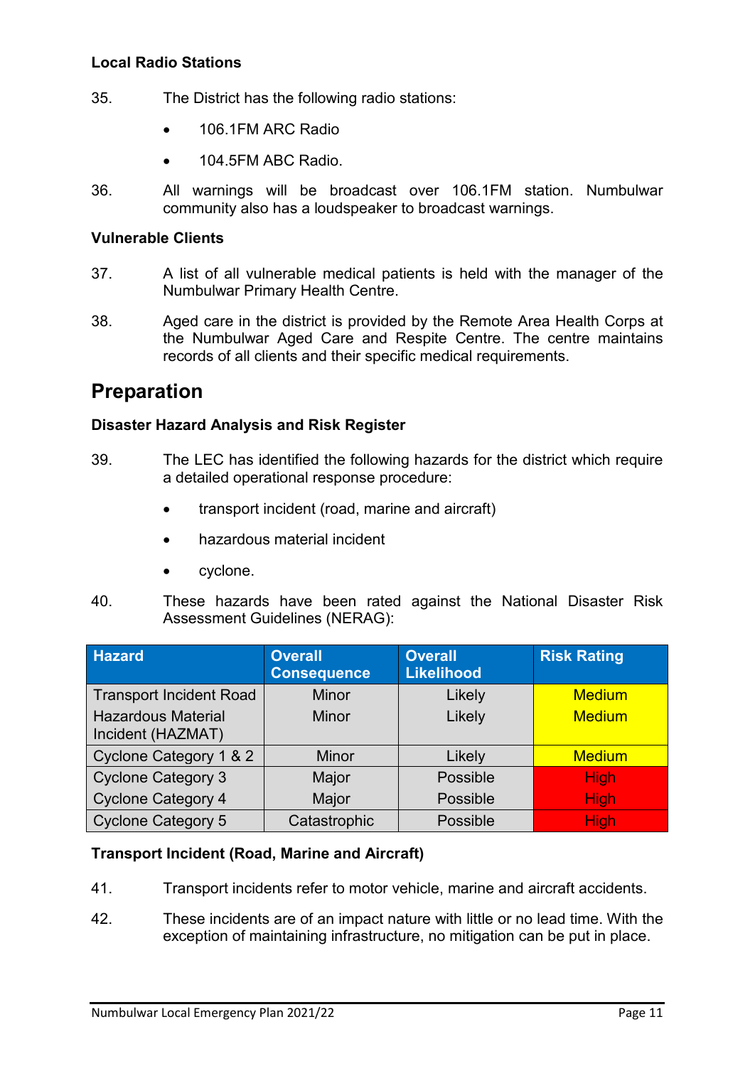#### Local Radio Stations

35. The District has the following radio stations:

- 106.1FM ARC Radio
- 104.5FM ABC Radio.

36. All warnings will be broadcast over 106.1FM station. Numbulwar community also has a loudspeaker to broadcast warnings.

#### Vulnerable Clients

37. A list of all vulnerable medical patients is held with the manager of the Numbulwar Primary Health Centre.

38. Aged care in the district is provided by the Remote Area Health Corps at the Numbulwar Aged Care and Respite Centre. The centre maintains records of all clients and their specific medical requirements.

## Preparation

#### Disaster Hazard Analysis and Risk Register

39. The LEC has identified the following hazards for the district which require a detailed operational response procedure:

- transport incident (road, marine and aircraft)
- hazardous material incident
- cyclone.

40. These hazards have been rated against the National Disaster Risk Assessment Guidelines (NERAG):

| Hazard | Overall Consequence | Overall Likelihood | Risk Rating |
|---|---|---|---|
| Transport Incident Road | Minor | Likely | Medium |
| Hazardous Material Incident (HAZMAT) | Minor | Likely | Medium |
| Cyclone Category 1 & 2 | Minor | Likely | Medium |
| Cyclone Category 3 | Major | Possible | High |
| Cyclone Category 4 | Major | Possible | High |
| Cyclone Category 5 | Catastrophic | Possible | High |

#### Transport Incident (Road, Marine and Aircraft)

41. Transport incidents refer to motor vehicle, marine and aircraft accidents.

42. These incidents are of an impact nature with little or no lead time. With the exception of maintaining infrastructure, no mitigation can be put in place.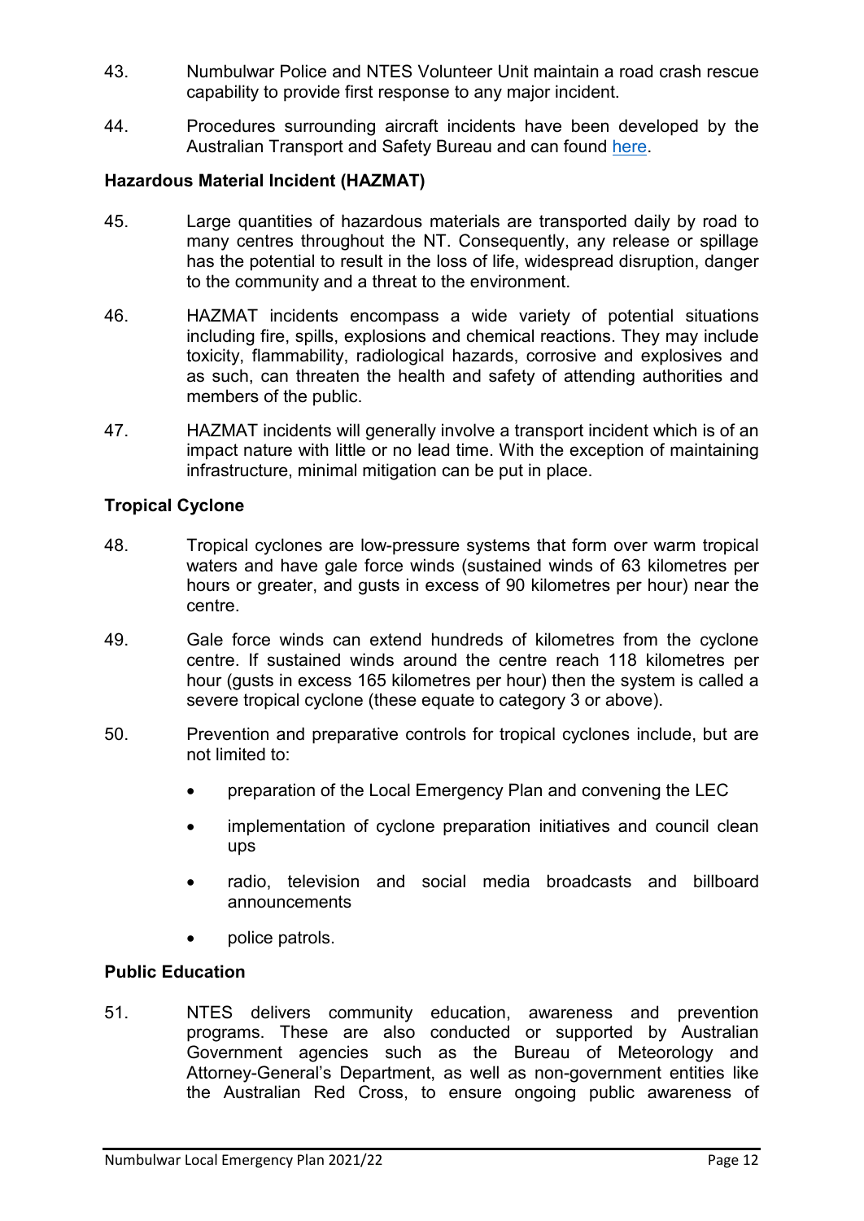43. Numbulwar Police and NTES Volunteer Unit maintain a road crash rescue capability to provide first response to any major incident.

44. Procedures surrounding aircraft incidents have been developed by the Australian Transport and Safety Bureau and can found here.

**Hazardous Material Incident (HAZMAT)**

45. Large quantities of hazardous materials are transported daily by road to many centres throughout the NT. Consequently, any release or spillage has the potential to result in the loss of life, widespread disruption, danger to the community and a threat to the environment.

46. HAZMAT incidents encompass a wide variety of potential situations including fire, spills, explosions and chemical reactions. They may include toxicity, flammability, radiological hazards, corrosive and explosives and as such, can threaten the health and safety of attending authorities and members of the public.

47. HAZMAT incidents will generally involve a transport incident which is of an impact nature with little or no lead time. With the exception of maintaining infrastructure, minimal mitigation can be put in place.

**Tropical Cyclone**

48. Tropical cyclones are low-pressure systems that form over warm tropical waters and have gale force winds (sustained winds of 63 kilometres per hours or greater, and gusts in excess of 90 kilometres per hour) near the centre.

49. Gale force winds can extend hundreds of kilometres from the cyclone centre. If sustained winds around the centre reach 118 kilometres per hour (gusts in excess 165 kilometres per hour) then the system is called a severe tropical cyclone (these equate to category 3 or above).

50. Prevention and preparative controls for tropical cyclones include, but are not limited to:

- preparation of the Local Emergency Plan and convening the LEC
- implementation of cyclone preparation initiatives and council clean ups
- radio, television and social media broadcasts and billboard announcements
- police patrols.

**Public Education**

51. NTES delivers community education, awareness and prevention programs. These are also conducted or supported by Australian Government agencies such as the Bureau of Meteorology and Attorney-General's Department, as well as non-government entities like the Australian Red Cross, to ensure ongoing public awareness of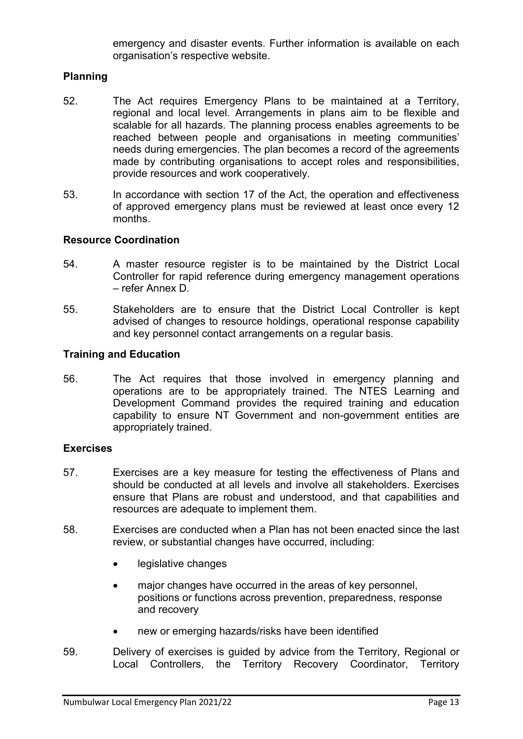emergency and disaster events. Further information is available on each organisation's respective website.

## Planning

52. The Act requires Emergency Plans to be maintained at a Territory, regional and local level. Arrangements in plans aim to be flexible and scalable for all hazards. The planning process enables agreements to be reached between people and organisations in meeting communities' needs during emergencies. The plan becomes a record of the agreements made by contributing organisations to accept roles and responsibilities, provide resources and work cooperatively.

53. In accordance with section 17 of the Act, the operation and effectiveness of approved emergency plans must be reviewed at least once every 12 months.

## Resource Coordination

54. A master resource register is to be maintained by the District Local Controller for rapid reference during emergency management operations – refer Annex D.

55. Stakeholders are to ensure that the District Local Controller is kept advised of changes to resource holdings, operational response capability and key personnel contact arrangements on a regular basis.

## Training and Education

56. The Act requires that those involved in emergency planning and operations are to be appropriately trained. The NTES Learning and Development Command provides the required training and education capability to ensure NT Government and non-government entities are appropriately trained.

## Exercises

57. Exercises are a key measure for testing the effectiveness of Plans and should be conducted at all levels and involve all stakeholders. Exercises ensure that Plans are robust and understood, and that capabilities and resources are adequate to implement them.

58. Exercises are conducted when a Plan has not been enacted since the last review, or substantial changes have occurred, including:

- legislative changes
- major changes have occurred in the areas of key personnel, positions or functions across prevention, preparedness, response and recovery
- new or emerging hazards/risks have been identified

59. Delivery of exercises is guided by advice from the Territory, Regional or Local Controllers, the Territory Recovery Coordinator, Territory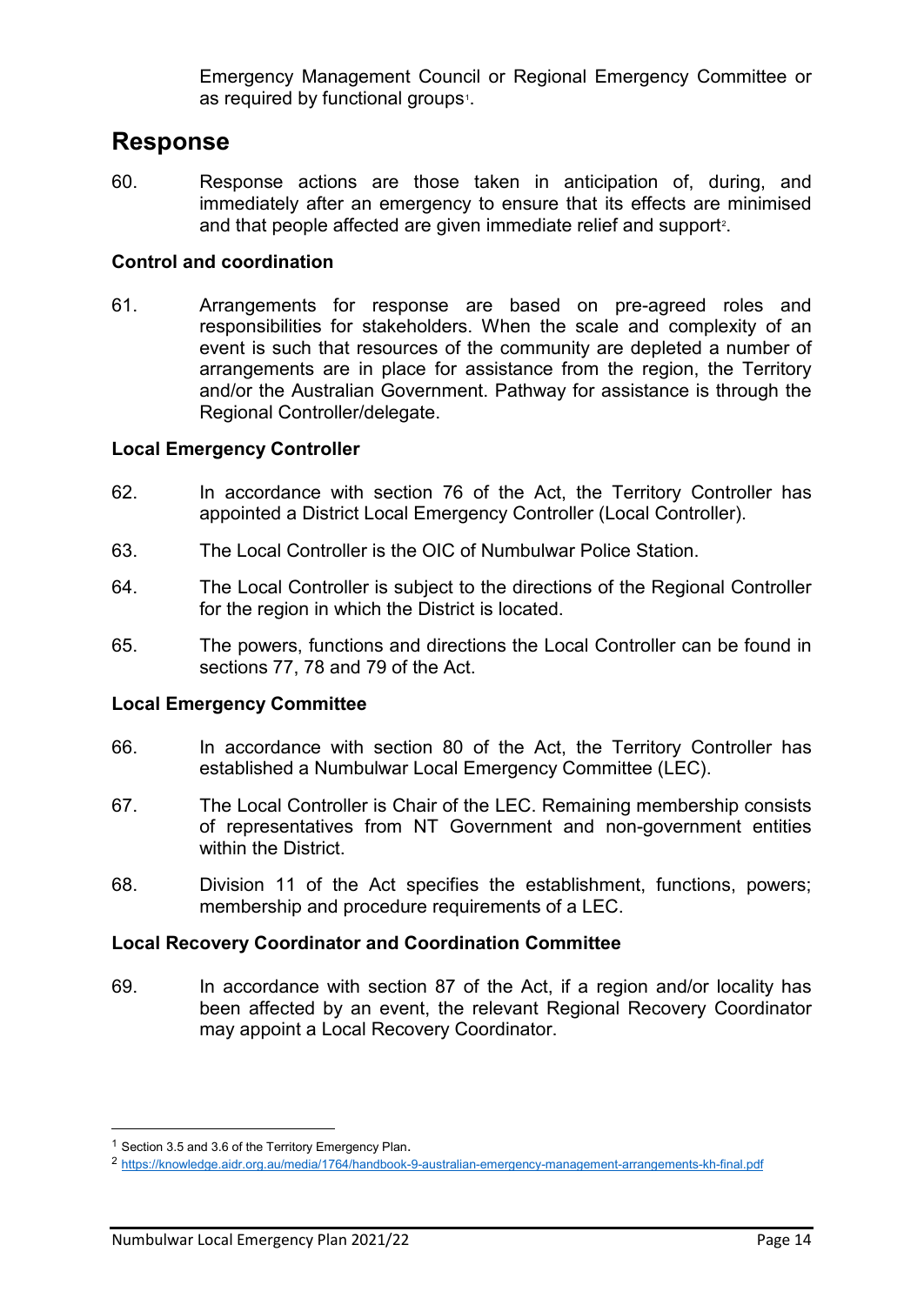Emergency Management Council or Regional Emergency Committee or as required by functional groups[1].

## Response

60. Response actions are those taken in anticipation of, during, and immediately after an emergency to ensure that its effects are minimised and that people affected are given immediate relief and support[2].

### Control and coordination

61. Arrangements for response are based on pre-agreed roles and responsibilities for stakeholders. When the scale and complexity of an event is such that resources of the community are depleted a number of arrangements are in place for assistance from the region, the Territory and/or the Australian Government. Pathway for assistance is through the Regional Controller/delegate.

### Local Emergency Controller

62. In accordance with section 76 of the Act, the Territory Controller has appointed a District Local Emergency Controller (Local Controller).

63. The Local Controller is the OIC of Numbulwar Police Station.

64. The Local Controller is subject to the directions of the Regional Controller for the region in which the District is located.

65. The powers, functions and directions the Local Controller can be found in sections 77, 78 and 79 of the Act.

### Local Emergency Committee

66. In accordance with section 80 of the Act, the Territory Controller has established a Numbulwar Local Emergency Committee (LEC).

67. The Local Controller is Chair of the LEC. Remaining membership consists of representatives from NT Government and non-government entities within the District.

68. Division 11 of the Act specifies the establishment, functions, powers; membership and procedure requirements of a LEC.

### Local Recovery Coordinator and Coordination Committee

69. In accordance with section 87 of the Act, if a region and/or locality has been affected by an event, the relevant Regional Recovery Coordinator may appoint a Local Recovery Coordinator.

---

[1] Section 3.5 and 3.6 of the Territory Emergency Plan.

[2] https://knowledge.aidr.org.au/media/1764/handbook-9-australian-emergency-management-arrangements-kh-final.pdf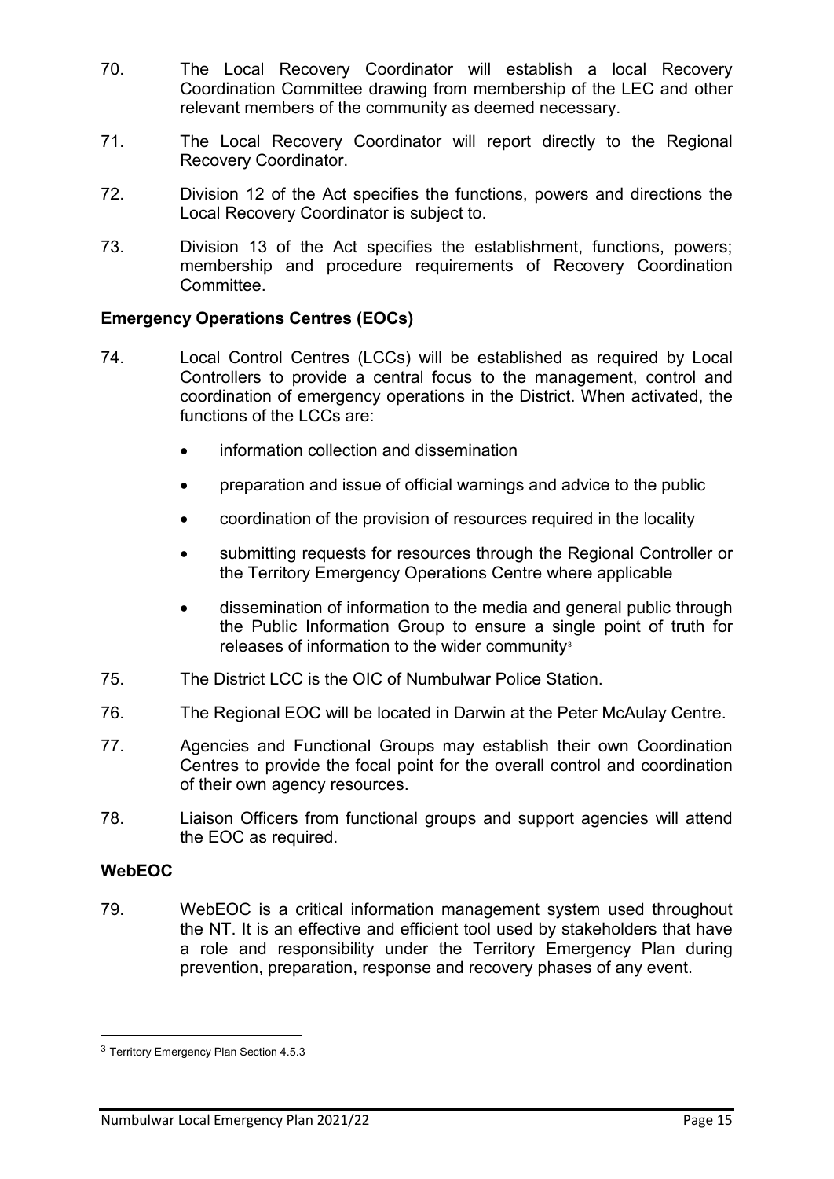70. The Local Recovery Coordinator will establish a local Recovery Coordination Committee drawing from membership of the LEC and other relevant members of the community as deemed necessary.

71. The Local Recovery Coordinator will report directly to the Regional Recovery Coordinator.

72. Division 12 of the Act specifies the functions, powers and directions the Local Recovery Coordinator is subject to.

73. Division 13 of the Act specifies the establishment, functions, powers; membership and procedure requirements of Recovery Coordination Committee.

### Emergency Operations Centres (EOCs)

74. Local Control Centres (LCCs) will be established as required by Local Controllers to provide a central focus to the management, control and coordination of emergency operations in the District. When activated, the functions of the LCCs are:

    - information collection and dissemination
    - preparation and issue of official warnings and advice to the public
    - coordination of the provision of resources required in the locality
    - submitting requests for resources through the Regional Controller or the Territory Emergency Operations Centre where applicable
    - dissemination of information to the media and general public through the Public Information Group to ensure a single point of truth for releases of information to the wider community[3]

75. The District LCC is the OIC of Numbulwar Police Station.

76. The Regional EOC will be located in Darwin at the Peter McAulay Centre.

77. Agencies and Functional Groups may establish their own Coordination Centres to provide the focal point for the overall control and coordination of their own agency resources.

78. Liaison Officers from functional groups and support agencies will attend the EOC as required.

### WebEOC

79. WebEOC is a critical information management system used throughout the NT. It is an effective and efficient tool used by stakeholders that have a role and responsibility under the Territory Emergency Plan during prevention, preparation, response and recovery phases of any event.

---

[3] Territory Emergency Plan Section 4.5.3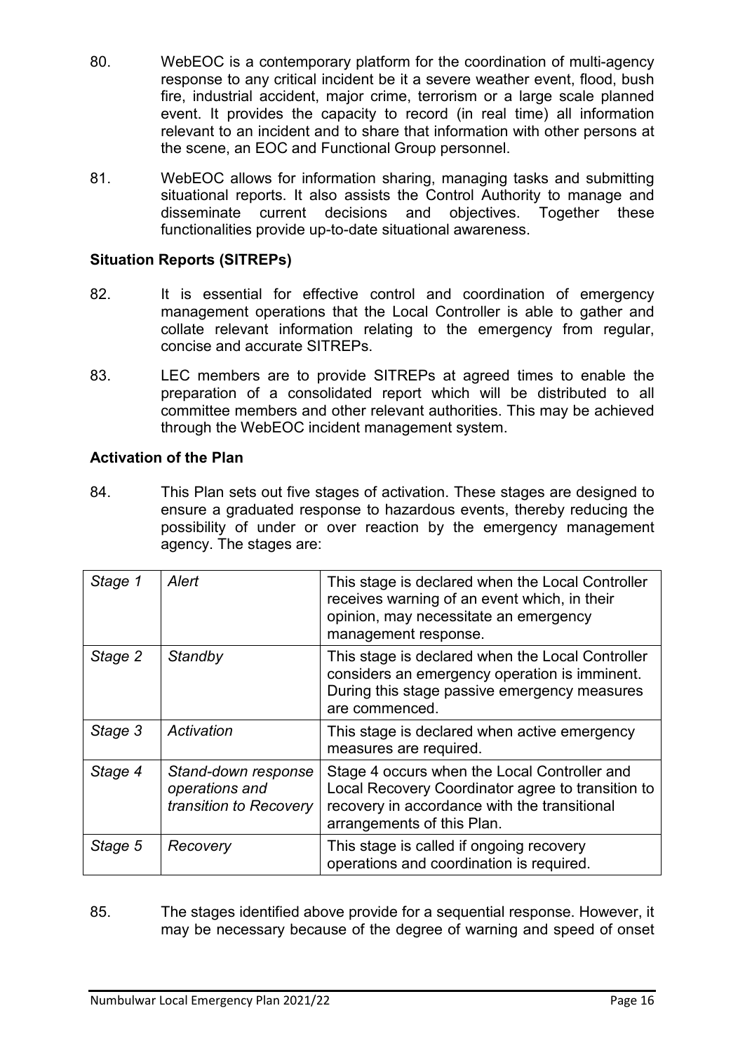80. WebEOC is a contemporary platform for the coordination of multi-agency response to any critical incident be it a severe weather event, flood, bush fire, industrial accident, major crime, terrorism or a large scale planned event. It provides the capacity to record (in real time) all information relevant to an incident and to share that information with other persons at the scene, an EOC and Functional Group personnel.

81. WebEOC allows for information sharing, managing tasks and submitting situational reports. It also assists the Control Authority to manage and disseminate current decisions and objectives. Together these functionalities provide up-to-date situational awareness.

**Situation Reports (SITREPs)**

82. It is essential for effective control and coordination of emergency management operations that the Local Controller is able to gather and collate relevant information relating to the emergency from regular, concise and accurate SITREPs.

83. LEC members are to provide SITREPs at agreed times to enable the preparation of a consolidated report which will be distributed to all committee members and other relevant authorities. This may be achieved through the WebEOC incident management system.

**Activation of the Plan**

84. This Plan sets out five stages of activation. These stages are designed to ensure a graduated response to hazardous events, thereby reducing the possibility of under or over reaction by the emergency management agency. The stages are:

| | | |
|---|---|---|
| *Stage 1* | *Alert* | This stage is declared when the Local Controller receives warning of an event which, in their opinion, may necessitate an emergency management response. |
| *Stage 2* | *Standby* | This stage is declared when the Local Controller considers an emergency operation is imminent. During this stage passive emergency measures are commenced. |
| *Stage 3* | *Activation* | This stage is declared when active emergency measures are required. |
| *Stage 4* | *Stand-down response operations and transition to Recovery* | Stage 4 occurs when the Local Controller and Local Recovery Coordinator agree to transition to recovery in accordance with the transitional arrangements of this Plan. |
| *Stage 5* | *Recovery* | This stage is called if ongoing recovery operations and coordination is required. |

85. The stages identified above provide for a sequential response. However, it may be necessary because of the degree of warning and speed of onset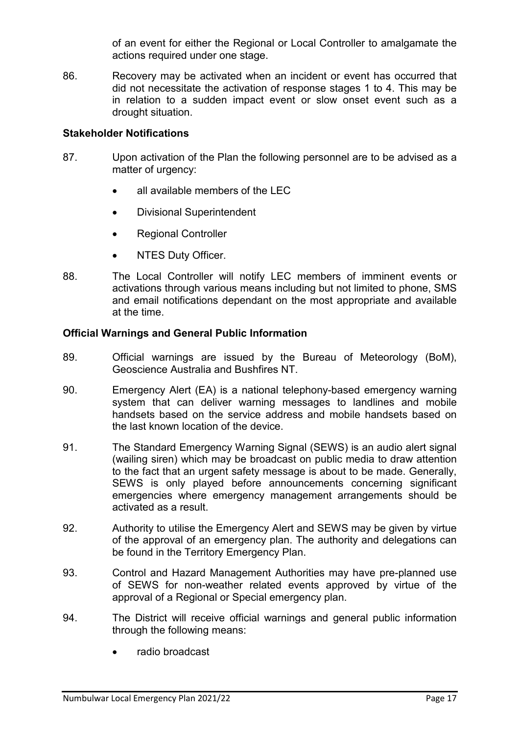of an event for either the Regional or Local Controller to amalgamate the actions required under one stage.

86. Recovery may be activated when an incident or event has occurred that did not necessitate the activation of response stages 1 to 4. This may be in relation to a sudden impact event or slow onset event such as a drought situation.

**Stakeholder Notifications**

87. Upon activation of the Plan the following personnel are to be advised as a matter of urgency:

- all available members of the LEC
- Divisional Superintendent
- Regional Controller
- NTES Duty Officer.

88. The Local Controller will notify LEC members of imminent events or activations through various means including but not limited to phone, SMS and email notifications dependant on the most appropriate and available at the time.

**Official Warnings and General Public Information**

89. Official warnings are issued by the Bureau of Meteorology (BoM), Geoscience Australia and Bushfires NT.

90. Emergency Alert (EA) is a national telephony-based emergency warning system that can deliver warning messages to landlines and mobile handsets based on the service address and mobile handsets based on the last known location of the device.

91. The Standard Emergency Warning Signal (SEWS) is an audio alert signal (wailing siren) which may be broadcast on public media to draw attention to the fact that an urgent safety message is about to be made. Generally, SEWS is only played before announcements concerning significant emergencies where emergency management arrangements should be activated as a result.

92. Authority to utilise the Emergency Alert and SEWS may be given by virtue of the approval of an emergency plan. The authority and delegations can be found in the Territory Emergency Plan.

93. Control and Hazard Management Authorities may have pre-planned use of SEWS for non-weather related events approved by virtue of the approval of a Regional or Special emergency plan.

94. The District will receive official warnings and general public information through the following means:

- radio broadcast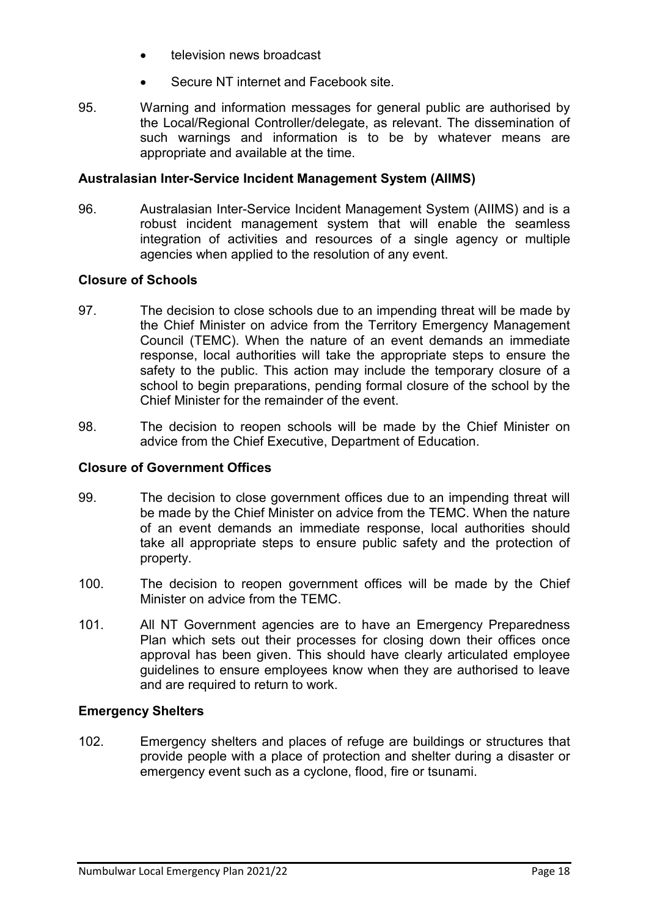- television news broadcast
- Secure NT internet and Facebook site.

95. Warning and information messages for general public are authorised by the Local/Regional Controller/delegate, as relevant. The dissemination of such warnings and information is to be by whatever means are appropriate and available at the time.

**Australasian Inter-Service Incident Management System (AIIMS)**

96. Australasian Inter-Service Incident Management System (AIIMS) and is a robust incident management system that will enable the seamless integration of activities and resources of a single agency or multiple agencies when applied to the resolution of any event.

**Closure of Schools**

97. The decision to close schools due to an impending threat will be made by the Chief Minister on advice from the Territory Emergency Management Council (TEMC). When the nature of an event demands an immediate response, local authorities will take the appropriate steps to ensure the safety to the public. This action may include the temporary closure of a school to begin preparations, pending formal closure of the school by the Chief Minister for the remainder of the event.

98. The decision to reopen schools will be made by the Chief Minister on advice from the Chief Executive, Department of Education.

**Closure of Government Offices**

99. The decision to close government offices due to an impending threat will be made by the Chief Minister on advice from the TEMC. When the nature of an event demands an immediate response, local authorities should take all appropriate steps to ensure public safety and the protection of property.

100. The decision to reopen government offices will be made by the Chief Minister on advice from the TEMC.

101. All NT Government agencies are to have an Emergency Preparedness Plan which sets out their processes for closing down their offices once approval has been given. This should have clearly articulated employee guidelines to ensure employees know when they are authorised to leave and are required to return to work.

**Emergency Shelters**

102. Emergency shelters and places of refuge are buildings or structures that provide people with a place of protection and shelter during a disaster or emergency event such as a cyclone, flood, fire or tsunami.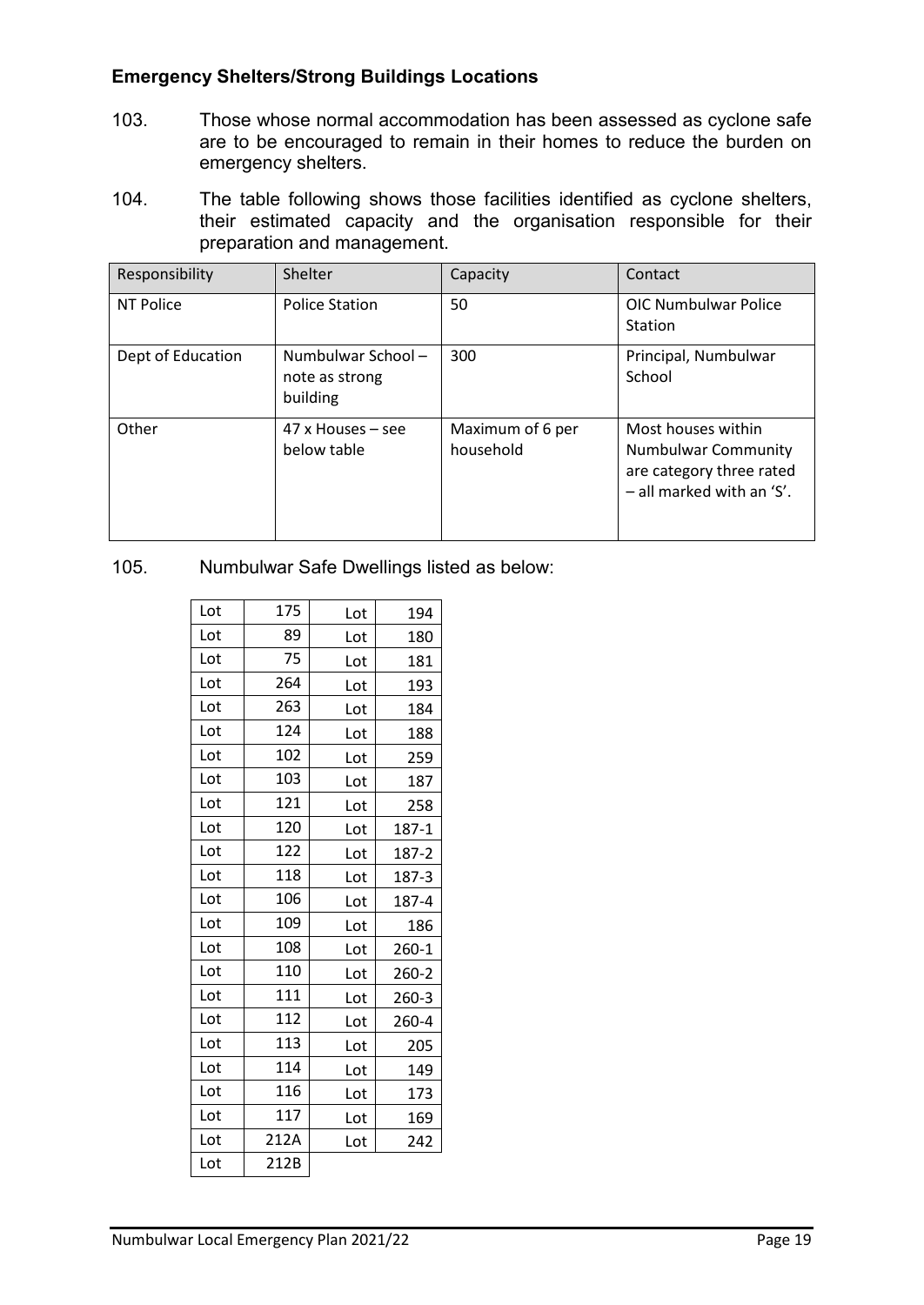### Emergency Shelters/Strong Buildings Locations

103. Those whose normal accommodation has been assessed as cyclone safe are to be encouraged to remain in their homes to reduce the burden on emergency shelters.

104. The table following shows those facilities identified as cyclone shelters, their estimated capacity and the organisation responsible for their preparation and management.

| Responsibility | Shelter | Capacity | Contact |
|---|---|---|---|
| NT Police | Police Station | 50 | OIC Numbulwar Police Station |
| Dept of Education | Numbulwar School – note as strong building | 300 | Principal, Numbulwar School |
| Other | 47 x Houses – see below table | Maximum of 6 per household | Most houses within Numbulwar Community are category three rated – all marked with an 'S'. |

105. Numbulwar Safe Dwellings listed as below:

| Lot | 175 | Lot | 194 |
|---|---|---|---|
| Lot | 89 | Lot | 180 |
| Lot | 75 | Lot | 181 |
| Lot | 264 | Lot | 193 |
| Lot | 263 | Lot | 184 |
| Lot | 124 | Lot | 188 |
| Lot | 102 | Lot | 259 |
| Lot | 103 | Lot | 187 |
| Lot | 121 | Lot | 258 |
| Lot | 120 | Lot | 187-1 |
| Lot | 122 | Lot | 187-2 |
| Lot | 118 | Lot | 187-3 |
| Lot | 106 | Lot | 187-4 |
| Lot | 109 | Lot | 186 |
| Lot | 108 | Lot | 260-1 |
| Lot | 110 | Lot | 260-2 |
| Lot | 111 | Lot | 260-3 |
| Lot | 112 | Lot | 260-4 |
| Lot | 113 | Lot | 205 |
| Lot | 114 | Lot | 149 |
| Lot | 116 | Lot | 173 |
| Lot | 117 | Lot | 169 |
| Lot | 212A | Lot | 242 |
| Lot | 212B | | |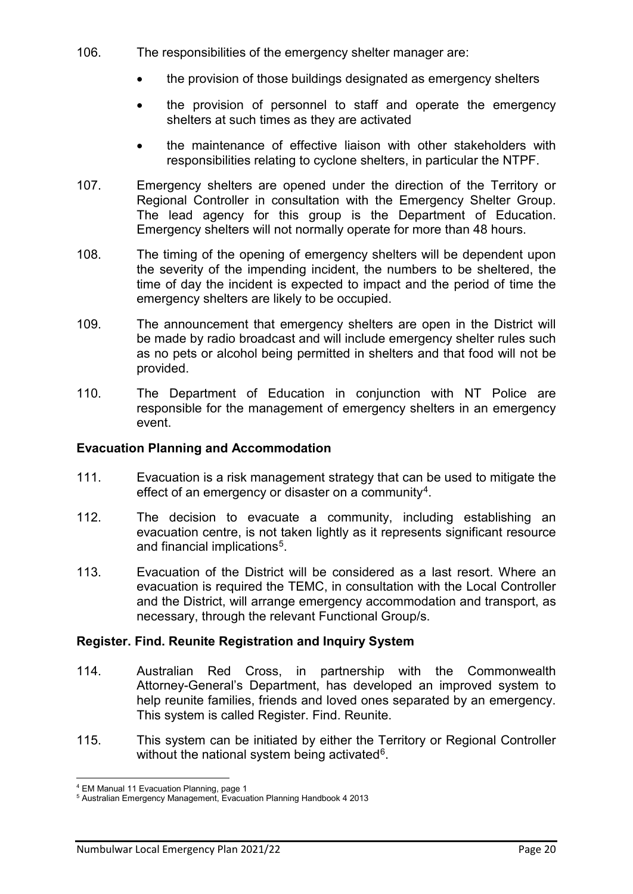106. The responsibilities of the emergency shelter manager are:

- the provision of those buildings designated as emergency shelters
- the provision of personnel to staff and operate the emergency shelters at such times as they are activated
- the maintenance of effective liaison with other stakeholders with responsibilities relating to cyclone shelters, in particular the NTPF.

107. Emergency shelters are opened under the direction of the Territory or Regional Controller in consultation with the Emergency Shelter Group. The lead agency for this group is the Department of Education. Emergency shelters will not normally operate for more than 48 hours.

108. The timing of the opening of emergency shelters will be dependent upon the severity of the impending incident, the numbers to be sheltered, the time of day the incident is expected to impact and the period of time the emergency shelters are likely to be occupied.

109. The announcement that emergency shelters are open in the District will be made by radio broadcast and will include emergency shelter rules such as no pets or alcohol being permitted in shelters and that food will not be provided.

110. The Department of Education in conjunction with NT Police are responsible for the management of emergency shelters in an emergency event.

## Evacuation Planning and Accommodation

111. Evacuation is a risk management strategy that can be used to mitigate the effect of an emergency or disaster on a community[4].

112. The decision to evacuate a community, including establishing an evacuation centre, is not taken lightly as it represents significant resource and financial implications[5].

113. Evacuation of the District will be considered as a last resort. Where an evacuation is required the TEMC, in consultation with the Local Controller and the District, will arrange emergency accommodation and transport, as necessary, through the relevant Functional Group/s.

## Register. Find. Reunite Registration and Inquiry System

114. Australian Red Cross, in partnership with the Commonwealth Attorney-General's Department, has developed an improved system to help reunite families, friends and loved ones separated by an emergency. This system is called Register. Find. Reunite.

115. This system can be initiated by either the Territory or Regional Controller without the national system being activated[6].

---

[4] EM Manual 11 Evacuation Planning, page 1

[5] Australian Emergency Management, Evacuation Planning Handbook 4 2013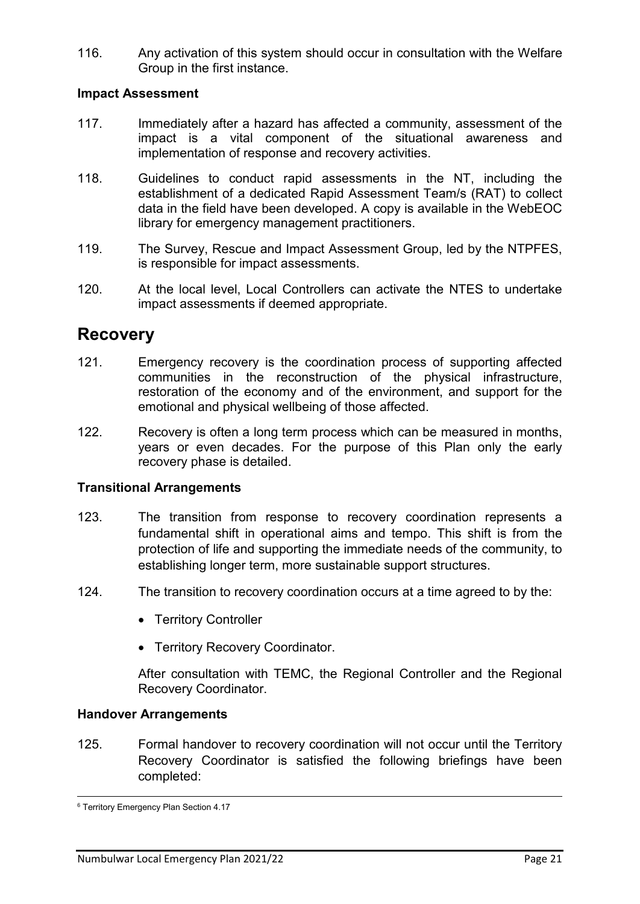116. Any activation of this system should occur in consultation with the Welfare Group in the first instance.

**Impact Assessment**

117. Immediately after a hazard has affected a community, assessment of the impact is a vital component of the situational awareness and implementation of response and recovery activities.

118. Guidelines to conduct rapid assessments in the NT, including the establishment of a dedicated Rapid Assessment Team/s (RAT) to collect data in the field have been developed. A copy is available in the WebEOC library for emergency management practitioners.

119. The Survey, Rescue and Impact Assessment Group, led by the NTPFES, is responsible for impact assessments.

120. At the local level, Local Controllers can activate the NTES to undertake impact assessments if deemed appropriate.

# Recovery

121. Emergency recovery is the coordination process of supporting affected communities in the reconstruction of the physical infrastructure, restoration of the economy and of the environment, and support for the emotional and physical wellbeing of those affected.

122. Recovery is often a long term process which can be measured in months, years or even decades. For the purpose of this Plan only the early recovery phase is detailed.

**Transitional Arrangements**

123. The transition from response to recovery coordination represents a fundamental shift in operational aims and tempo. This shift is from the protection of life and supporting the immediate needs of the community, to establishing longer term, more sustainable support structures.

124. The transition to recovery coordination occurs at a time agreed to by the:

- Territory Controller
- Territory Recovery Coordinator.

After consultation with TEMC, the Regional Controller and the Regional Recovery Coordinator.

**Handover Arrangements**

125. Formal handover to recovery coordination will not occur until the Territory Recovery Coordinator is satisfied the following briefings have been completed:

---

[6] Territory Emergency Plan Section 4.17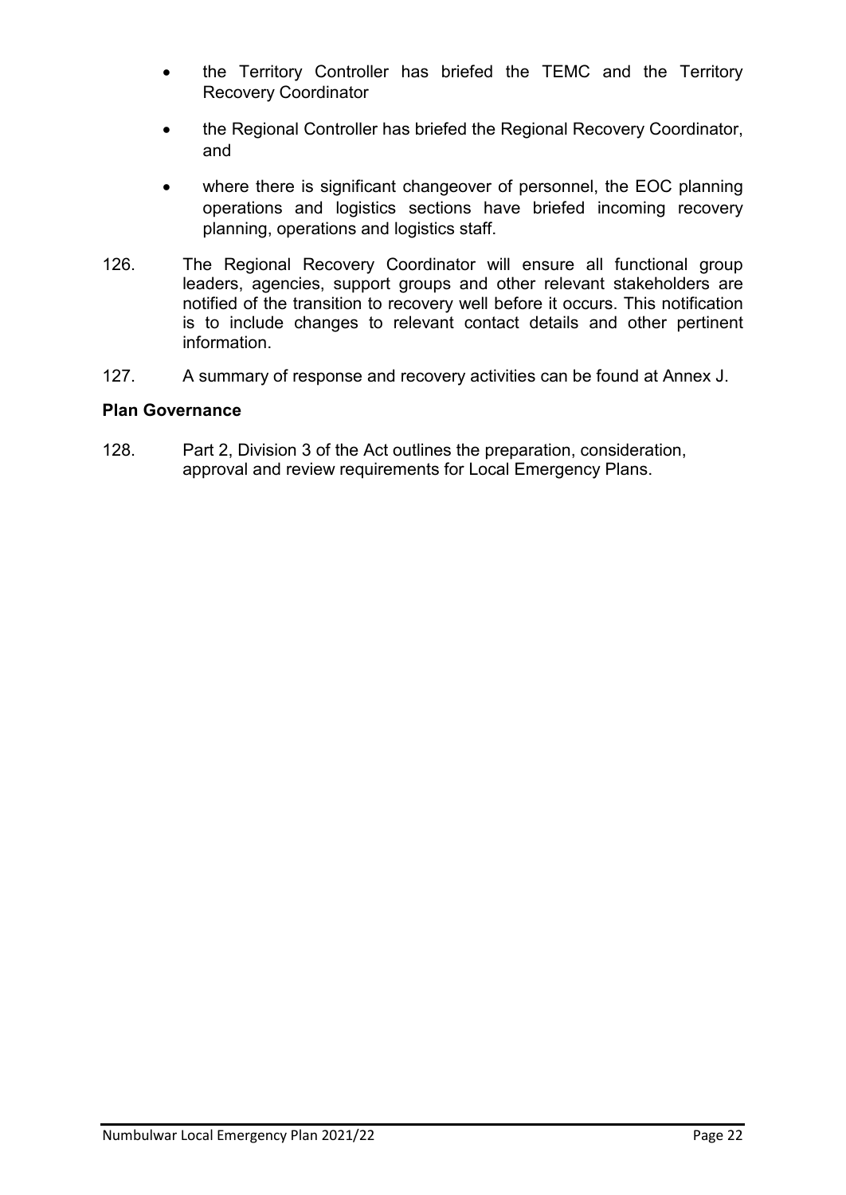- the Territory Controller has briefed the TEMC and the Territory Recovery Coordinator
- the Regional Controller has briefed the Regional Recovery Coordinator, and
- where there is significant changeover of personnel, the EOC planning operations and logistics sections have briefed incoming recovery planning, operations and logistics staff.

126. The Regional Recovery Coordinator will ensure all functional group leaders, agencies, support groups and other relevant stakeholders are notified of the transition to recovery well before it occurs. This notification is to include changes to relevant contact details and other pertinent information.

127. A summary of response and recovery activities can be found at Annex J.

**Plan Governance**

128. Part 2, Division 3 of the Act outlines the preparation, consideration, approval and review requirements for Local Emergency Plans.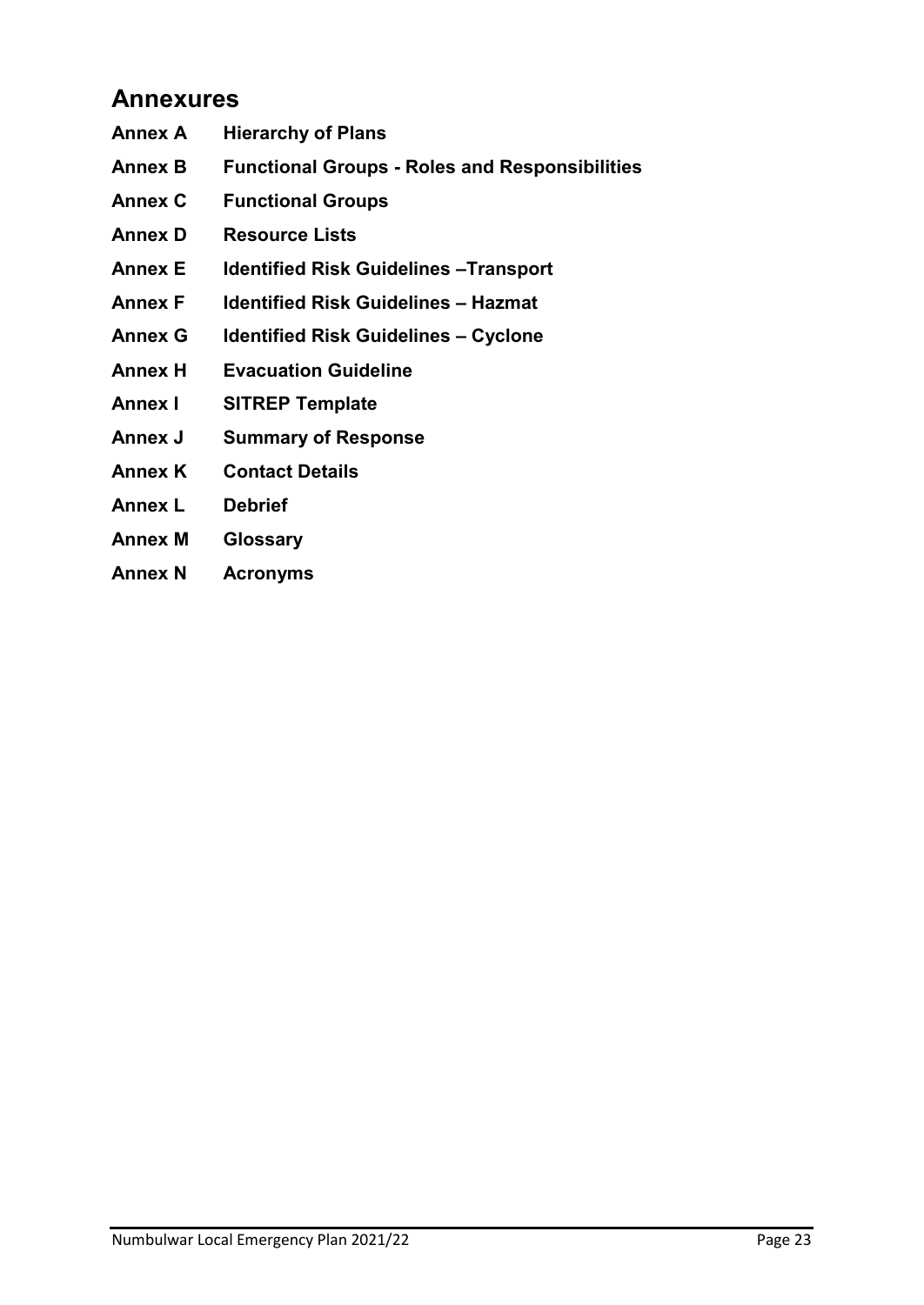## Annexures

**Annex A** **Hierarchy of Plans**

**Annex B** **Functional Groups - Roles and Responsibilities**

**Annex C** **Functional Groups**

**Annex D** **Resource Lists**

**Annex E** **Identified Risk Guidelines –Transport**

**Annex F** **Identified Risk Guidelines – Hazmat**

**Annex G** **Identified Risk Guidelines – Cyclone**

**Annex H** **Evacuation Guideline**

**Annex I** **SITREP Template**

**Annex J** **Summary of Response**

**Annex K** **Contact Details**

**Annex L** **Debrief**

**Annex M** **Glossary**

**Annex N** **Acronyms**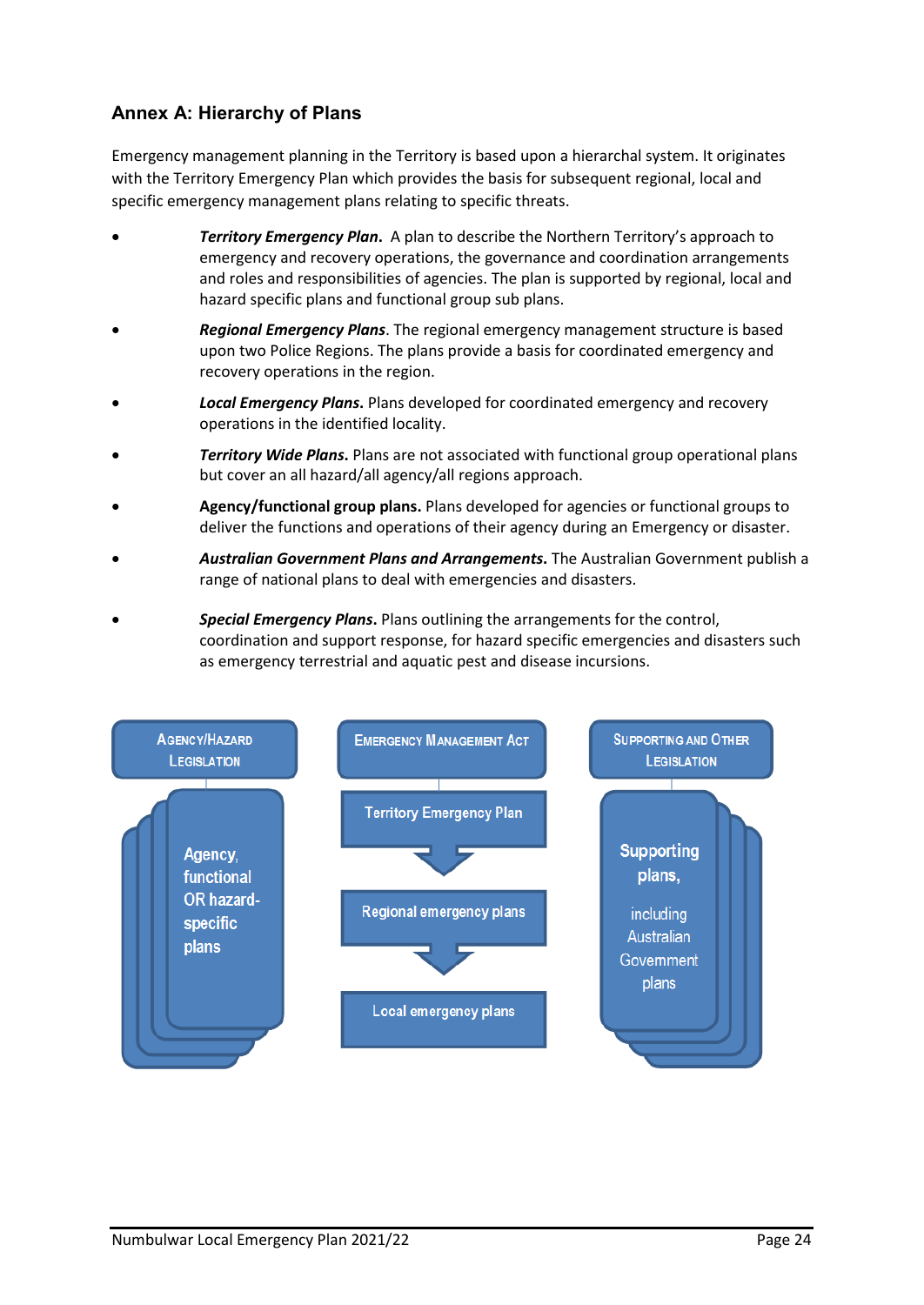## Annex A: Hierarchy of Plans

Emergency management planning in the Territory is based upon a hierarchal system. It originates with the Territory Emergency Plan which provides the basis for subsequent regional, local and specific emergency management plans relating to specific threats.

- ***Territory Emergency Plan.*** A plan to describe the Northern Territory's approach to emergency and recovery operations, the governance and coordination arrangements and roles and responsibilities of agencies. The plan is supported by regional, local and hazard specific plans and functional group sub plans.
- ***Regional Emergency Plans***. The regional emergency management structure is based upon two Police Regions. The plans provide a basis for coordinated emergency and recovery operations in the region.
- ***Local Emergency Plans.*** Plans developed for coordinated emergency and recovery operations in the identified locality.
- ***Territory Wide Plans.*** Plans are not associated with functional group operational plans but cover an all hazard/all agency/all regions approach.
- **Agency/functional group plans.** Plans developed for agencies or functional groups to deliver the functions and operations of their agency during an Emergency or disaster.
- ***Australian Government Plans and Arrangements.*** The Australian Government publish a range of national plans to deal with emergencies and disasters.
- ***Special Emergency Plans***. Plans outlining the arrangements for the control, coordination and support response, for hazard specific emergencies and disasters such as emergency terrestrial and aquatic pest and disease incursions.

AGENCY/HAZARD LEGISLATION → Agency, functional OR hazard-specific plans

EMERGENCY MANAGEMENT ACT → Territory Emergency Plan → Regional emergency plans → Local emergency plans

SUPPORTING AND OTHER LEGISLATION → Supporting plans, including Australian Government plans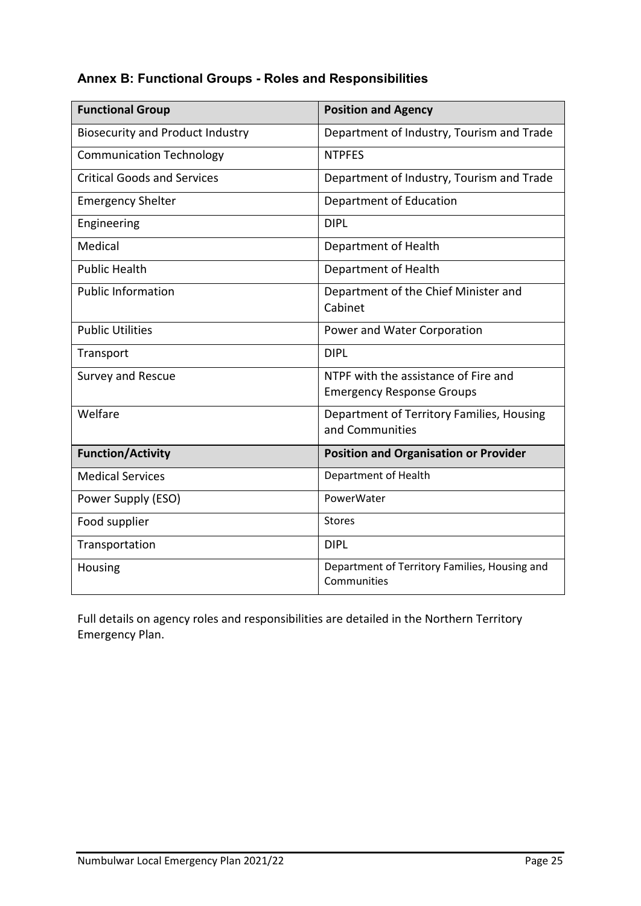## Annex B: Functional Groups - Roles and Responsibilities

| Functional Group | Position and Agency |
|---|---|
| Biosecurity and Product Industry | Department of Industry, Tourism and Trade |
| Communication Technology | NTPFES |
| Critical Goods and Services | Department of Industry, Tourism and Trade |
| Emergency Shelter | Department of Education |
| Engineering | DIPL |
| Medical | Department of Health |
| Public Health | Department of Health |
| Public Information | Department of the Chief Minister and Cabinet |
| Public Utilities | Power and Water Corporation |
| Transport | DIPL |
| Survey and Rescue | NTPF with the assistance of Fire and Emergency Response Groups |
| Welfare | Department of Territory Families, Housing and Communities |
| **Function/Activity** | **Position and Organisation or Provider** |
| Medical Services | Department of Health |
| Power Supply (ESO) | PowerWater |
| Food supplier | Stores |
| Transportation | DIPL |
| Housing | Department of Territory Families, Housing and Communities |

Full details on agency roles and responsibilities are detailed in the Northern Territory Emergency Plan.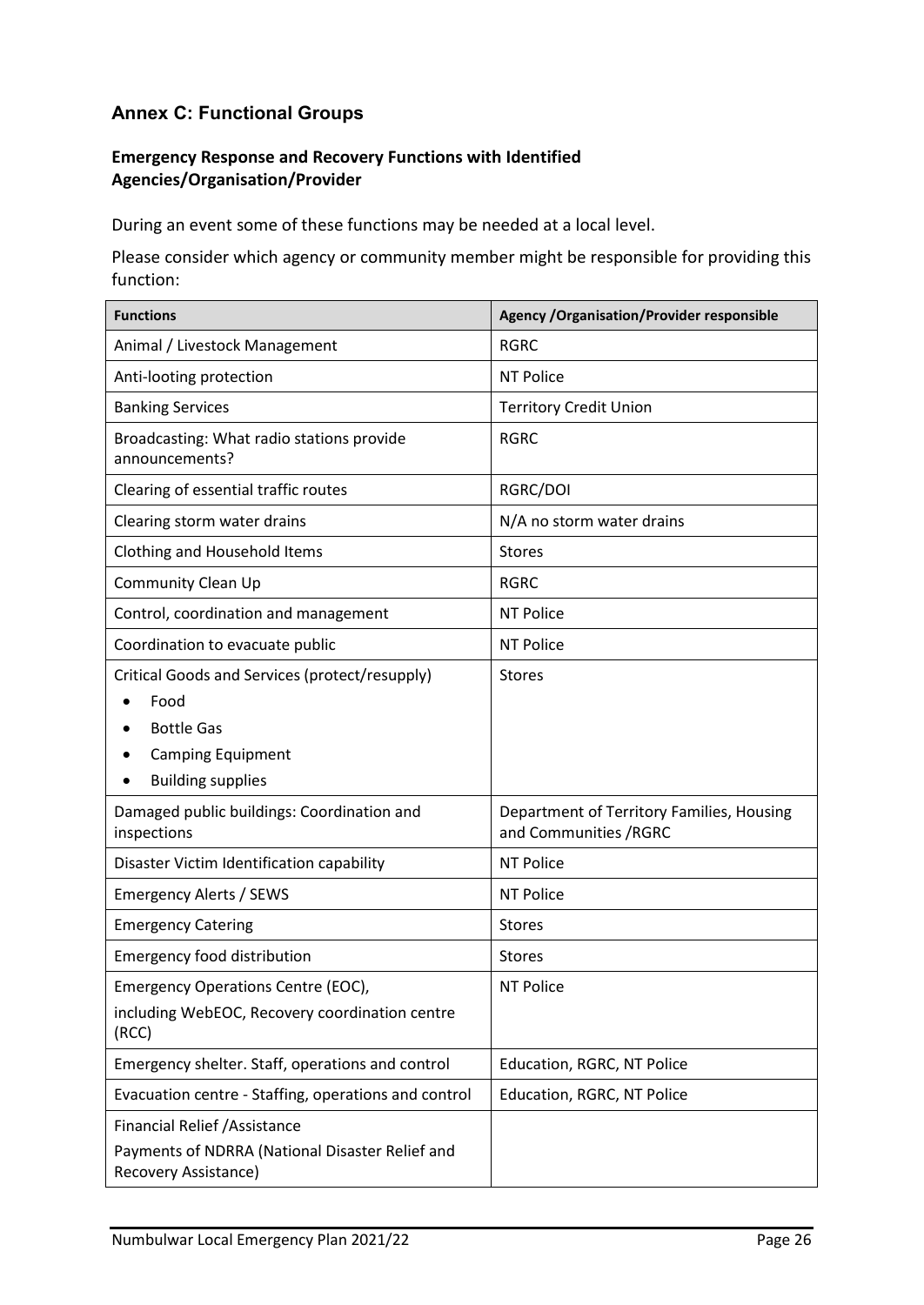## Annex C: Functional Groups

### Emergency Response and Recovery Functions with Identified Agencies/Organisation/Provider

During an event some of these functions may be needed at a local level.

Please consider which agency or community member might be responsible for providing this function:

| Functions | Agency /Organisation/Provider responsible |
|---|---|
| Animal / Livestock Management | RGRC |
| Anti-looting protection | NT Police |
| Banking Services | Territory Credit Union |
| Broadcasting: What radio stations provide announcements? | RGRC |
| Clearing of essential traffic routes | RGRC/DOI |
| Clearing storm water drains | N/A no storm water drains |
| Clothing and Household Items | Stores |
| Community Clean Up | RGRC |
| Control, coordination and management | NT Police |
| Coordination to evacuate public | NT Police |
| Critical Goods and Services (protect/resupply)<br>• Food<br>• Bottle Gas<br>• Camping Equipment<br>• Building supplies | Stores |
| Damaged public buildings: Coordination and inspections | Department of Territory Families, Housing and Communities /RGRC |
| Disaster Victim Identification capability | NT Police |
| Emergency Alerts / SEWS | NT Police |
| Emergency Catering | Stores |
| Emergency food distribution | Stores |
| Emergency Operations Centre (EOC),<br>including WebEOC, Recovery coordination centre (RCC) | NT Police |
| Emergency shelter. Staff, operations and control | Education, RGRC, NT Police |
| Evacuation centre - Staffing, operations and control | Education, RGRC, NT Police |
| Financial Relief /Assistance<br>Payments of NDRRA (National Disaster Relief and Recovery Assistance) | |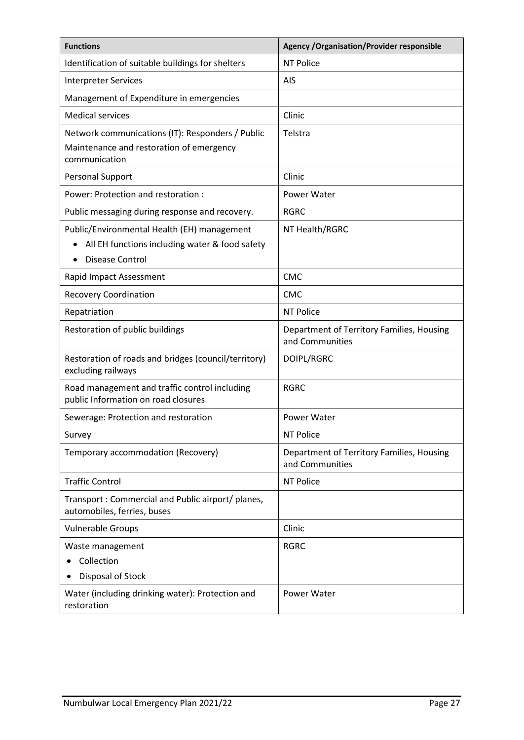| Functions | Agency /Organisation/Provider responsible |
|---|---|
| Identification of suitable buildings for shelters | NT Police |
| Interpreter Services | AIS |
| Management of Expenditure in emergencies | |
| Medical services | Clinic |
| Network communications (IT): Responders / Public<br>Maintenance and restoration of emergency communication | Telstra |
| Personal Support | Clinic |
| Power: Protection and restoration : | Power Water |
| Public messaging during response and recovery. | RGRC |
| Public/Environmental Health (EH) management<br>• All EH functions including water & food safety<br>• Disease Control | NT Health/RGRC |
| Rapid Impact Assessment | CMC |
| Recovery Coordination | CMC |
| Repatriation | NT Police |
| Restoration of public buildings | Department of Territory Families, Housing and Communities |
| Restoration of roads and bridges (council/territory) excluding railways | DOIPL/RGRC |
| Road management and traffic control including public Information on road closures | RGRC |
| Sewerage: Protection and restoration | Power Water |
| Survey | NT Police |
| Temporary accommodation (Recovery) | Department of Territory Families, Housing and Communities |
| Traffic Control | NT Police |
| Transport : Commercial and Public airport/ planes, automobiles, ferries, buses | |
| Vulnerable Groups | Clinic |
| Waste management<br>• Collection<br>• Disposal of Stock | RGRC |
| Water (including drinking water): Protection and restoration | Power Water |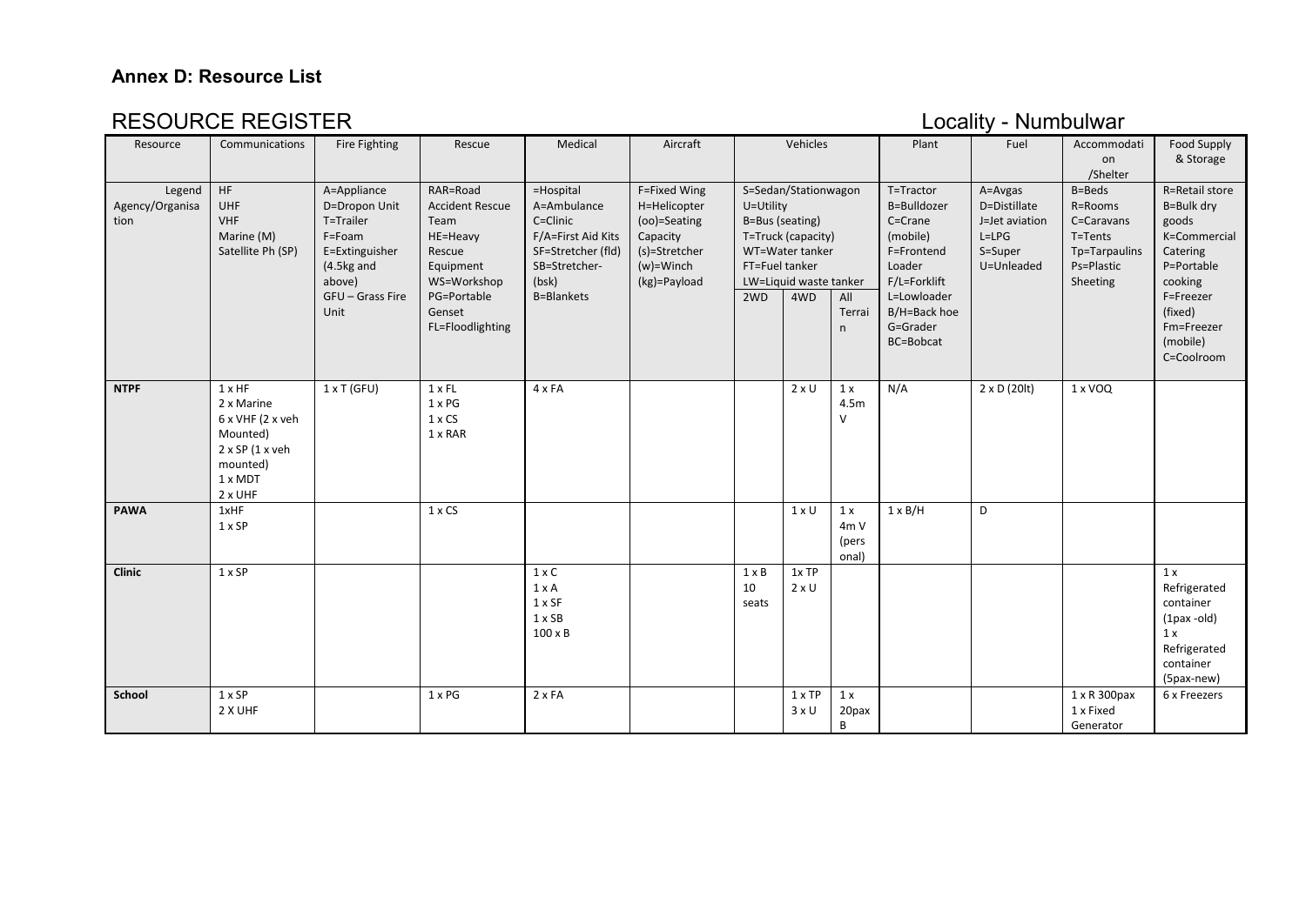**Annex D: Resource List**

## RESOURCE REGISTER

Locality - Numbulwar

| Resource | Communications | Fire Fighting | Rescue | Medical | Aircraft | Vehicles | | | Plant | Fuel | Accommodation /Shelter | Food Supply & Storage |
|---|---|---|---|---|---|---|---|---|---|---|---|---|
| Legend Agency/Organisation | HF<br>UHF<br>VHF<br>Marine (M)<br>Satellite Ph (SP) | A=Appliance<br>D=Dropon Unit<br>T=Trailer<br>F=Foam<br>E=Extinguisher (4.5kg and above)<br>GFU – Grass Fire Unit | RAR=Road Accident Rescue Team<br>HE=Heavy Rescue Equipment<br>WS=Workshop<br>PG=Portable Genset<br>FL=Floodlighting | =Hospital<br>A=Ambulance<br>C=Clinic<br>F/A=First Aid Kits<br>SF=Stretcher (fld)<br>SB=Stretcher-(bsk)<br>B=Blankets | F=Fixed Wing<br>H=Helicopter<br>(oo)=Seating Capacity<br>(s)=Stretcher<br>(w)=Winch<br>(kg)=Payload | S=Sedan/Stationwagon<br>U=Utility<br>B=Bus (seating)<br>T=Truck (capacity)<br>WT=Water tanker<br>FT=Fuel tanker<br>LW=Liquid waste tanker | | | T=Tractor<br>B=Bulldozer<br>C=Crane (mobile)<br>F=Frontend Loader<br>F/L=Forklift<br>L=Lowloader<br>B/H=Back hoe<br>G=Grader<br>BC=Bobcat | A=Avgas<br>D=Distillate<br>J=Jet aviation<br>L=LPG<br>S=Super<br>U=Unleaded | B=Beds<br>R=Rooms<br>C=Caravans<br>T=Tents<br>Tp=Tarpaulins<br>Ps=Plastic Sheeting | R=Retail store<br>B=Bulk dry goods<br>K=Commercial Catering<br>P=Portable cooking<br>F=Freezer (fixed)<br>Fm=Freezer (mobile)<br>C=Coolroom |
| | | | | | | 2WD | 4WD | All Terrain | | | | |
| **NTPF** | 1 x HF<br>2 x Marine<br>6 x VHF (2 x veh Mounted)<br>2 x SP (1 x veh mounted)<br>1 x MDT<br>2 x UHF | 1 x T (GFU) | 1 x FL<br>1 x PG<br>1 x CS<br>1 x RAR | 4 x FA | | | 2 x U | 1 x 4.5m V | N/A | 2 x D (20lt) | 1 x VOQ | |
| **PAWA** | 1xHF<br>1 x SP | | 1 x CS | | | | 1 x U | 1 x 4m V (personal) | 1 x B/H | D | | |
| **Clinic** | 1 x SP | | | 1 x C<br>1 x A<br>1 x SF<br>1 x SB<br>100 x B | | 1 x B 10 seats | 1x TP<br>2 x U | | | | | 1 x Refrigerated container (1pax -old)<br>1 x Refrigerated container (5pax-new) |
| **School** | 1 x SP<br>2 X UHF | | 1 x PG | 2 x FA | | | 1 x TP<br>3 x U | 1 x 20pax B | | | 1 x R 300pax<br>1 x Fixed Generator | 6 x Freezers |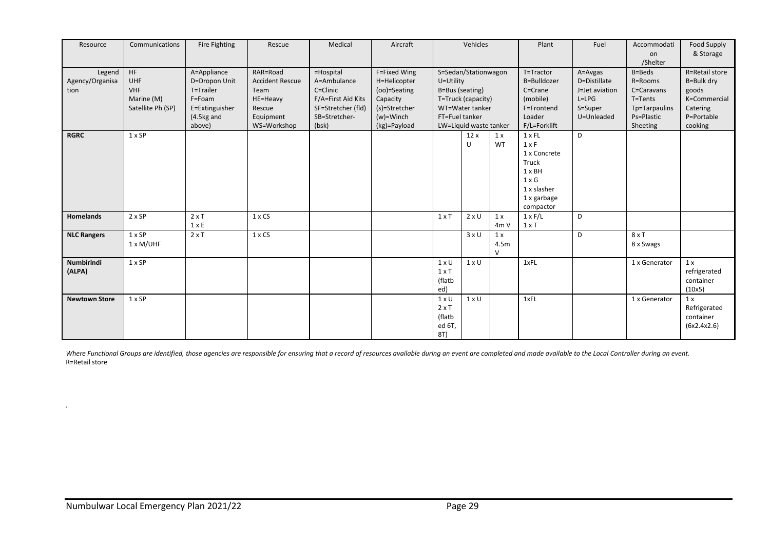| Resource | Communications | Fire Fighting | Rescue | Medical | Aircraft | Vehicles | | | Plant | Fuel | Accommodation /Shelter | Food Supply & Storage |
|---|---|---|---|---|---|---|---|---|---|---|---|---|
| Legend Agency/Organisation | HF<br>UHF<br>VHF<br>Marine (M)<br>Satellite Ph (SP) | A=Appliance<br>D=Dropon Unit<br>T=Trailer<br>F=Foam<br>E=Extinguisher (4.5kg and above) | RAR=Road Accident Rescue Team<br>HE=Heavy Rescue Equipment<br>WS=Workshop | =Hospital<br>A=Ambulance<br>C=Clinic<br>F/A=First Aid Kits<br>SF=Stretcher (fld)<br>SB=Stretcher-(bsk) | F=Fixed Wing<br>H=Helicopter<br>(oo)=Seating Capacity<br>(s)=Stretcher<br>(w)=Winch<br>(kg)=Payload | S=Sedan/Stationwagon<br>U=Utility<br>B=Bus (seating)<br>T=Truck (capacity)<br>WT=Water tanker<br>FT=Fuel tanker<br>LW=Liquid waste tanker | | | T=Tractor<br>B=Bulldozer<br>C=Crane (mobile)<br>F=Frontend Loader<br>F/L=Forklift | A=Avgas<br>D=Distillate<br>J=Jet aviation<br>L=LPG<br>S=Super<br>U=Unleaded | B=Beds<br>R=Rooms<br>C=Caravans<br>T=Tents<br>Tp=Tarpaulins<br>Ps=Plastic Sheeting | R=Retail store<br>B=Bulk dry goods<br>K=Commercial Catering<br>P=Portable cooking |
| **RGRC** | 1 x SP | | | | | | 12 x U | 1 x WT | 1 x FL<br>1 x F<br>1 x Concrete Truck<br>1 x BH<br>1 x G<br>1 x slasher<br>1 x garbage compactor | D | | |
| **Homelands** | 2 x SP | 2 x T<br>1 x E | 1 x CS | | | 1 x T | 2 x U | 1 x 4m V | 1 x F/L<br>1 x T | D | | |
| **NLC Rangers** | 1 x SP<br>1 x M/UHF | 2 x T | 1 x CS | | | | 3 x U | 1 x 4.5m V | | D | 8 x T<br>8 x Swags | |
| **Numbirindi (ALPA)** | 1 x SP | | | | | 1 x U<br>1 x T (flatbed) | 1 x U | | 1xFL | | 1 x Generator | 1 x refrigerated container (10x5) |
| **Newtown Store** | 1 x SP | | | | | 1 x U<br>2 x T (flatbed 6T, 8T) | 1 x U | | 1xFL | | 1 x Generator | 1 x Refrigerated container (6x2.4x2.6) |

*Where Functional Groups are identified, those agencies are responsible for ensuring that a record of resources available during an event are completed and made available to the Local Controller during an event.*

R=Retail store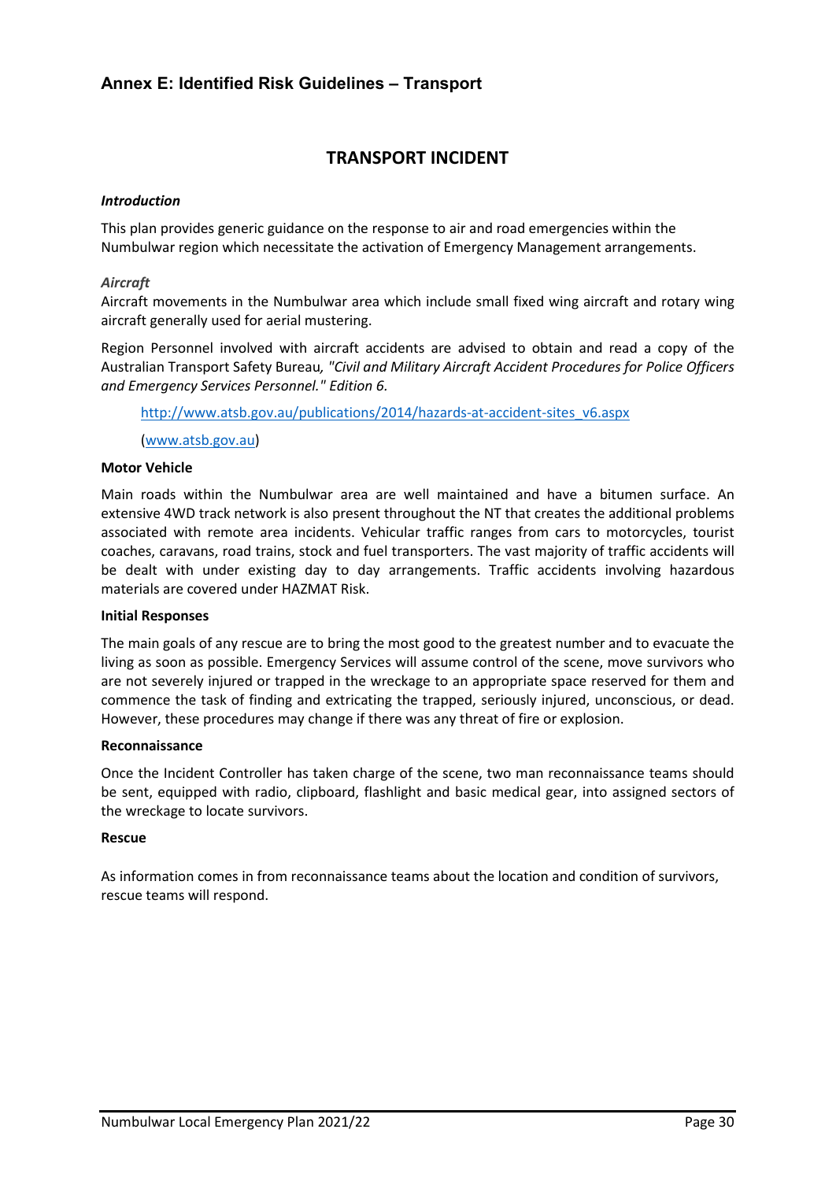## Annex E: Identified Risk Guidelines – Transport

# TRANSPORT INCIDENT

***Introduction***

This plan provides generic guidance on the response to air and road emergencies within the Numbulwar region which necessitate the activation of Emergency Management arrangements.

***Aircraft***

Aircraft movements in the Numbulwar area which include small fixed wing aircraft and rotary wing aircraft generally used for aerial mustering.

Region Personnel involved with aircraft accidents are advised to obtain and read a copy of the Australian Transport Safety Bureau*, "Civil and Military Aircraft Accident Procedures for Police Officers and Emergency Services Personnel." Edition 6.*

[http://www.atsb.gov.au/publications/2014/hazards-at-accident-sites_v6.aspx](http://www.atsb.gov.au/publications/2014/hazards-at-accident-sites_v6.aspx)

([www.atsb.gov.au](http://www.atsb.gov.au))

**Motor Vehicle**

Main roads within the Numbulwar area are well maintained and have a bitumen surface. An extensive 4WD track network is also present throughout the NT that creates the additional problems associated with remote area incidents. Vehicular traffic ranges from cars to motorcycles, tourist coaches, caravans, road trains, stock and fuel transporters. The vast majority of traffic accidents will be dealt with under existing day to day arrangements. Traffic accidents involving hazardous materials are covered under HAZMAT Risk.

**Initial Responses**

The main goals of any rescue are to bring the most good to the greatest number and to evacuate the living as soon as possible. Emergency Services will assume control of the scene, move survivors who are not severely injured or trapped in the wreckage to an appropriate space reserved for them and commence the task of finding and extricating the trapped, seriously injured, unconscious, or dead. However, these procedures may change if there was any threat of fire or explosion.

**Reconnaissance**

Once the Incident Controller has taken charge of the scene, two man reconnaissance teams should be sent, equipped with radio, clipboard, flashlight and basic medical gear, into assigned sectors of the wreckage to locate survivors.

**Rescue**

As information comes in from reconnaissance teams about the location and condition of survivors, rescue teams will respond.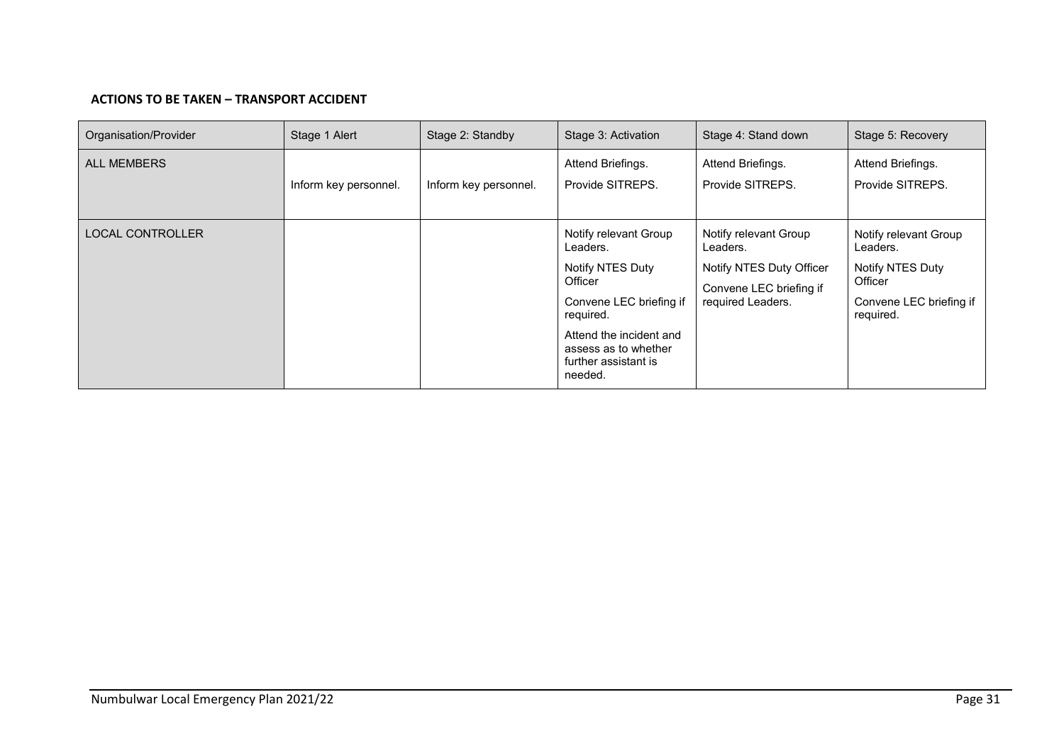**ACTIONS TO BE TAKEN – TRANSPORT ACCIDENT**

| Organisation/Provider | Stage 1 Alert | Stage 2: Standby | Stage 3: Activation | Stage 4: Stand down | Stage 5: Recovery |
|---|---|---|---|---|---|
| ALL MEMBERS | Inform key personnel. | Inform key personnel. | Attend Briefings.<br>Provide SITREPS. | Attend Briefings.<br>Provide SITREPS. | Attend Briefings.<br>Provide SITREPS. |
| LOCAL CONTROLLER | | | Notify relevant Group Leaders.<br>Notify NTES Duty Officer<br>Convene LEC briefing if required.<br>Attend the incident and assess as to whether further assistant is needed. | Notify relevant Group Leaders.<br>Notify NTES Duty Officer<br>Convene LEC briefing if required Leaders. | Notify relevant Group Leaders.<br>Notify NTES Duty Officer<br>Convene LEC briefing if required. |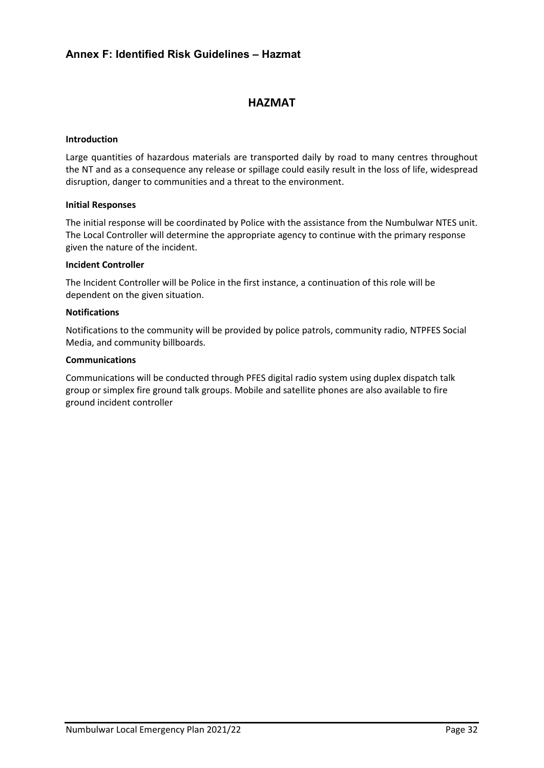## Annex F: Identified Risk Guidelines – Hazmat

# HAZMAT

**Introduction**

Large quantities of hazardous materials are transported daily by road to many centres throughout the NT and as a consequence any release or spillage could easily result in the loss of life, widespread disruption, danger to communities and a threat to the environment.

**Initial Responses**

The initial response will be coordinated by Police with the assistance from the Numbulwar NTES unit. The Local Controller will determine the appropriate agency to continue with the primary response given the nature of the incident.

**Incident Controller**

The Incident Controller will be Police in the first instance, a continuation of this role will be dependent on the given situation.

**Notifications**

Notifications to the community will be provided by police patrols, community radio, NTPFES Social Media, and community billboards.

**Communications**

Communications will be conducted through PFES digital radio system using duplex dispatch talk group or simplex fire ground talk groups. Mobile and satellite phones are also available to fire ground incident controller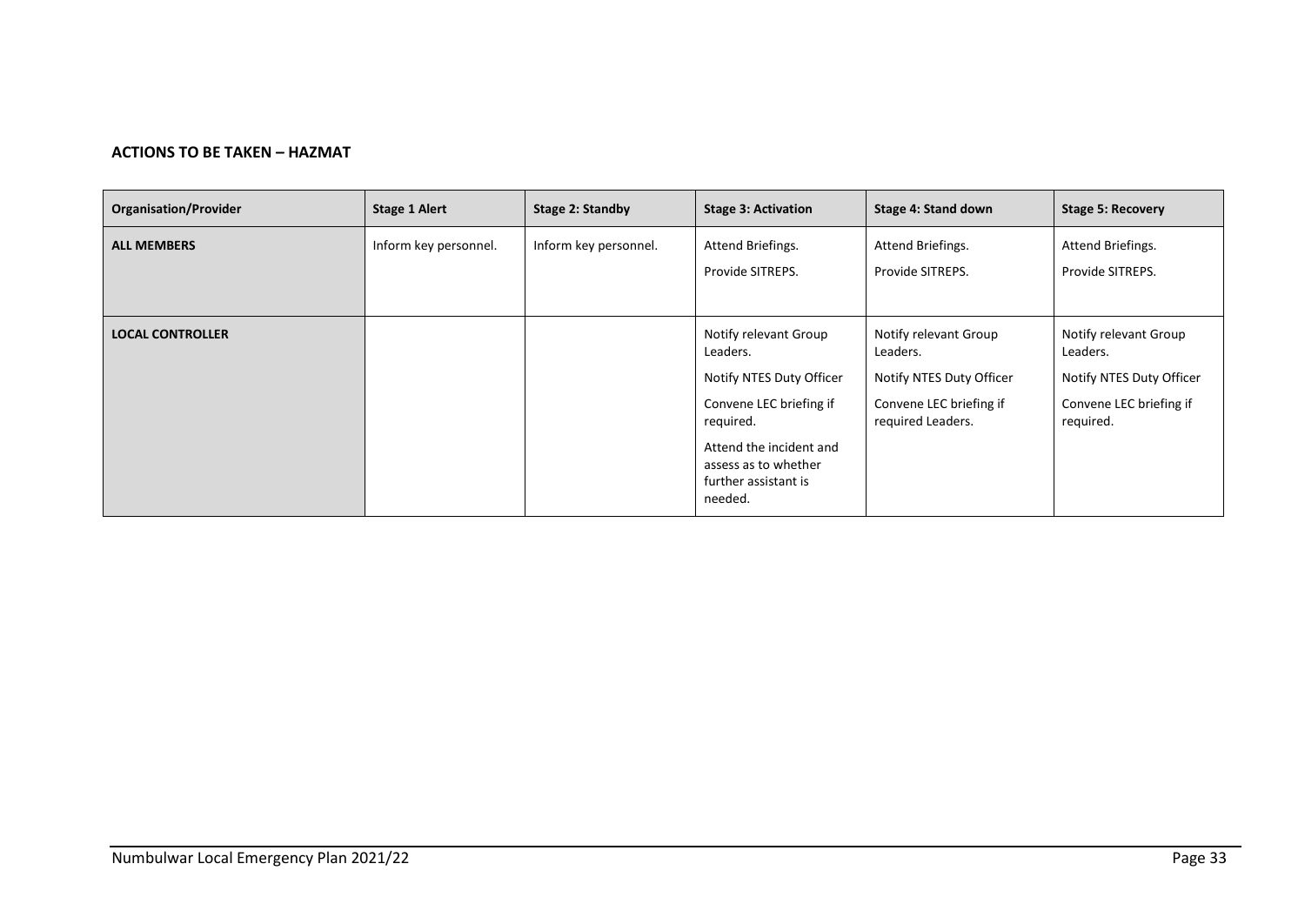**ACTIONS TO BE TAKEN – HAZMAT**

| Organisation/Provider | Stage 1 Alert | Stage 2: Standby | Stage 3: Activation | Stage 4: Stand down | Stage 5: Recovery |
|---|---|---|---|---|---|
| **ALL MEMBERS** | Inform key personnel. | Inform key personnel. | Attend Briefings.<br>Provide SITREPS. | Attend Briefings.<br>Provide SITREPS. | Attend Briefings.<br>Provide SITREPS. |
| **LOCAL CONTROLLER** | | | Notify relevant Group Leaders.<br>Notify NTES Duty Officer<br>Convene LEC briefing if required.<br>Attend the incident and assess as to whether further assistant is needed. | Notify relevant Group Leaders.<br>Notify NTES Duty Officer<br>Convene LEC briefing if required Leaders. | Notify relevant Group Leaders.<br>Notify NTES Duty Officer<br>Convene LEC briefing if required. |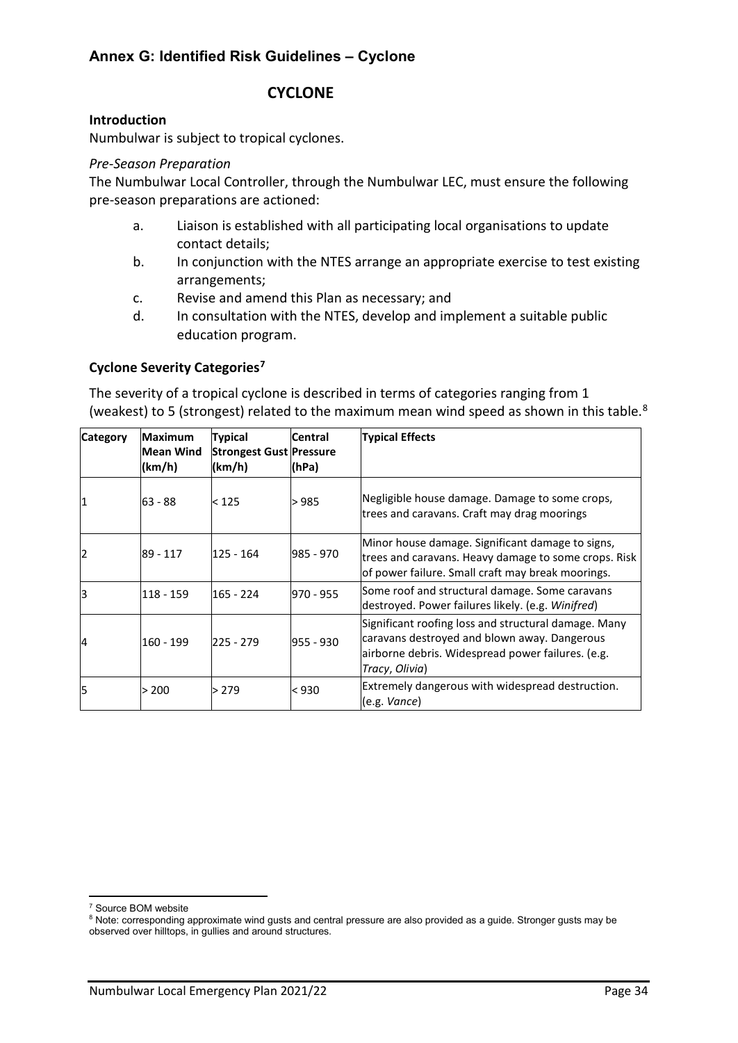## Annex G: Identified Risk Guidelines – Cyclone

# CYCLONE

### Introduction

Numbulwar is subject to tropical cyclones.

*Pre-Season Preparation*

The Numbulwar Local Controller, through the Numbulwar LEC, must ensure the following pre-season preparations are actioned:

a. Liaison is established with all participating local organisations to update contact details;
b. In conjunction with the NTES arrange an appropriate exercise to test existing arrangements;
c. Revise and amend this Plan as necessary; and
d. In consultation with the NTES, develop and implement a suitable public education program.

### Cyclone Severity Categories[7]

The severity of a tropical cyclone is described in terms of categories ranging from 1 (weakest) to 5 (strongest) related to the maximum mean wind speed as shown in this table.[8]

| Category | Maximum Mean Wind (km/h) | Typical Strongest Gust (km/h) | Central Pressure (hPa) | Typical Effects |
|---|---|---|---|---|
| 1 | 63 - 88 | < 125 | > 985 | Negligible house damage. Damage to some crops, trees and caravans. Craft may drag moorings |
| 2 | 89 - 117 | 125 - 164 | 985 - 970 | Minor house damage. Significant damage to signs, trees and caravans. Heavy damage to some crops. Risk of power failure. Small craft may break moorings. |
| 3 | 118 - 159 | 165 - 224 | 970 - 955 | Some roof and structural damage. Some caravans destroyed. Power failures likely. (e.g. *Winifred*) |
| 4 | 160 - 199 | 225 - 279 | 955 - 930 | Significant roofing loss and structural damage. Many caravans destroyed and blown away. Dangerous airborne debris. Widespread power failures. (e.g. *Tracy*, *Olivia*) |
| 5 | > 200 | > 279 | < 930 | Extremely dangerous with widespread destruction. (e.g. *Vance*) |

[7] Source BOM website

[8] Note: corresponding approximate wind gusts and central pressure are also provided as a guide. Stronger gusts may be observed over hilltops, in gullies and around structures.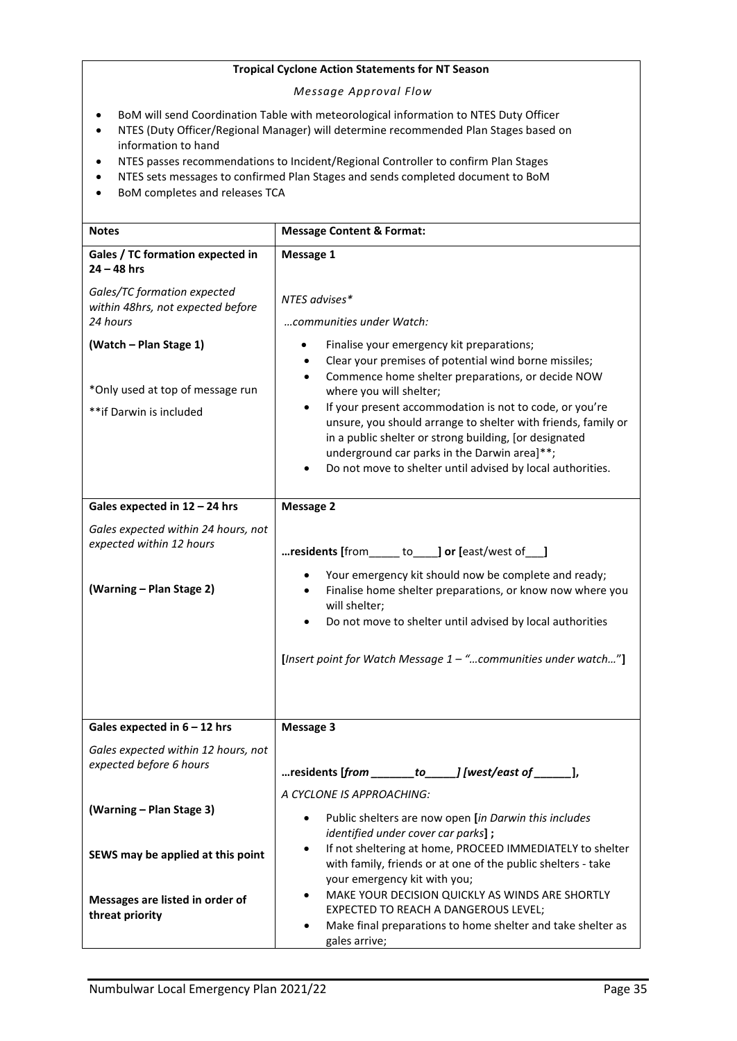**Tropical Cyclone Action Statements for NT Season**

*Message Approval Flow*

- BoM will send Coordination Table with meteorological information to NTES Duty Officer
- NTES (Duty Officer/Regional Manager) will determine recommended Plan Stages based on information to hand
- NTES passes recommendations to Incident/Regional Controller to confirm Plan Stages
- NTES sets messages to confirmed Plan Stages and sends completed document to BoM
- BoM completes and releases TCA

| **Notes** | **Message Content & Format:** |
|---|---|
| **Gales / TC formation expected in 24 – 48 hrs**<br><br>*Gales/TC formation expected within 48hrs, not expected before 24 hours*<br><br>**(Watch – Plan Stage 1)**<br><br>*Only used at top of message run<br><br>**if Darwin is included | **Message 1**<br><br>*NTES advises**<br><br>*…communities under Watch:*<br><br>• Finalise your emergency kit preparations;<br>• Clear your premises of potential wind borne missiles;<br>• Commence home shelter preparations, or decide NOW where you will shelter;<br>• If your present accommodation is not to code, or you're unsure, you should arrange to shelter with friends, family or in a public shelter or strong building, [or designated underground car parks in the Darwin area]**;<br>• Do not move to shelter until advised by local authorities. |
| **Gales expected in 12 – 24 hrs**<br><br>*Gales expected within 24 hours, not expected within 12 hours*<br><br>**(Warning – Plan Stage 2)** | **Message 2**<br><br>**…residents [**from_____ to____**] or [**east/west of___**]**<br><br>• Your emergency kit should now be complete and ready;<br>• Finalise home shelter preparations, or know now where you will shelter;<br>• Do not move to shelter until advised by local authorities<br><br>**[***Insert point for Watch Message 1 – "…communities under watch…"***]** |
| **Gales expected in 6 – 12 hrs**<br><br>*Gales expected within 12 hours, not expected before 6 hours*<br><br>**(Warning – Plan Stage 3)**<br><br>**SEWS may be applied at this point**<br><br>**Messages are listed in order of threat priority** | **Message 3**<br><br>**…residents [*from _______to_____*] [*west/east of ______*],**<br><br>*A CYCLONE IS APPROACHING:*<br><br>• Public shelters are now open **[***in Darwin this includes identified under cover car parks***] ;**<br>• If not sheltering at home, PROCEED IMMEDIATELY to shelter with family, friends or at one of the public shelters - take your emergency kit with you;<br>• MAKE YOUR DECISION QUICKLY AS WINDS ARE SHORTLY EXPECTED TO REACH A DANGEROUS LEVEL;<br>• Make final preparations to home shelter and take shelter as gales arrive; |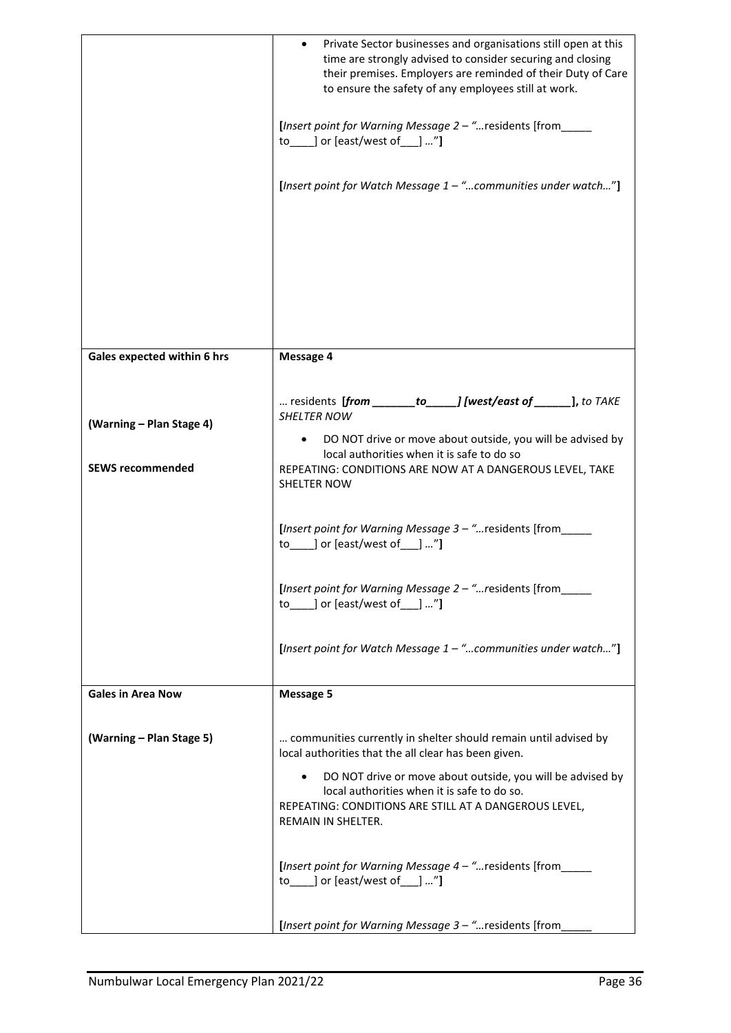| | |
|---|---|
| | • Private Sector businesses and organisations still open at this time are strongly advised to consider securing and closing their premises. Employers are reminded of their Duty of Care to ensure the safety of any employees still at work.<br><br>**[***Insert point for Warning Message 2 – "…*residents [from_____ to____] or [east/west of___] …"**]**<br><br>**[***Insert point for Watch Message 1 – "…communities under watch…"***]** |
| **Gales expected within 6 hrs**<br><br>**(Warning – Plan Stage 4)**<br><br>**SEWS recommended** | **Message 4**<br><br>… residents **[***from _______to_____] [west/east of ______***]**, *to TAKE SHELTER NOW*<br><br>• DO NOT drive or move about outside, you will be advised by local authorities when it is safe to do so<br><br>REPEATING: CONDITIONS ARE NOW AT A DANGEROUS LEVEL, TAKE SHELTER NOW<br><br>**[***Insert point for Warning Message 3 – "…*residents [from_____ to____] or [east/west of___] …"**]**<br><br>**[***Insert point for Warning Message 2 – "…*residents [from_____ to____] or [east/west of___] …"**]**<br><br>**[***Insert point for Watch Message 1 – "…communities under watch…"***]** |
| **Gales in Area Now**<br><br>**(Warning – Plan Stage 5)** | **Message 5**<br><br>… communities currently in shelter should remain until advised by local authorities that the all clear has been given.<br><br>• DO NOT drive or move about outside, you will be advised by local authorities when it is safe to do so.<br><br>REPEATING: CONDITIONS ARE STILL AT A DANGEROUS LEVEL, REMAIN IN SHELTER.<br><br>**[***Insert point for Warning Message 4 – "…*residents [from_____ to____] or [east/west of___] …"**]**<br><br>**[***Insert point for Warning Message 3 – "…*residents [from_____ |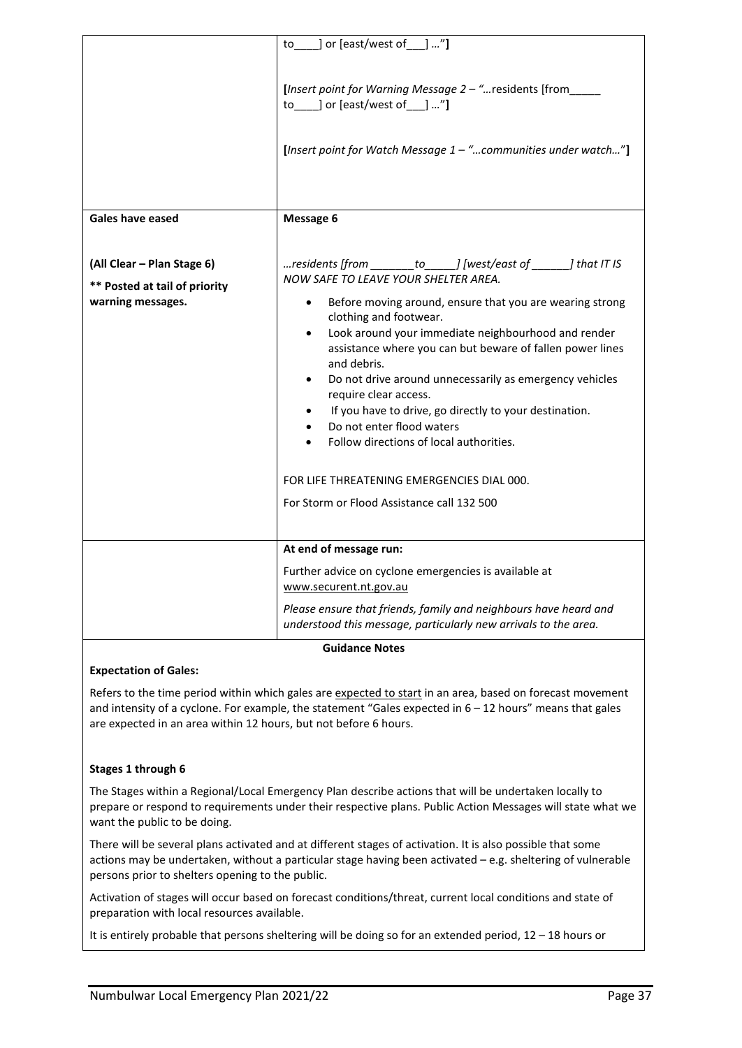| | |
|---|---|
| | to____] or [east/west of___] …"]<br><br>[*Insert point for Warning Message 2 – "…*residents [from_____ to____] or [east/west of___] …"]<br><br>[*Insert point for Watch Message 1 – "…communities under watch…*"] |
| **Gales have eased**<br><br>**(All Clear – Plan Stage 6)**<br>**\*\* Posted at tail of priority warning messages.** | **Message 6**<br><br>*…residents [from _______to_____] [west/east of ______] that IT IS NOW SAFE TO LEAVE YOUR SHELTER AREA.*<br>• Before moving around, ensure that you are wearing strong clothing and footwear.<br>• Look around your immediate neighbourhood and render assistance where you can but beware of fallen power lines and debris.<br>• Do not drive around unnecessarily as emergency vehicles require clear access.<br>• If you have to drive, go directly to your destination.<br>• Do not enter flood waters<br>• Follow directions of local authorities.<br><br>FOR LIFE THREATENING EMERGENCIES DIAL 000.<br>For Storm or Flood Assistance call 132 500 |
| | **At end of message run:**<br>Further advice on cyclone emergencies is available at www.securent.nt.gov.au<br>*Please ensure that friends, family and neighbours have heard and understood this message, particularly new arrivals to the area.* |

**Guidance Notes**

**Expectation of Gales:**

Refers to the time period within which gales are expected to start in an area, based on forecast movement and intensity of a cyclone. For example, the statement "Gales expected in 6 – 12 hours" means that gales are expected in an area within 12 hours, but not before 6 hours.

**Stages 1 through 6**

The Stages within a Regional/Local Emergency Plan describe actions that will be undertaken locally to prepare or respond to requirements under their respective plans. Public Action Messages will state what we want the public to be doing.

There will be several plans activated and at different stages of activation. It is also possible that some actions may be undertaken, without a particular stage having been activated – e.g. sheltering of vulnerable persons prior to shelters opening to the public.

Activation of stages will occur based on forecast conditions/threat, current local conditions and state of preparation with local resources available.

It is entirely probable that persons sheltering will be doing so for an extended period, 12 – 18 hours or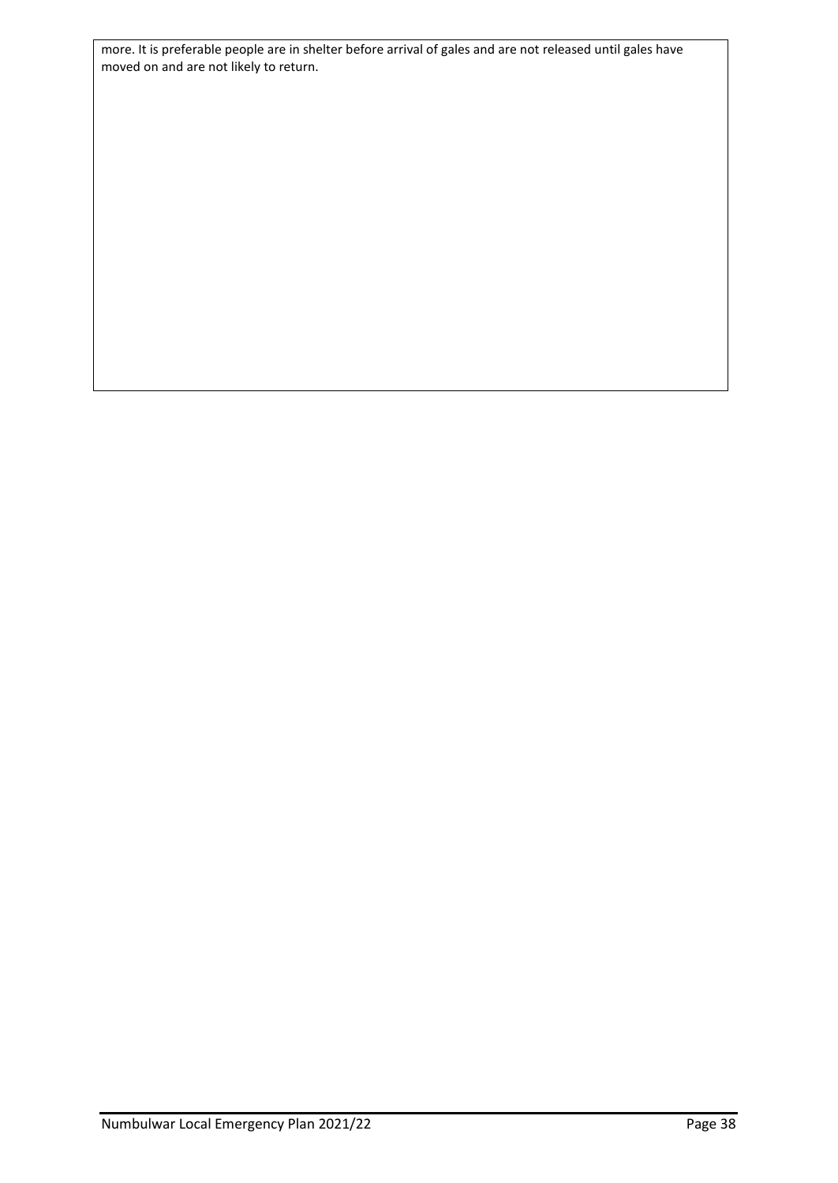more. It is preferable people are in shelter before arrival of gales and are not released until gales have moved on and are not likely to return.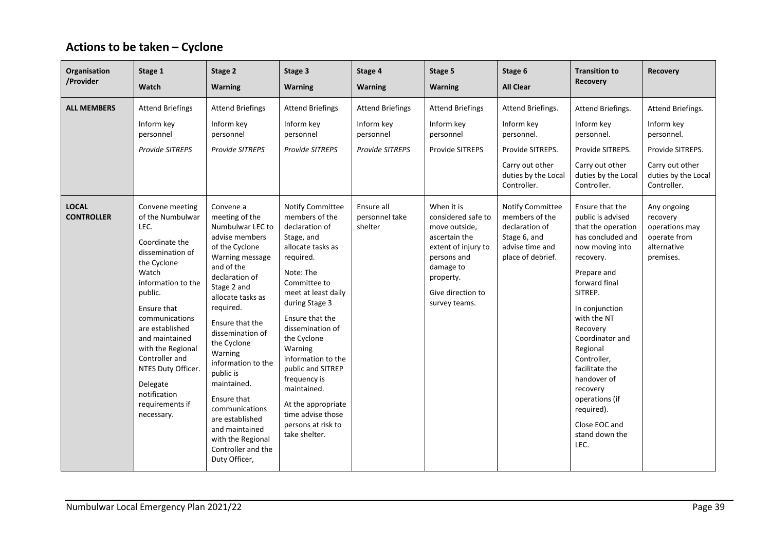## Actions to be taken – Cyclone

| Organisation /Provider | Stage 1<br>Watch | Stage 2<br>Warning | Stage 3<br>Warning | Stage 4<br>Warning | Stage 5<br>Warning | Stage 6<br>All Clear | Transition to Recovery | Recovery |
|---|---|---|---|---|---|---|---|---|
| **ALL MEMBERS** | Attend Briefings<br>Inform key personnel<br>*Provide SITREPS* | Attend Briefings<br>Inform key personnel<br>*Provide SITREPS* | Attend Briefings<br>Inform key personnel<br>*Provide SITREPS* | Attend Briefings<br>Inform key personnel<br>*Provide SITREPS* | Attend Briefings<br>Inform key personnel<br>Provide SITREPS | Attend Briefings.<br>Inform key personnel.<br>Provide SITREPS.<br>Carry out other duties by the Local Controller. | Attend Briefings.<br>Inform key personnel.<br>Provide SITREPS.<br>Carry out other duties by the Local Controller. | Attend Briefings.<br>Inform key personnel.<br>Provide SITREPS.<br>Carry out other duties by the Local Controller. |
| **LOCAL CONTROLLER** | Convene meeting of the Numbulwar LEC.<br>Coordinate the dissemination of the Cyclone Watch information to the public.<br>Ensure that communications are established and maintained with the Regional Controller and NTES Duty Officer.<br>Delegate notification requirements if necessary. | Convene a meeting of the Numbulwar LEC to advise members of the Cyclone Warning message and of the declaration of Stage 2 and allocate tasks as required.<br>Ensure that the dissemination of the Cyclone Warning information to the public is maintained.<br>Ensure that communications are established and maintained with the Regional Controller and the Duty Officer, | Notify Committee members of the declaration of Stage, and allocate tasks as required.<br>Note: The Committee to meet at least daily during Stage 3<br>Ensure that the dissemination of the Cyclone Warning information to the public and SITREP frequency is maintained.<br>At the appropriate time advise those persons at risk to take shelter. | Ensure all personnel take shelter | When it is considered safe to move outside, ascertain the extent of injury to persons and damage to property.<br>Give direction to survey teams. | Notify Committee members of the declaration of Stage 6, and advise time and place of debrief. | Ensure that the public is advised that the operation has concluded and now moving into recovery.<br>Prepare and forward final SITREP.<br>In conjunction with the NT Recovery Coordinator and Regional Controller, facilitate the handover of recovery operations (if required).<br>Close EOC and stand down the LEC. | Any ongoing recovery operations may operate from alternative premises. |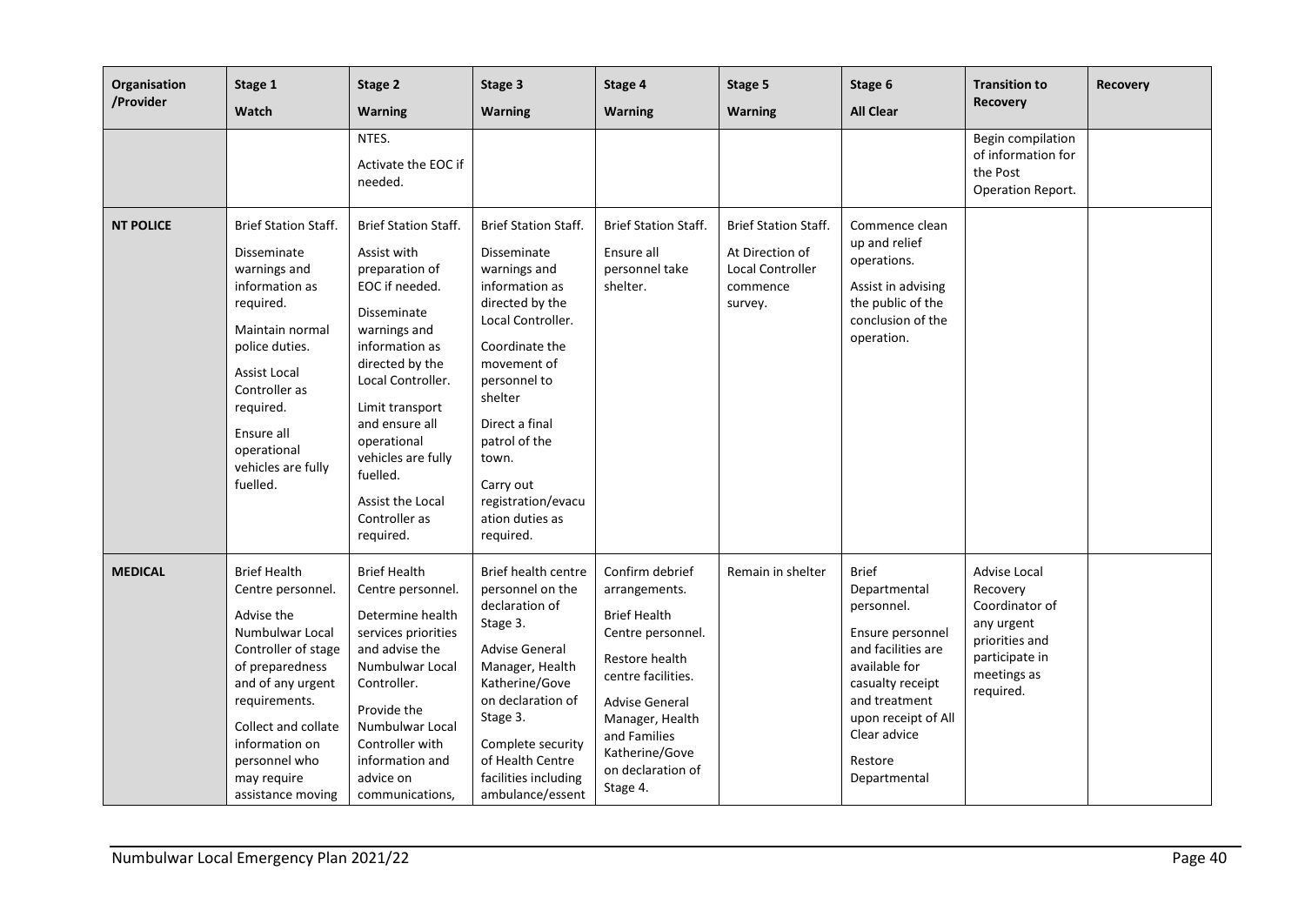| Organisation /Provider | Stage 1 Watch | Stage 2 Warning | Stage 3 Warning | Stage 4 Warning | Stage 5 Warning | Stage 6 All Clear | Transition to Recovery | Recovery |
|---|---|---|---|---|---|---|---|---|
| | | NTES.<br><br>Activate the EOC if needed. | | | | | Begin compilation of information for the Post Operation Report. | |
| **NT POLICE** | Brief Station Staff.<br><br>Disseminate warnings and information as required.<br><br>Maintain normal police duties.<br><br>Assist Local Controller as required.<br><br>Ensure all operational vehicles are fully fuelled. | Brief Station Staff.<br><br>Assist with preparation of EOC if needed.<br><br>Disseminate warnings and information as directed by the Local Controller.<br><br>Limit transport and ensure all operational vehicles are fully fuelled.<br><br>Assist the Local Controller as required. | Brief Station Staff.<br><br>Disseminate warnings and information as directed by the Local Controller.<br><br>Coordinate the movement of personnel to shelter<br><br>Direct a final patrol of the town.<br><br>Carry out registration/evacuation duties as required. | Brief Station Staff.<br><br>Ensure all personnel take shelter. | Brief Station Staff.<br><br>At Direction of Local Controller commence survey. | Commence clean up and relief operations.<br><br>Assist in advising the public of the conclusion of the operation. | | |
| **MEDICAL** | Brief Health Centre personnel.<br><br>Advise the Numbulwar Local Controller of stage of preparedness and of any urgent requirements.<br><br>Collect and collate information on personnel who may require assistance moving | Brief Health Centre personnel.<br><br>Determine health services priorities and advise the Numbulwar Local Controller.<br><br>Provide the Numbulwar Local Controller with information and advice on communications, | Brief health centre personnel on the declaration of Stage 3.<br><br>Advise General Manager, Health Katherine/Gove on declaration of Stage 3.<br><br>Complete security of Health Centre facilities including ambulance/essent | Confirm debrief arrangements.<br><br>Brief Health Centre personnel.<br><br>Restore health centre facilities.<br><br>Advise General Manager, Health and Families Katherine/Gove on declaration of Stage 4. | Remain in shelter | Brief Departmental personnel.<br><br>Ensure personnel and facilities are available for casualty receipt and treatment upon receipt of All Clear advice<br><br>Restore Departmental | Advise Local Recovery Coordinator of any urgent priorities and participate in meetings as required. | |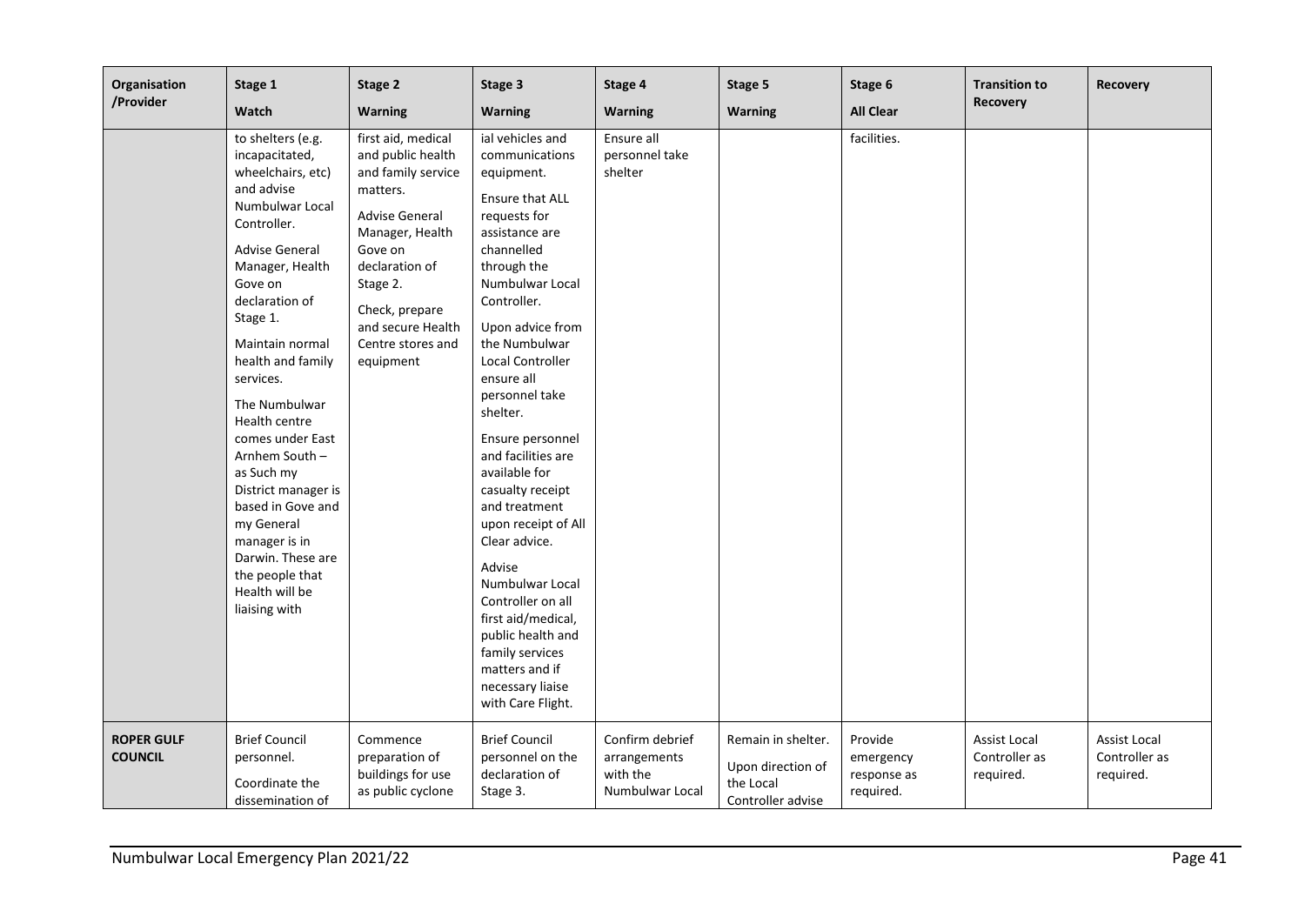| Organisation /Provider | Stage 1 Watch | Stage 2 Warning | Stage 3 Warning | Stage 4 Warning | Stage 5 Warning | Stage 6 All Clear | Transition to Recovery | Recovery |
|---|---|---|---|---|---|---|---|---|
| | to shelters (e.g. incapacitated, wheelchairs, etc) and advise Numbulwar Local Controller. Advise General Manager, Health Gove on declaration of Stage 1. Maintain normal health and family services. The Numbulwar Health centre comes under East Arnhem South – as Such my District manager is based in Gove and my General manager is in Darwin. These are the people that Health will be liaising with | first aid, medical and public health and family service matters. Advise General Manager, Health Gove on declaration of Stage 2. Check, prepare and secure Health Centre stores and equipment | ial vehicles and communications equipment. Ensure that ALL requests for assistance are channelled through the Numbulwar Local Controller. Upon advice from the Numbulwar Local Controller ensure all personnel take shelter. Ensure personnel and facilities are available for casualty receipt and treatment upon receipt of All Clear advice. Advise Numbulwar Local Controller on all first aid/medical, public health and family services matters and if necessary liaise with Care Flight. | Ensure all personnel take shelter | | facilities. | | |
| **ROPER GULF COUNCIL** | Brief Council personnel. Coordinate the dissemination of | Commence preparation of buildings for use as public cyclone | Brief Council personnel on the declaration of Stage 3. | Confirm debrief arrangements with the Numbulwar Local | Remain in shelter. Upon direction of the Local Controller advise | Provide emergency response as required. | Assist Local Controller as required. | Assist Local Controller as required. |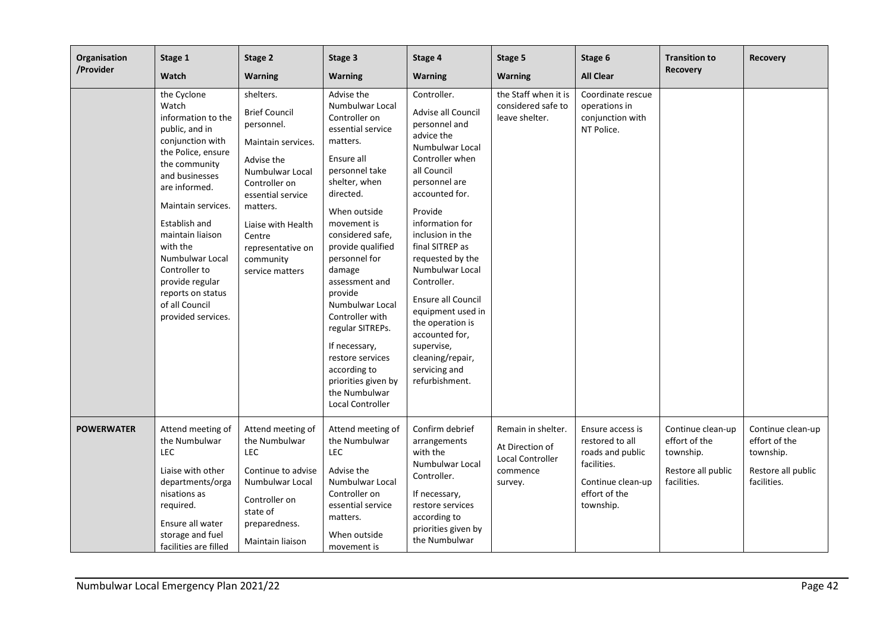| Organisation /Provider | Stage 1<br>Watch | Stage 2<br>Warning | Stage 3<br>Warning | Stage 4<br>Warning | Stage 5<br>Warning | Stage 6<br>All Clear | Transition to Recovery | Recovery |
|---|---|---|---|---|---|---|---|---|
| | the Cyclone Watch information to the public, and in conjunction with the Police, ensure the community and businesses are informed.<br><br>Maintain services.<br><br>Establish and maintain liaison with the Numbulwar Local Controller to provide regular reports on status of all Council provided services. | shelters.<br><br>Brief Council personnel.<br><br>Maintain services.<br><br>Advise the Numbulwar Local Controller on essential service matters.<br><br>Liaise with Health Centre representative on community service matters | Advise the Numbulwar Local Controller on essential service matters.<br><br>Ensure all personnel take shelter, when directed.<br><br>When outside movement is considered safe, provide qualified personnel for damage assessment and provide Numbulwar Local Controller with regular SITREPs.<br><br>If necessary, restore services according to priorities given by the Numbulwar Local Controller | Controller.<br><br>Advise all Council personnel and advice the Numbulwar Local Controller when all Council personnel are accounted for.<br><br>Provide information for inclusion in the final SITREP as requested by the Numbulwar Local Controller.<br><br>Ensure all Council equipment used in the operation is accounted for, supervise, cleaning/repair, servicing and refurbishment. | the Staff when it is considered safe to leave shelter. | Coordinate rescue operations in conjunction with NT Police. | | |
| **POWERWATER** | Attend meeting of the Numbulwar LEC<br><br>Liaise with other departments/organisations as required.<br><br>Ensure all water storage and fuel facilities are filled | Attend meeting of the Numbulwar LEC<br><br>Continue to advise Numbulwar Local Controller on state of preparedness.<br><br>Maintain liaison | Attend meeting of the Numbulwar LEC<br><br>Advise the Numbulwar Local Controller on essential service matters.<br><br>When outside movement is | Confirm debrief arrangements with the Numbulwar Local Controller.<br><br>If necessary, restore services according to priorities given by the Numbulwar | Remain in shelter.<br><br>At Direction of Local Controller commence survey. | Ensure access is restored to all roads and public facilities.<br><br>Continue clean-up effort of the township. | Continue clean-up effort of the township.<br><br>Restore all public facilities. | Continue clean-up effort of the township.<br><br>Restore all public facilities. |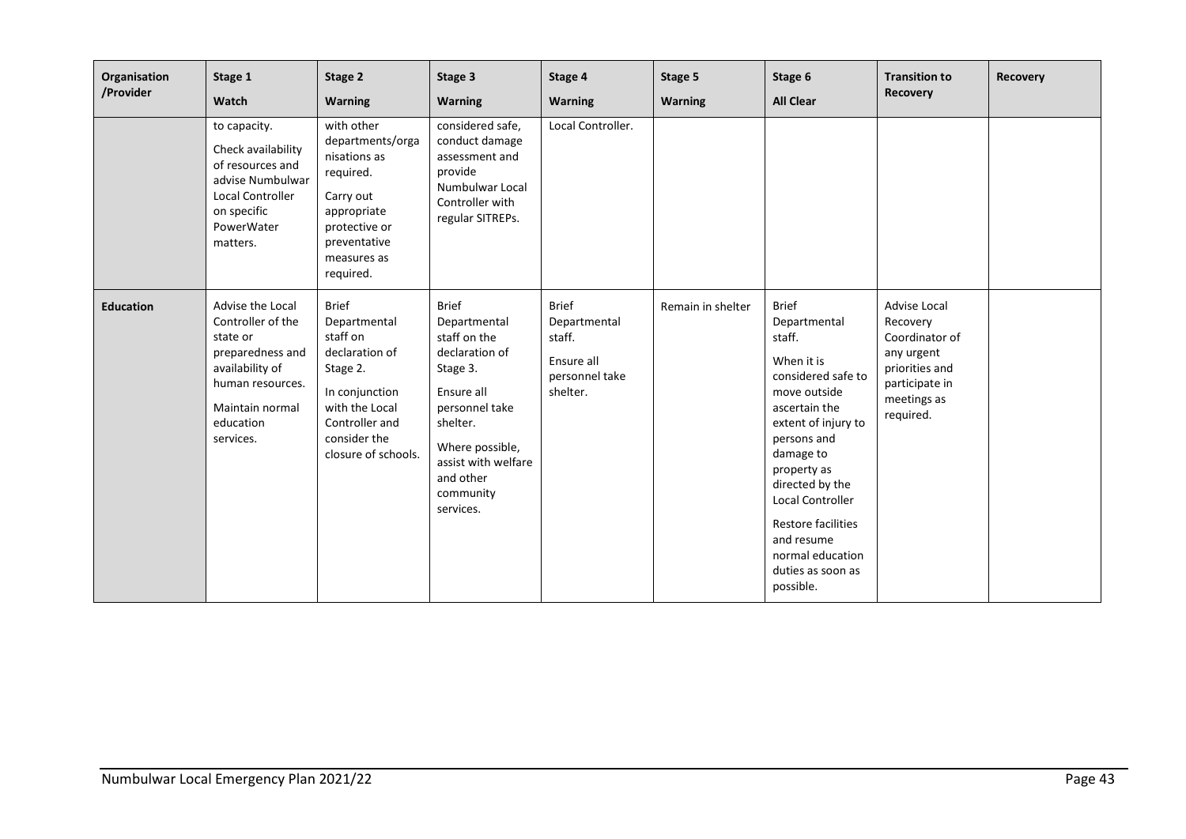| Organisation /Provider | Stage 1 Watch | Stage 2 Warning | Stage 3 Warning | Stage 4 Warning | Stage 5 Warning | Stage 6 All Clear | Transition to Recovery | Recovery |
|---|---|---|---|---|---|---|---|---|
| | to capacity. Check availability of resources and advise Numbulwar Local Controller on specific PowerWater matters. | with other departments/organisations as required. Carry out appropriate protective or preventative measures as required. | considered safe, conduct damage assessment and provide Numbulwar Local Controller with regular SITREPs. | Local Controller. | | | | |
| **Education** | Advise the Local Controller of the state or preparedness and availability of human resources. Maintain normal education services. | Brief Departmental staff on declaration of Stage 2. In conjunction with the Local Controller and consider the closure of schools. | Brief Departmental staff on the declaration of Stage 3. Ensure all personnel take shelter. Where possible, assist with welfare and other community services. | Brief Departmental staff. Ensure all personnel take shelter. | Remain in shelter | Brief Departmental staff. When it is considered safe to move outside ascertain the extent of injury to persons and damage to property as directed by the Local Controller Restore facilities and resume normal education duties as soon as possible. | Advise Local Recovery Coordinator of any urgent priorities and participate in meetings as required. | |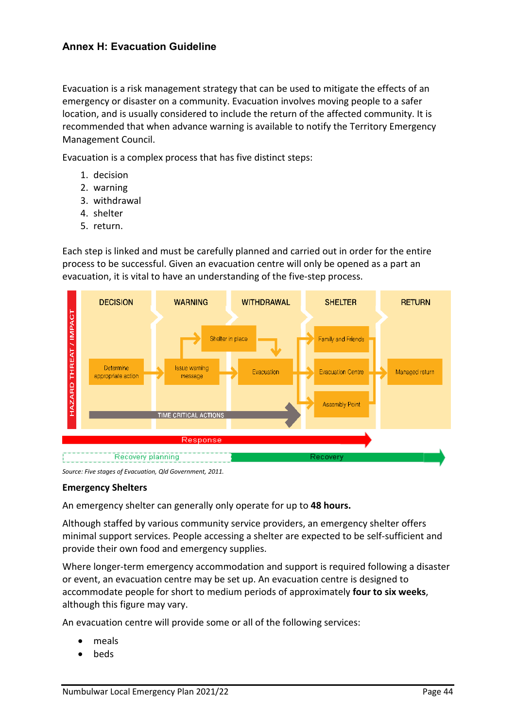## Annex H: Evacuation Guideline

Evacuation is a risk management strategy that can be used to mitigate the effects of an emergency or disaster on a community. Evacuation involves moving people to a safer location, and is usually considered to include the return of the affected community. It is recommended that when advance warning is available to notify the Territory Emergency Management Council.

Evacuation is a complex process that has five distinct steps:

1. decision
2. warning
3. withdrawal
4. shelter
5. return.

Each step is linked and must be carefully planned and carried out in order for the entire process to be successful. Given an evacuation centre will only be opened as a part an evacuation, it is vital to have an understanding of the five-step process.

HAZARD THREAT / IMPACT

DECISION — Determine appropriate action

WARNING — Issue warning message

WITHDRAWAL — Shelter in place; Evacuation

SHELTER — Family and Friends; Evacuation Centre; Assembly Point

RETURN — Managed return

TIME CRITICAL ACTIONS

Response

Recovery planning

Recovery

*Source: Five stages of Evacuation, Qld Government, 2011.*

**Emergency Shelters**

An emergency shelter can generally only operate for up to **48 hours.**

Although staffed by various community service providers, an emergency shelter offers minimal support services. People accessing a shelter are expected to be self-sufficient and provide their own food and emergency supplies.

Where longer-term emergency accommodation and support is required following a disaster or event, an evacuation centre may be set up. An evacuation centre is designed to accommodate people for short to medium periods of approximately **four to six weeks**, although this figure may vary.

An evacuation centre will provide some or all of the following services:

- meals
- beds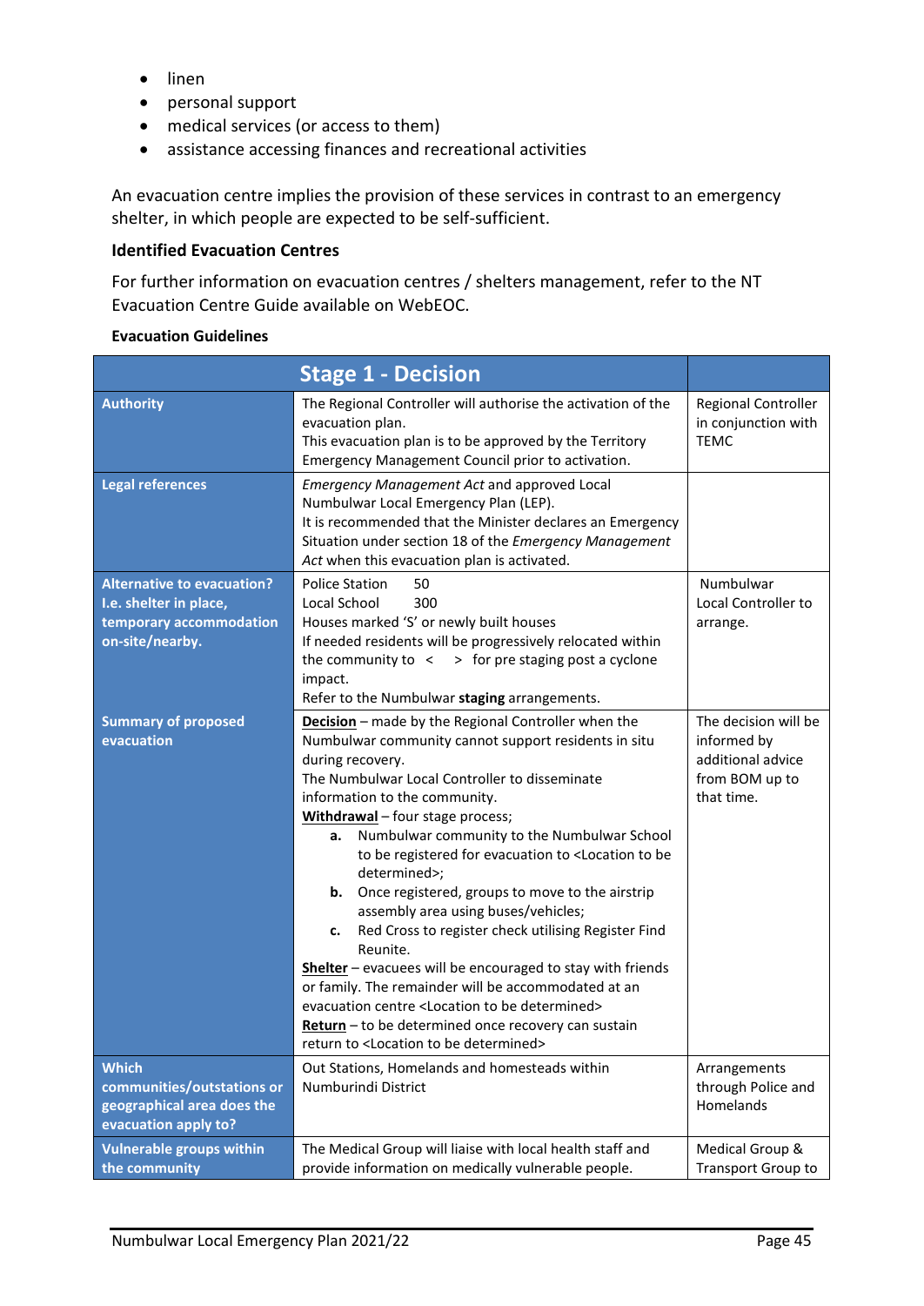- linen
- personal support
- medical services (or access to them)
- assistance accessing finances and recreational activities

An evacuation centre implies the provision of these services in contrast to an emergency shelter, in which people are expected to be self-sufficient.

**Identified Evacuation Centres**

For further information on evacuation centres / shelters management, refer to the NT Evacuation Centre Guide available on WebEOC.

**Evacuation Guidelines**

| | Stage 1 - Decision | |
|---|---|---|
| **Authority** | The Regional Controller will authorise the activation of the evacuation plan.<br>This evacuation plan is to be approved by the Territory Emergency Management Council prior to activation. | Regional Controller in conjunction with TEMC |
| **Legal references** | *Emergency Management Act* and approved Local Numbulwar Local Emergency Plan (LEP).<br>It is recommended that the Minister declares an Emergency Situation under section 18 of the *Emergency Management Act* when this evacuation plan is activated. | |
| **Alternative to evacuation? I.e. shelter in place, temporary accommodation on-site/nearby.** | Police Station 50<br>Local School 300<br>Houses marked 'S' or newly built houses<br>If needed residents will be progressively relocated within the community to < > for pre staging post a cyclone impact.<br>Refer to the Numbulwar **staging** arrangements. | Numbulwar Local Controller to arrange. |
| **Summary of proposed evacuation** | **<u>Decision</u>** – made by the Regional Controller when the Numbulwar community cannot support residents in situ during recovery.<br>The Numbulwar Local Controller to disseminate information to the community.<br>**<u>Withdrawal</u>** – four stage process;<br>**a.** Numbulwar community to the Numbulwar School to be registered for evacuation to <Location to be determined>;<br>**b.** Once registered, groups to move to the airstrip assembly area using buses/vehicles;<br>**c.** Red Cross to register check utilising Register Find Reunite.<br>**<u>Shelter</u>** – evacuees will be encouraged to stay with friends or family. The remainder will be accommodated at an evacuation centre <Location to be determined><br>**<u>Return</u>** – to be determined once recovery can sustain return to <Location to be determined> | The decision will be informed by additional advice from BOM up to that time. |
| **Which communities/outstations or geographical area does the evacuation apply to?** | Out Stations, Homelands and homesteads within Numburindi District | Arrangements through Police and Homelands |
| **Vulnerable groups within the community** | The Medical Group will liaise with local health staff and provide information on medically vulnerable people. | Medical Group & Transport Group to |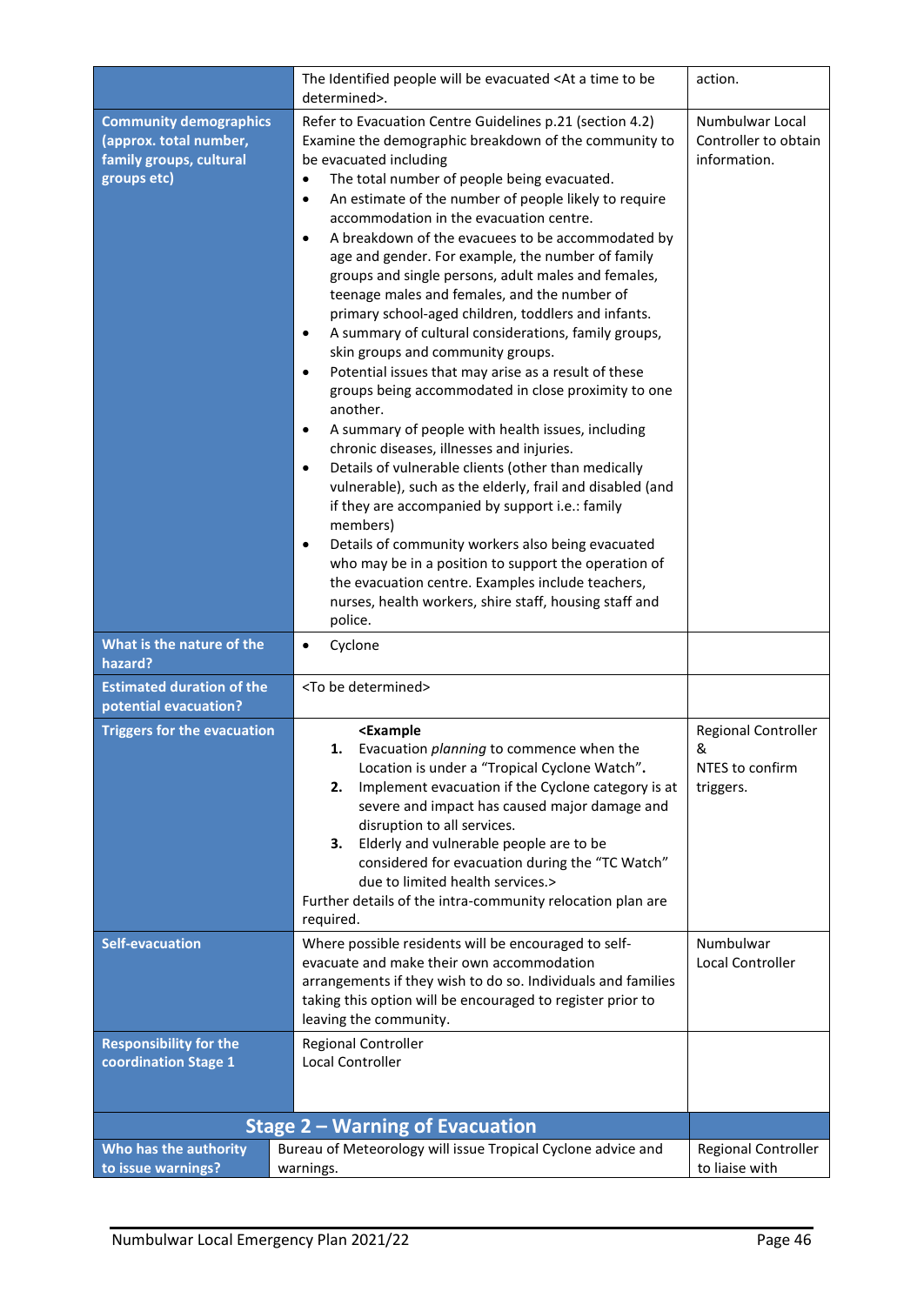| | | |
|---|---|---|
| | The Identified people will be evacuated <At a time to be determined>. | action. |
| **Community demographics (approx. total number, family groups, cultural groups etc)** | Refer to Evacuation Centre Guidelines p.21 (section 4.2) Examine the demographic breakdown of the community to be evacuated including<br>• The total number of people being evacuated.<br>• An estimate of the number of people likely to require accommodation in the evacuation centre.<br>• A breakdown of the evacuees to be accommodated by age and gender. For example, the number of family groups and single persons, adult males and females, teenage males and females, and the number of primary school-aged children, toddlers and infants.<br>• A summary of cultural considerations, family groups, skin groups and community groups.<br>• Potential issues that may arise as a result of these groups being accommodated in close proximity to one another.<br>• A summary of people with health issues, including chronic diseases, illnesses and injuries.<br>• Details of vulnerable clients (other than medically vulnerable), such as the elderly, frail and disabled (and if they are accompanied by support i.e.: family members)<br>• Details of community workers also being evacuated who may be in a position to support the operation of the evacuation centre. Examples include teachers, nurses, health workers, shire staff, housing staff and police. | Numbulwar Local Controller to obtain information. |
| **What is the nature of the hazard?** | • Cyclone | |
| **Estimated duration of the potential evacuation?** | <To be determined> | |
| **Triggers for the evacuation** | **<Example**<br>**1.** Evacuation *planning* to commence when the Location is under a "Tropical Cyclone Watch"**.**<br>**2.** Implement evacuation if the Cyclone category is at severe and impact has caused major damage and disruption to all services.<br>**3.** Elderly and vulnerable people are to be considered for evacuation during the "TC Watch" due to limited health services.><br>Further details of the intra-community relocation plan are required. | Regional Controller &<br>NTES to confirm triggers. |
| **Self-evacuation** | Where possible residents will be encouraged to self-evacuate and make their own accommodation arrangements if they wish to do so. Individuals and families taking this option will be encouraged to register prior to leaving the community. | Numbulwar Local Controller |
| **Responsibility for the coordination Stage 1** | Regional Controller<br>Local Controller | |
| **Stage 2 – Warning of Evacuation** | | |
| **Who has the authority to issue warnings?** | Bureau of Meteorology will issue Tropical Cyclone advice and warnings. | Regional Controller to liaise with |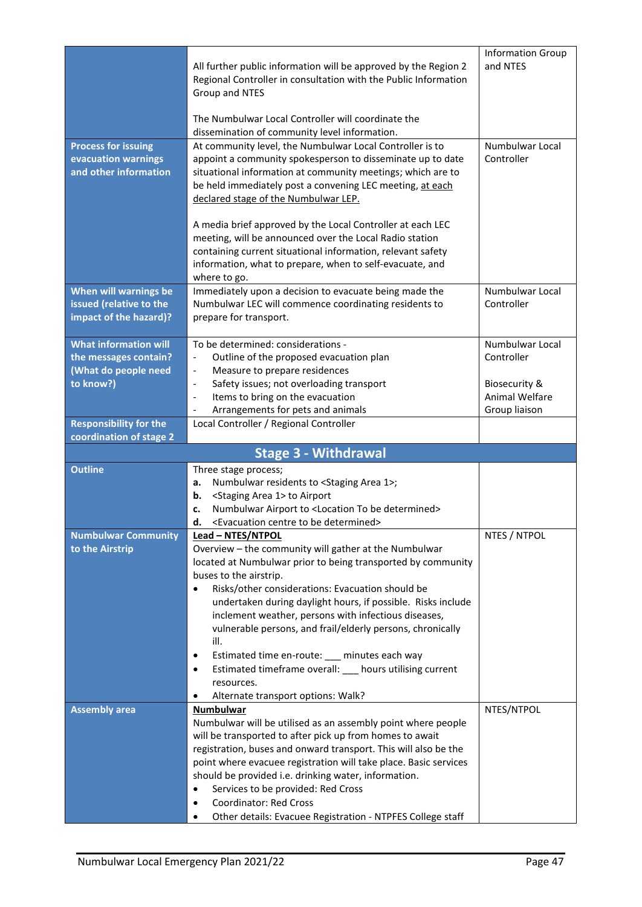| | | |
|---|---|---|
| | All further public information will be approved by the Region 2 Regional Controller in consultation with the Public Information Group and NTES<br><br>The Numbulwar Local Controller will coordinate the dissemination of community level information. | Information Group and NTES |
| **Process for issuing evacuation warnings and other information** | At community level, the Numbulwar Local Controller is to appoint a community spokesperson to disseminate up to date situational information at community meetings; which are to be held immediately post a convening LEC meeting, <u>at each declared stage of the Numbulwar LEP.</u><br><br>A media brief approved by the Local Controller at each LEC meeting, will be announced over the Local Radio station containing current situational information, relevant safety information, what to prepare, when to self-evacuate, and where to go. | Numbulwar Local Controller |
| **When will warnings be issued (relative to the impact of the hazard)?** | Immediately upon a decision to evacuate being made the Numbulwar LEC will commence coordinating residents to prepare for transport. | Numbulwar Local Controller |
| **What information will the messages contain? (What do people need to know?)** | To be determined: considerations -<br>- Outline of the proposed evacuation plan<br>- Measure to prepare residences<br>- Safety issues; not overloading transport<br>- Items to bring on the evacuation<br>- Arrangements for pets and animals | Numbulwar Local Controller<br><br>Biosecurity & Animal Welfare Group liaison |
| **Responsibility for the coordination of stage 2** | Local Controller / Regional Controller | |
| **Stage 3 - Withdrawal** | | |
| **Outline** | Three stage process;<br>**a.** Numbulwar residents to <Staging Area 1>;<br>**b.** <Staging Area 1> to Airport<br>**c.** Numbulwar Airport to <Location To be determined><br>**d.** <Evacuation centre to be determined> | |
| **Numbulwar Community to the Airstrip** | <u>**Lead – NTES/NTPOL**</u><br>Overview – the community will gather at the Numbulwar located at Numbulwar prior to being transported by community buses to the airstrip.<br>• Risks/other considerations: Evacuation should be undertaken during daylight hours, if possible. Risks include inclement weather, persons with infectious diseases, vulnerable persons, and frail/elderly persons, chronically ill.<br>• Estimated time en-route: ___ minutes each way<br>• Estimated timeframe overall: ___ hours utilising current resources.<br>• Alternate transport options: Walk? | NTES / NTPOL |
| **Assembly area** | <u>**Numbulwar**</u><br>Numbulwar will be utilised as an assembly point where people will be transported to after pick up from homes to await registration, buses and onward transport. This will also be the point where evacuee registration will take place. Basic services should be provided i.e. drinking water, information.<br>• Services to be provided: Red Cross<br>• Coordinator: Red Cross<br>• Other details: Evacuee Registration - NTPFES College staff | NTES/NTPOL |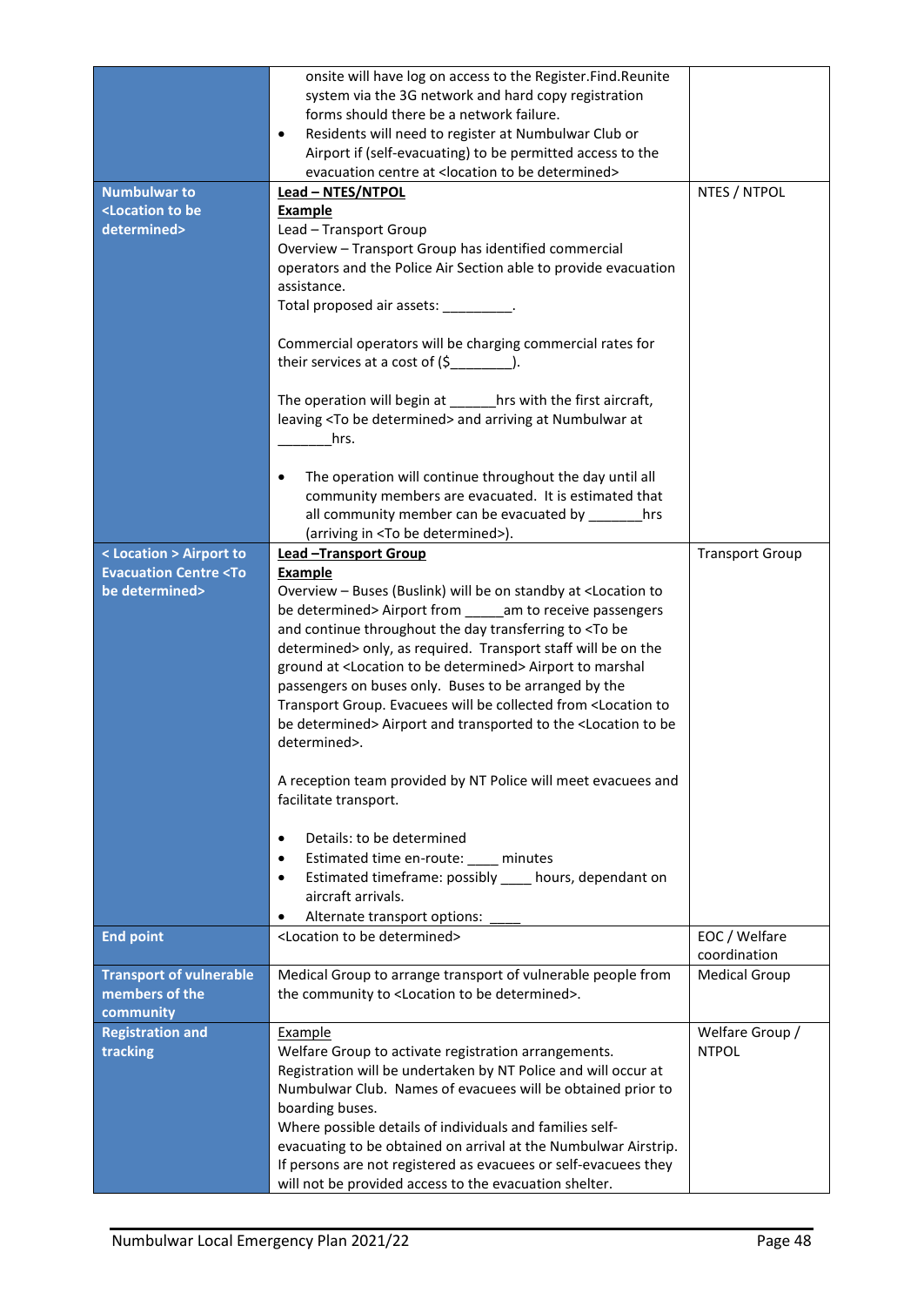| | | |
|---|---|---|
| | onsite will have log on access to the Register.Find.Reunite system via the 3G network and hard copy registration forms should there be a network failure.<br>• Residents will need to register at Numbulwar Club or Airport if (self-evacuating) to be permitted access to the evacuation centre at <location to be determined> | |
| **Numbulwar to <Location to be determined>** | **Lead – NTES/NTPOL**<br>**Example**<br>Lead – Transport Group<br>Overview – Transport Group has identified commercial operators and the Police Air Section able to provide evacuation assistance.<br>Total proposed air assets: _________.<br><br>Commercial operators will be charging commercial rates for their services at a cost of ($________).<br><br>The operation will begin at ______hrs with the first aircraft, leaving <To be determined> and arriving at Numbulwar at _______hrs.<br><br>• The operation will continue throughout the day until all community members are evacuated. It is estimated that all community member can be evacuated by _______hrs (arriving in <To be determined>). | NTES / NTPOL |
| **< Location > Airport to Evacuation Centre <To be determined>** | **Lead –Transport Group**<br>**Example**<br>Overview – Buses (Buslink) will be on standby at <Location to be determined> Airport from _____am to receive passengers and continue throughout the day transferring to <To be determined> only, as required. Transport staff will be on the ground at <Location to be determined> Airport to marshal passengers on buses only. Buses to be arranged by the Transport Group. Evacuees will be collected from <Location to be determined> Airport and transported to the <Location to be determined>.<br><br>A reception team provided by NT Police will meet evacuees and facilitate transport.<br><br>• Details: to be determined<br>• Estimated time en-route: ____ minutes<br>• Estimated timeframe: possibly ____ hours, dependant on aircraft arrivals.<br>• Alternate transport options: ____ | Transport Group |
| **End point** | <Location to be determined> | EOC / Welfare coordination |
| **Transport of vulnerable members of the community** | Medical Group to arrange transport of vulnerable people from the community to <Location to be determined>. | Medical Group |
| **Registration and tracking** | Example<br>Welfare Group to activate registration arrangements. Registration will be undertaken by NT Police and will occur at Numbulwar Club. Names of evacuees will be obtained prior to boarding buses.<br>Where possible details of individuals and families self-evacuating to be obtained on arrival at the Numbulwar Airstrip. If persons are not registered as evacuees or self-evacuees they will not be provided access to the evacuation shelter. | Welfare Group / NTPOL |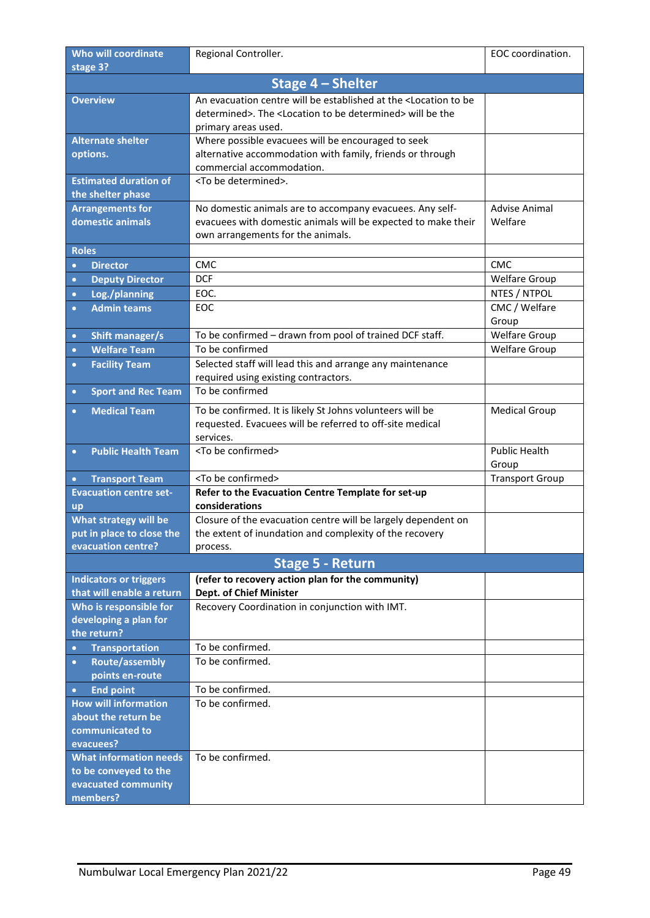| | | |
|---|---|---|
| **Who will coordinate stage 3?** | Regional Controller. | EOC coordination. |
| **Stage 4 – Shelter** | | |
| **Overview** | An evacuation centre will be established at the <Location to be determined>. The <Location to be determined> will be the primary areas used. | |
| **Alternate shelter options.** | Where possible evacuees will be encouraged to seek alternative accommodation with family, friends or through commercial accommodation. | |
| **Estimated duration of the shelter phase** | <To be determined>. | |
| **Arrangements for domestic animals** | No domestic animals are to accompany evacuees. Any self-evacuees with domestic animals will be expected to make their own arrangements for the animals. | Advise Animal Welfare |
| **Roles** | | |
| • **Director** | CMC | CMC |
| • **Deputy Director** | DCF | Welfare Group |
| • **Log./planning** | EOC. | NTES / NTPOL |
| • **Admin teams** | EOC | CMC / Welfare Group |
| • **Shift manager/s** | To be confirmed – drawn from pool of trained DCF staff. | Welfare Group |
| • **Welfare Team** | To be confirmed | Welfare Group |
| • **Facility Team** | Selected staff will lead this and arrange any maintenance required using existing contractors. | |
| • **Sport and Rec Team** | To be confirmed | |
| • **Medical Team** | To be confirmed. It is likely St Johns volunteers will be requested. Evacuees will be referred to off-site medical services. | Medical Group |
| • **Public Health Team** | <To be confirmed> | Public Health Group |
| • **Transport Team** | <To be confirmed> | Transport Group |
| **Evacuation centre set-up** | **Refer to the Evacuation Centre Template for set-up considerations** | |
| **What strategy will be put in place to close the evacuation centre?** | Closure of the evacuation centre will be largely dependent on the extent of inundation and complexity of the recovery process. | |
| **Stage 5 - Return** | | |
| **Indicators or triggers that will enable a return** | **(refer to recovery action plan for the community) Dept. of Chief Minister** | |
| **Who is responsible for developing a plan for the return?** | Recovery Coordination in conjunction with IMT. | |
| • **Transportation** | To be confirmed. | |
| • **Route/assembly points en-route** | To be confirmed. | |
| • **End point** | To be confirmed. | |
| **How will information about the return be communicated to evacuees?** | To be confirmed. | |
| **What information needs to be conveyed to the evacuated community members?** | To be confirmed. | |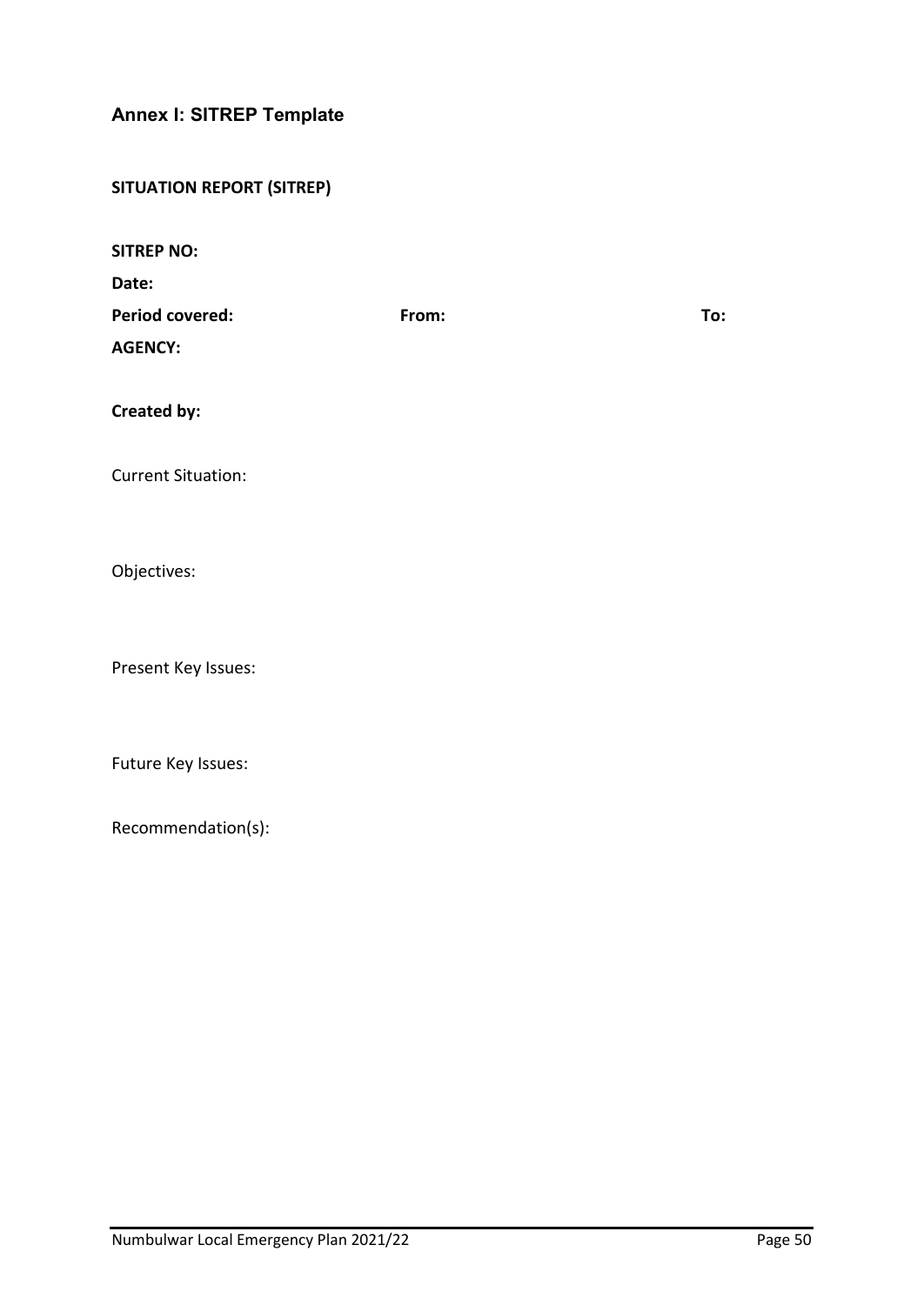## Annex I: SITREP Template

**SITUATION REPORT (SITREP)**

**SITREP NO:**

**Date:**

**Period covered:** **From:** **To:**

**AGENCY:**

**Created by:**

Current Situation:

Objectives:

Present Key Issues:

Future Key Issues:

Recommendation(s):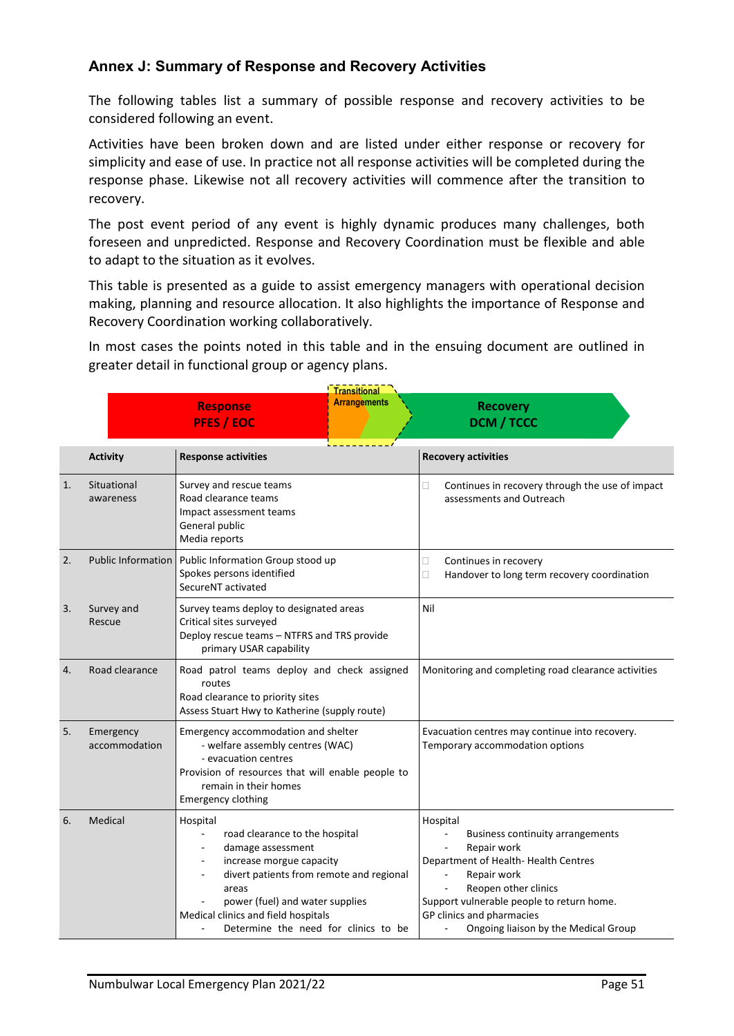## Annex J: Summary of Response and Recovery Activities

The following tables list a summary of possible response and recovery activities to be considered following an event.

Activities have been broken down and are listed under either response or recovery for simplicity and ease of use. In practice not all response activities will be completed during the response phase. Likewise not all recovery activities will commence after the transition to recovery.

The post event period of any event is highly dynamic produces many challenges, both foreseen and unpredicted. Response and Recovery Coordination must be flexible and able to adapt to the situation as it evolves.

This table is presented as a guide to assist emergency managers with operational decision making, planning and resource allocation. It also highlights the importance of Response and Recovery Coordination working collaboratively.

In most cases the points noted in this table and in the ensuing document are outlined in greater detail in functional group or agency plans.

**Response PFES / EOC** → **Transitional Arrangements** → **Recovery DCM / TCCC**

| | Activity | Response activities | Recovery activities |
|---|---|---|---|
| 1. | Situational awareness | Survey and rescue teams<br>Road clearance teams<br>Impact assessment teams<br>General public<br>Media reports | - Continues in recovery through the use of impact assessments and Outreach |
| 2. | Public Information | Public Information Group stood up<br>Spokes persons identified<br>SecureNT activated | - Continues in recovery<br>- Handover to long term recovery coordination |
| 3. | Survey and Rescue | Survey teams deploy to designated areas<br>Critical sites surveyed<br>Deploy rescue teams – NTFRS and TRS provide primary USAR capability | Nil |
| 4. | Road clearance | Road patrol teams deploy and check assigned routes<br>Road clearance to priority sites<br>Assess Stuart Hwy to Katherine (supply route) | Monitoring and completing road clearance activities |
| 5. | Emergency accommodation | Emergency accommodation and shelter<br>- welfare assembly centres (WAC)<br>- evacuation centres<br>Provision of resources that will enable people to remain in their homes<br>Emergency clothing | Evacuation centres may continue into recovery.<br>Temporary accommodation options |
| 6. | Medical | Hospital<br>- road clearance to the hospital<br>- damage assessment<br>- increase morgue capacity<br>- divert patients from remote and regional areas<br>- power (fuel) and water supplies<br>Medical clinics and field hospitals<br>- Determine the need for clinics to be | Hospital<br>- Business continuity arrangements<br>- Repair work<br>Department of Health- Health Centres<br>- Repair work<br>- Reopen other clinics<br>Support vulnerable people to return home.<br>GP clinics and pharmacies<br>- Ongoing liaison by the Medical Group |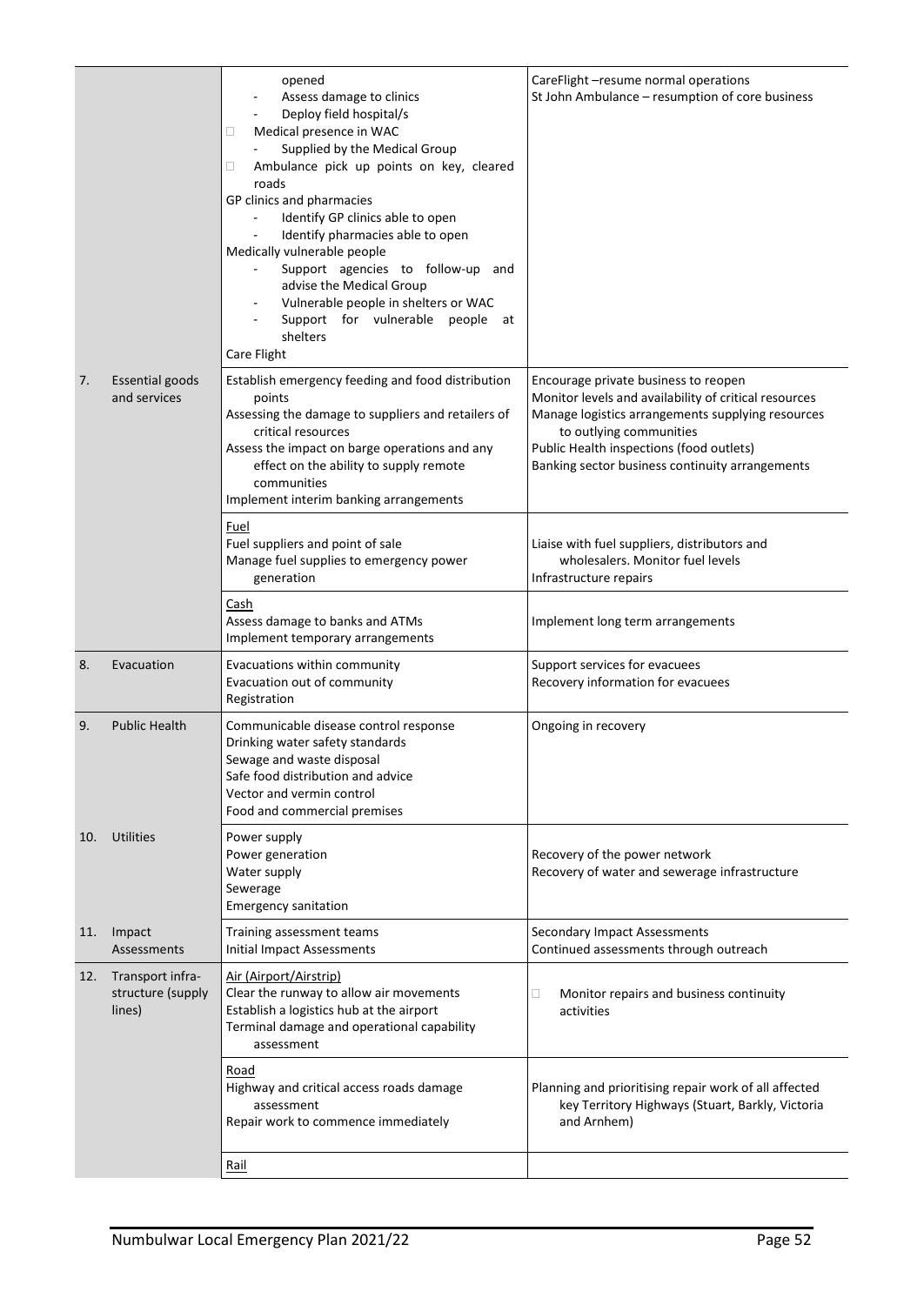| | | | |
|---|---|---|---|
| | | opened<br>- Assess damage to clinics<br>- Deploy field hospital/s<br>□ Medical presence in WAC<br>- Supplied by the Medical Group<br>□ Ambulance pick up points on key, cleared roads<br>GP clinics and pharmacies<br>- Identify GP clinics able to open<br>- Identify pharmacies able to open<br>Medically vulnerable people<br>- Support agencies to follow-up and advise the Medical Group<br>- Vulnerable people in shelters or WAC<br>- Support for vulnerable people at shelters<br>Care Flight | CareFlight –resume normal operations<br>St John Ambulance – resumption of core business |
| 7. | Essential goods and services | Establish emergency feeding and food distribution points<br>Assessing the damage to suppliers and retailers of critical resources<br>Assess the impact on barge operations and any effect on the ability to supply remote communities<br>Implement interim banking arrangements | Encourage private business to reopen<br>Monitor levels and availability of critical resources<br>Manage logistics arrangements supplying resources to outlying communities<br>Public Health inspections (food outlets)<br>Banking sector business continuity arrangements |
| | | Fuel<br>Fuel suppliers and point of sale<br>Manage fuel supplies to emergency power generation | Liaise with fuel suppliers, distributors and wholesalers. Monitor fuel levels<br>Infrastructure repairs |
| | | Cash<br>Assess damage to banks and ATMs<br>Implement temporary arrangements | Implement long term arrangements |
| 8. | Evacuation | Evacuations within community<br>Evacuation out of community<br>Registration | Support services for evacuees<br>Recovery information for evacuees |
| 9. | Public Health | Communicable disease control response<br>Drinking water safety standards<br>Sewage and waste disposal<br>Safe food distribution and advice<br>Vector and vermin control<br>Food and commercial premises | Ongoing in recovery |
| 10. | Utilities | Power supply<br>Power generation<br>Water supply<br>Sewerage<br>Emergency sanitation | Recovery of the power network<br>Recovery of water and sewerage infrastructure |
| 11. | Impact Assessments | Training assessment teams<br>Initial Impact Assessments | Secondary Impact Assessments<br>Continued assessments through outreach |
| 12. | Transport infra-structure (supply lines) | Air (Airport/Airstrip)<br>Clear the runway to allow air movements<br>Establish a logistics hub at the airport<br>Terminal damage and operational capability assessment | □ Monitor repairs and business continuity activities |
| | | Road<br>Highway and critical access roads damage assessment<br>Repair work to commence immediately | Planning and prioritising repair work of all affected key Territory Highways (Stuart, Barkly, Victoria and Arnhem) |
| | | Rail | |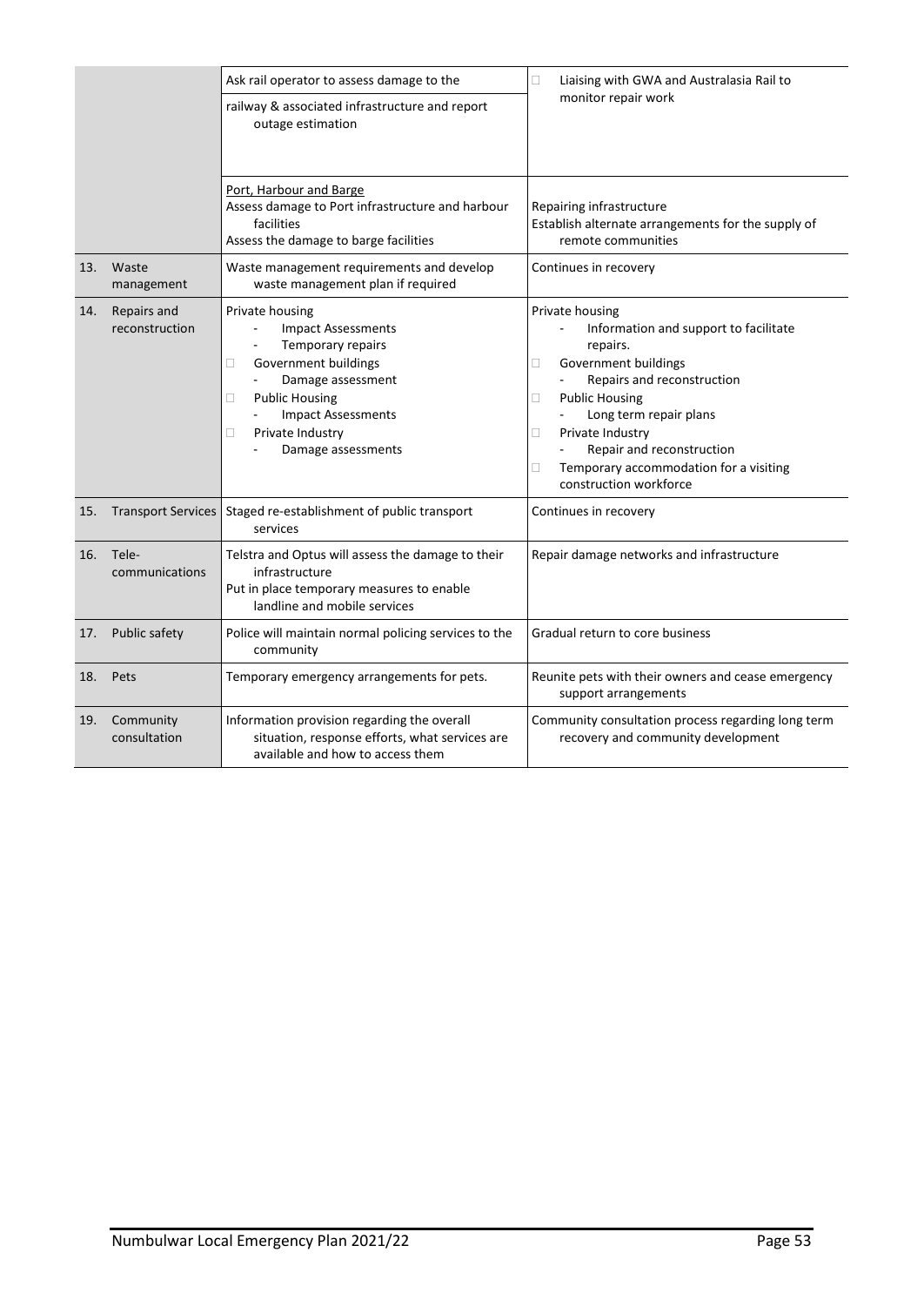| | | | |
|---|---|---|---|
| | | Ask rail operator to assess damage to the railway & associated infrastructure and report outage estimation | □ Liaising with GWA and Australasia Rail to monitor repair work |
| | | Port, Harbour and Barge<br>Assess damage to Port infrastructure and harbour facilities<br>Assess the damage to barge facilities | Repairing infrastructure<br>Establish alternate arrangements for the supply of remote communities |
| 13. | Waste management | Waste management requirements and develop waste management plan if required | Continues in recovery |
| 14. | Repairs and reconstruction | Private housing<br>- Impact Assessments<br>- Temporary repairs<br>□ Government buildings<br>- Damage assessment<br>□ Public Housing<br>- Impact Assessments<br>□ Private Industry<br>- Damage assessments | Private housing<br>- Information and support to facilitate repairs.<br>□ Government buildings<br>- Repairs and reconstruction<br>□ Public Housing<br>- Long term repair plans<br>□ Private Industry<br>- Repair and reconstruction<br>□ Temporary accommodation for a visiting construction workforce |
| 15. | Transport Services | Staged re-establishment of public transport services | Continues in recovery |
| 16. | Tele-communications | Telstra and Optus will assess the damage to their infrastructure<br>Put in place temporary measures to enable landline and mobile services | Repair damage networks and infrastructure |
| 17. | Public safety | Police will maintain normal policing services to the community | Gradual return to core business |
| 18. | Pets | Temporary emergency arrangements for pets. | Reunite pets with their owners and cease emergency support arrangements |
| 19. | Community consultation | Information provision regarding the overall situation, response efforts, what services are available and how to access them | Community consultation process regarding long term recovery and community development |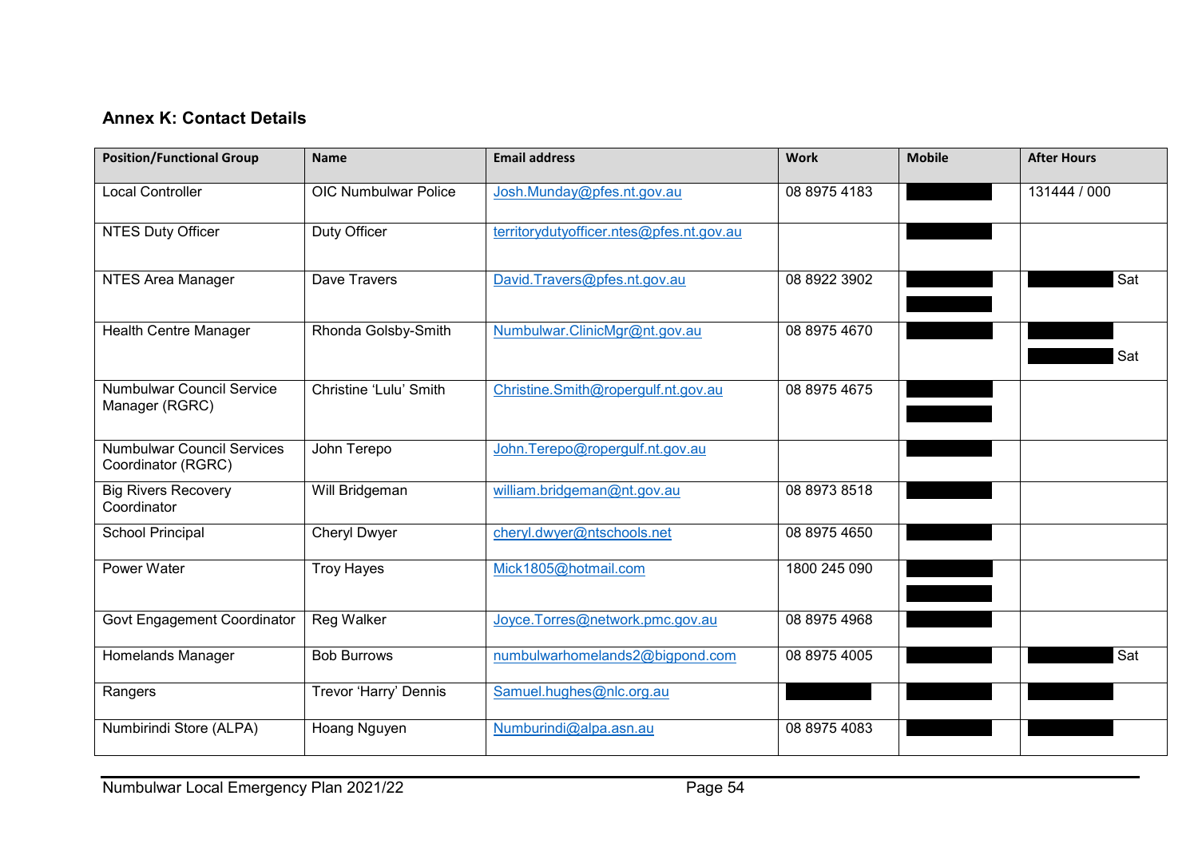## Annex K: Contact Details

| Position/Functional Group | Name | Email address | Work | Mobile | After Hours |
|---|---|---|---|---|---|
| Local Controller | OIC Numbulwar Police | Josh.Munday@pfes.nt.gov.au | 08 8975 4183 | | 131444 / 000 |
| NTES Duty Officer | Duty Officer | territorydutyofficer.ntes@pfes.nt.gov.au | | | |
| NTES Area Manager | Dave Travers | David.Travers@pfes.nt.gov.au | 08 8922 3902 | | Sat |
| Health Centre Manager | Rhonda Golsby-Smith | Numbulwar.ClinicMgr@nt.gov.au | 08 8975 4670 | | Sat |
| Numbulwar Council Service Manager (RGRC) | Christine 'Lulu' Smith | Christine.Smith@ropergulf.nt.gov.au | 08 8975 4675 | | |
| Numbulwar Council Services Coordinator (RGRC) | John Terepo | John.Terepo@ropergulf.nt.gov.au | | | |
| Big Rivers Recovery Coordinator | Will Bridgeman | william.bridgeman@nt.gov.au | 08 8973 8518 | | |
| School Principal | Cheryl Dwyer | cheryl.dwyer@ntschools.net | 08 8975 4650 | | |
| Power Water | Troy Hayes | Mick1805@hotmail.com | 1800 245 090 | | |
| Govt Engagement Coordinator | Reg Walker | Joyce.Torres@network.pmc.gov.au | 08 8975 4968 | | |
| Homelands Manager | Bob Burrows | numbulwarhomelands2@bigpond.com | 08 8975 4005 | | Sat |
| Rangers | Trevor 'Harry' Dennis | Samuel.hughes@nlc.org.au | | | |
| Numbirindi Store (ALPA) | Hoang Nguyen | Numburindi@alpa.asn.au | 08 8975 4083 | | |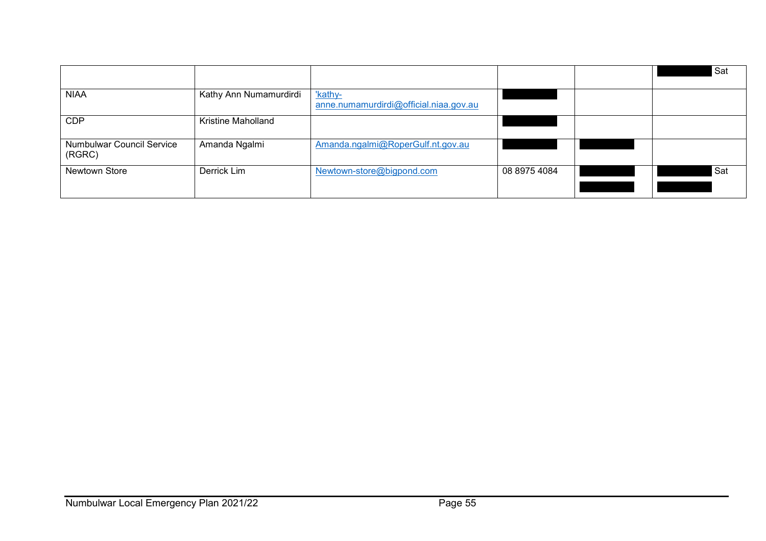| | | | | | |
|---|---|---|---|---|---|
| | | | | | Sat |
| NIAA | Kathy Ann Numamurdirdi | 'kathy-anne.numamurdirdi@official.niaa.gov.au | | | |
| CDP | Kristine Maholland | | | | |
| Numbulwar Council Service (RGRC) | Amanda Ngalmi | Amanda.ngalmi@RoperGulf.nt.gov.au | | | |
| Newtown Store | Derrick Lim | Newtown-store@bigpond.com | 08 8975 4084 | | Sat |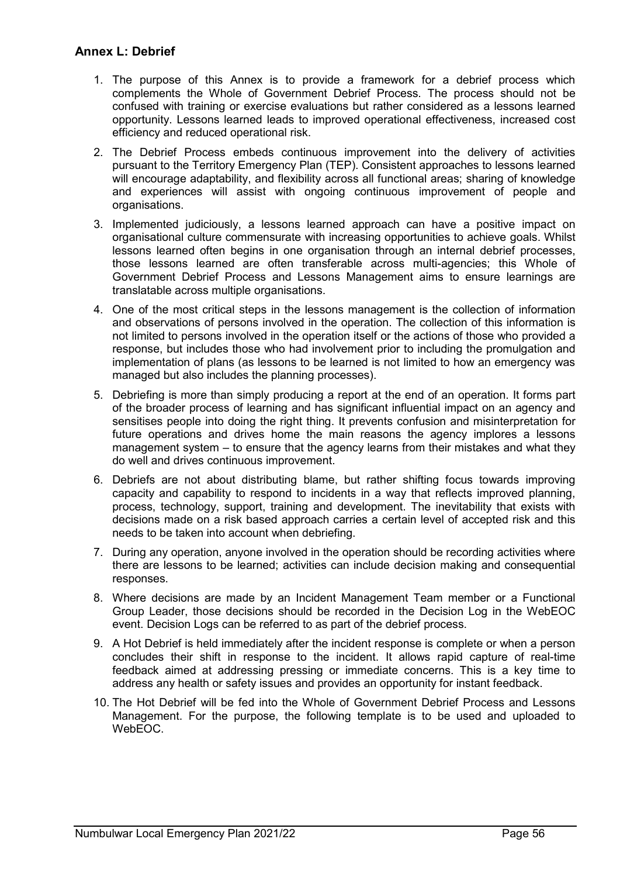## Annex L: Debrief

1. The purpose of this Annex is to provide a framework for a debrief process which complements the Whole of Government Debrief Process. The process should not be confused with training or exercise evaluations but rather considered as a lessons learned opportunity. Lessons learned leads to improved operational effectiveness, increased cost efficiency and reduced operational risk.
2. The Debrief Process embeds continuous improvement into the delivery of activities pursuant to the Territory Emergency Plan (TEP). Consistent approaches to lessons learned will encourage adaptability, and flexibility across all functional areas; sharing of knowledge and experiences will assist with ongoing continuous improvement of people and organisations.
3. Implemented judiciously, a lessons learned approach can have a positive impact on organisational culture commensurate with increasing opportunities to achieve goals. Whilst lessons learned often begins in one organisation through an internal debrief processes, those lessons learned are often transferable across multi-agencies; this Whole of Government Debrief Process and Lessons Management aims to ensure learnings are translatable across multiple organisations.
4. One of the most critical steps in the lessons management is the collection of information and observations of persons involved in the operation. The collection of this information is not limited to persons involved in the operation itself or the actions of those who provided a response, but includes those who had involvement prior to including the promulgation and implementation of plans (as lessons to be learned is not limited to how an emergency was managed but also includes the planning processes).
5. Debriefing is more than simply producing a report at the end of an operation. It forms part of the broader process of learning and has significant influential impact on an agency and sensitises people into doing the right thing. It prevents confusion and misinterpretation for future operations and drives home the main reasons the agency implores a lessons management system – to ensure that the agency learns from their mistakes and what they do well and drives continuous improvement.
6. Debriefs are not about distributing blame, but rather shifting focus towards improving capacity and capability to respond to incidents in a way that reflects improved planning, process, technology, support, training and development. The inevitability that exists with decisions made on a risk based approach carries a certain level of accepted risk and this needs to be taken into account when debriefing.
7. During any operation, anyone involved in the operation should be recording activities where there are lessons to be learned; activities can include decision making and consequential responses.
8. Where decisions are made by an Incident Management Team member or a Functional Group Leader, those decisions should be recorded in the Decision Log in the WebEOC event. Decision Logs can be referred to as part of the debrief process.
9. A Hot Debrief is held immediately after the incident response is complete or when a person concludes their shift in response to the incident. It allows rapid capture of real-time feedback aimed at addressing pressing or immediate concerns. This is a key time to address any health or safety issues and provides an opportunity for instant feedback.
10. The Hot Debrief will be fed into the Whole of Government Debrief Process and Lessons Management. For the purpose, the following template is to be used and uploaded to WebEOC.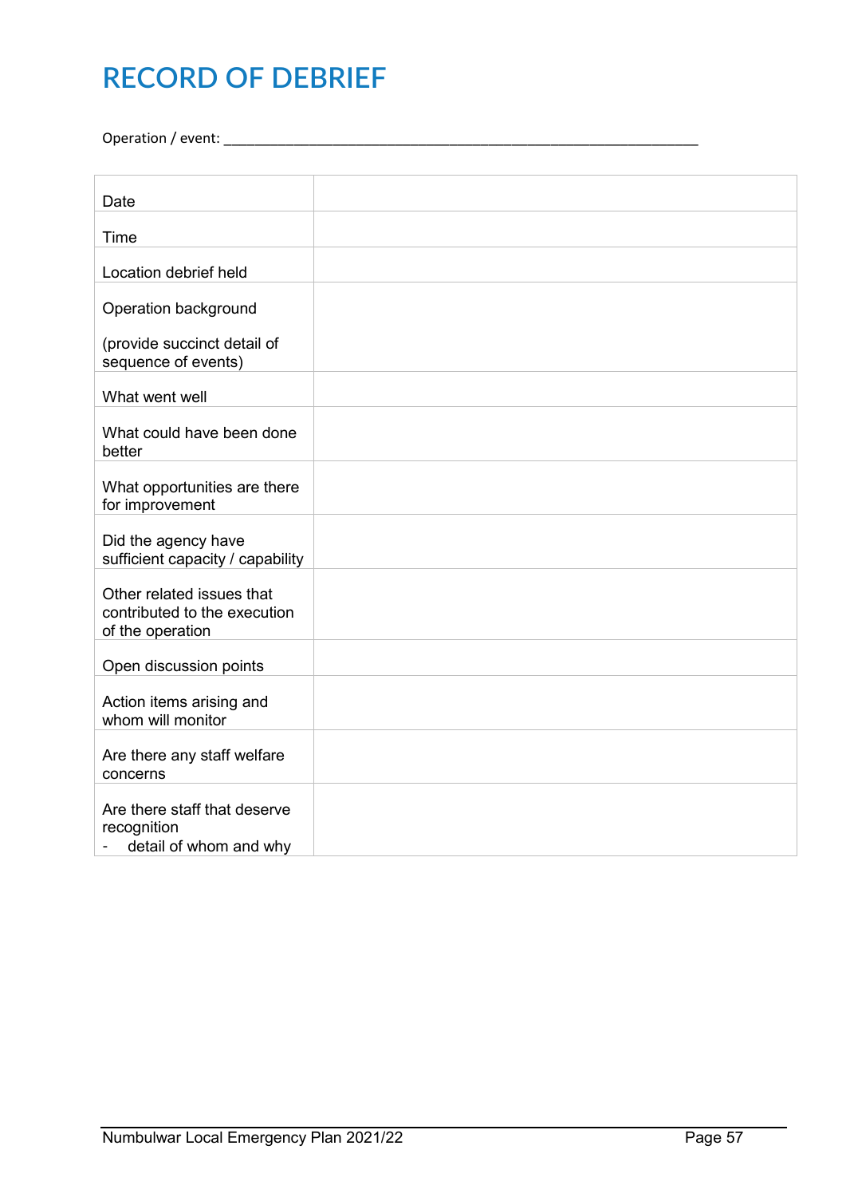# RECORD OF DEBRIEF

Operation / event: ______________________________________________________________

| | |
|---|---|
| Date | |
| Time | |
| Location debrief held | |
| Operation background<br><br>(provide succinct detail of sequence of events) | |
| What went well | |
| What could have been done better | |
| What opportunities are there for improvement | |
| Did the agency have sufficient capacity / capability | |
| Other related issues that contributed to the execution of the operation | |
| Open discussion points | |
| Action items arising and whom will monitor | |
| Are there any staff welfare concerns | |
| Are there staff that deserve recognition<br>- detail of whom and why | |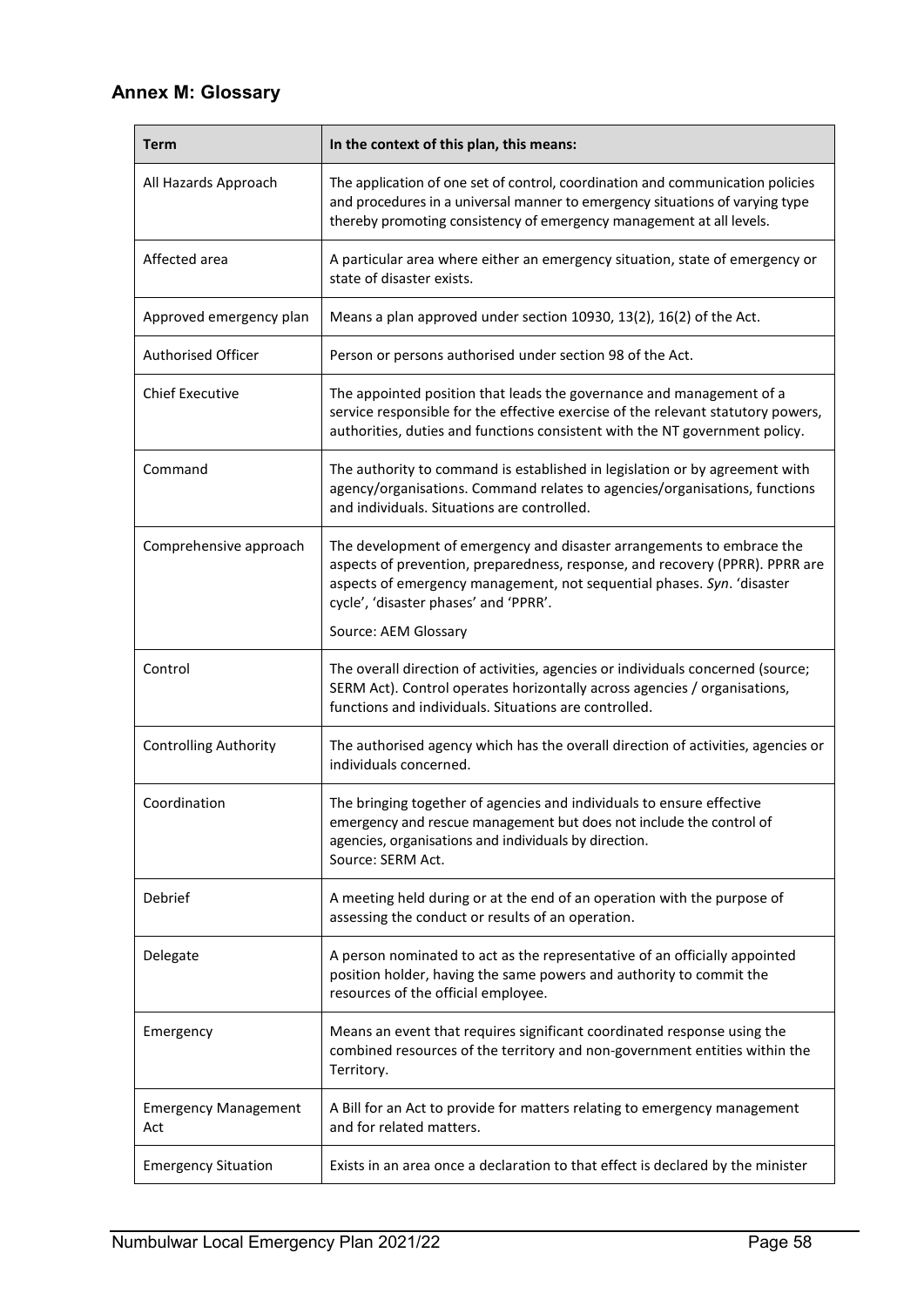## Annex M: Glossary

| Term | In the context of this plan, this means: |
|---|---|
| All Hazards Approach | The application of one set of control, coordination and communication policies and procedures in a universal manner to emergency situations of varying type thereby promoting consistency of emergency management at all levels. |
| Affected area | A particular area where either an emergency situation, state of emergency or state of disaster exists. |
| Approved emergency plan | Means a plan approved under section 10930, 13(2), 16(2) of the Act. |
| Authorised Officer | Person or persons authorised under section 98 of the Act. |
| Chief Executive | The appointed position that leads the governance and management of a service responsible for the effective exercise of the relevant statutory powers, authorities, duties and functions consistent with the NT government policy. |
| Command | The authority to command is established in legislation or by agreement with agency/organisations. Command relates to agencies/organisations, functions and individuals. Situations are controlled. |
| Comprehensive approach | The development of emergency and disaster arrangements to embrace the aspects of prevention, preparedness, response, and recovery (PPRR). PPRR are aspects of emergency management, not sequential phases. *Syn*. 'disaster cycle', 'disaster phases' and 'PPRR'.<br><br>Source: AEM Glossary |
| Control | The overall direction of activities, agencies or individuals concerned (source; SERM Act). Control operates horizontally across agencies / organisations, functions and individuals. Situations are controlled. |
| Controlling Authority | The authorised agency which has the overall direction of activities, agencies or individuals concerned. |
| Coordination | The bringing together of agencies and individuals to ensure effective emergency and rescue management but does not include the control of agencies, organisations and individuals by direction.<br>Source: SERM Act. |
| Debrief | A meeting held during or at the end of an operation with the purpose of assessing the conduct or results of an operation. |
| Delegate | A person nominated to act as the representative of an officially appointed position holder, having the same powers and authority to commit the resources of the official employee. |
| Emergency | Means an event that requires significant coordinated response using the combined resources of the territory and non-government entities within the Territory. |
| Emergency Management Act | A Bill for an Act to provide for matters relating to emergency management and for related matters. |
| Emergency Situation | Exists in an area once a declaration to that effect is declared by the minister |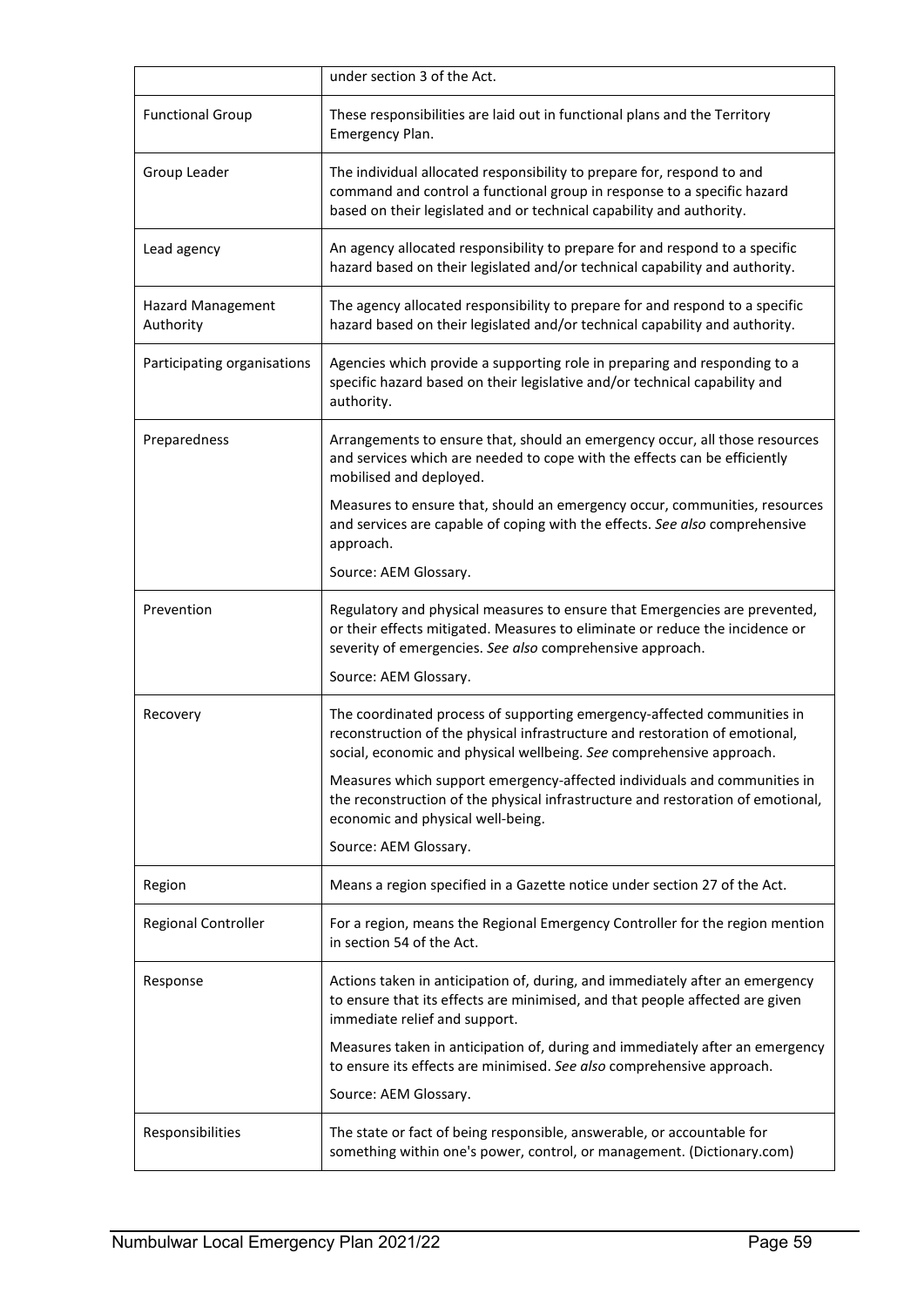| | |
|---|---|
| | under section 3 of the Act. |
| Functional Group | These responsibilities are laid out in functional plans and the Territory Emergency Plan. |
| Group Leader | The individual allocated responsibility to prepare for, respond to and command and control a functional group in response to a specific hazard based on their legislated and or technical capability and authority. |
| Lead agency | An agency allocated responsibility to prepare for and respond to a specific hazard based on their legislated and/or technical capability and authority. |
| Hazard Management Authority | The agency allocated responsibility to prepare for and respond to a specific hazard based on their legislated and/or technical capability and authority. |
| Participating organisations | Agencies which provide a supporting role in preparing and responding to a specific hazard based on their legislative and/or technical capability and authority. |
| Preparedness | Arrangements to ensure that, should an emergency occur, all those resources and services which are needed to cope with the effects can be efficiently mobilised and deployed.<br><br>Measures to ensure that, should an emergency occur, communities, resources and services are capable of coping with the effects. *See also* comprehensive approach.<br><br>Source: AEM Glossary. |
| Prevention | Regulatory and physical measures to ensure that Emergencies are prevented, or their effects mitigated. Measures to eliminate or reduce the incidence or severity of emergencies. *See also* comprehensive approach.<br><br>Source: AEM Glossary. |
| Recovery | The coordinated process of supporting emergency-affected communities in reconstruction of the physical infrastructure and restoration of emotional, social, economic and physical wellbeing. *See* comprehensive approach.<br><br>Measures which support emergency-affected individuals and communities in the reconstruction of the physical infrastructure and restoration of emotional, economic and physical well-being.<br><br>Source: AEM Glossary. |
| Region | Means a region specified in a Gazette notice under section 27 of the Act. |
| Regional Controller | For a region, means the Regional Emergency Controller for the region mention in section 54 of the Act. |
| Response | Actions taken in anticipation of, during, and immediately after an emergency to ensure that its effects are minimised, and that people affected are given immediate relief and support.<br><br>Measures taken in anticipation of, during and immediately after an emergency to ensure its effects are minimised. *See also* comprehensive approach.<br><br>Source: AEM Glossary. |
| Responsibilities | The state or fact of being responsible, answerable, or accountable for something within one's power, control, or management. (Dictionary.com) |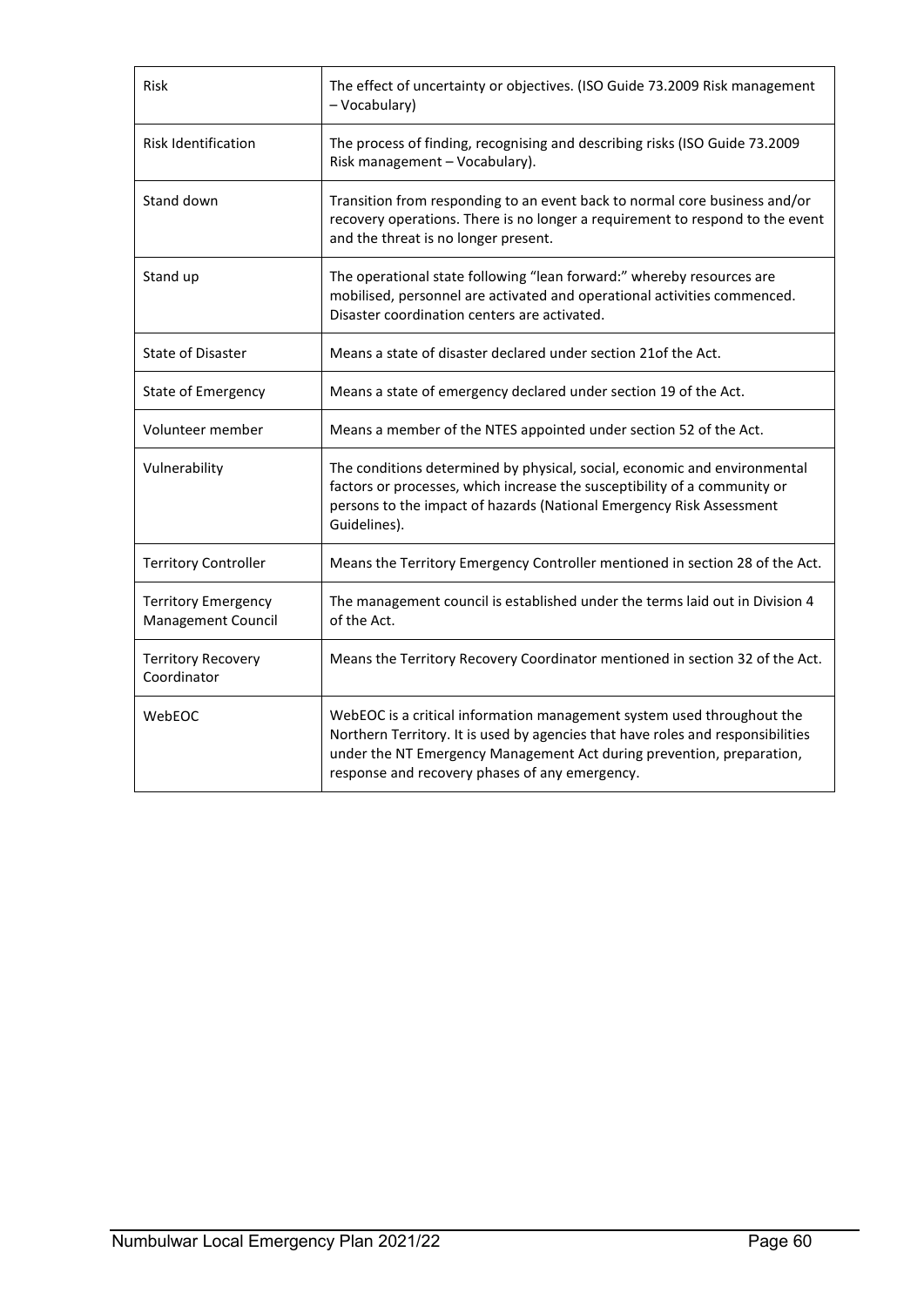| | |
|---|---|
| Risk | The effect of uncertainty or objectives. (ISO Guide 73.2009 Risk management – Vocabulary) |
| Risk Identification | The process of finding, recognising and describing risks (ISO Guide 73.2009 Risk management – Vocabulary). |
| Stand down | Transition from responding to an event back to normal core business and/or recovery operations. There is no longer a requirement to respond to the event and the threat is no longer present. |
| Stand up | The operational state following "lean forward:" whereby resources are mobilised, personnel are activated and operational activities commenced. Disaster coordination centers are activated. |
| State of Disaster | Means a state of disaster declared under section 21of the Act. |
| State of Emergency | Means a state of emergency declared under section 19 of the Act. |
| Volunteer member | Means a member of the NTES appointed under section 52 of the Act. |
| Vulnerability | The conditions determined by physical, social, economic and environmental factors or processes, which increase the susceptibility of a community or persons to the impact of hazards (National Emergency Risk Assessment Guidelines). |
| Territory Controller | Means the Territory Emergency Controller mentioned in section 28 of the Act. |
| Territory Emergency Management Council | The management council is established under the terms laid out in Division 4 of the Act. |
| Territory Recovery Coordinator | Means the Territory Recovery Coordinator mentioned in section 32 of the Act. |
| WebEOC | WebEOC is a critical information management system used throughout the Northern Territory. It is used by agencies that have roles and responsibilities under the NT Emergency Management Act during prevention, preparation, response and recovery phases of any emergency. |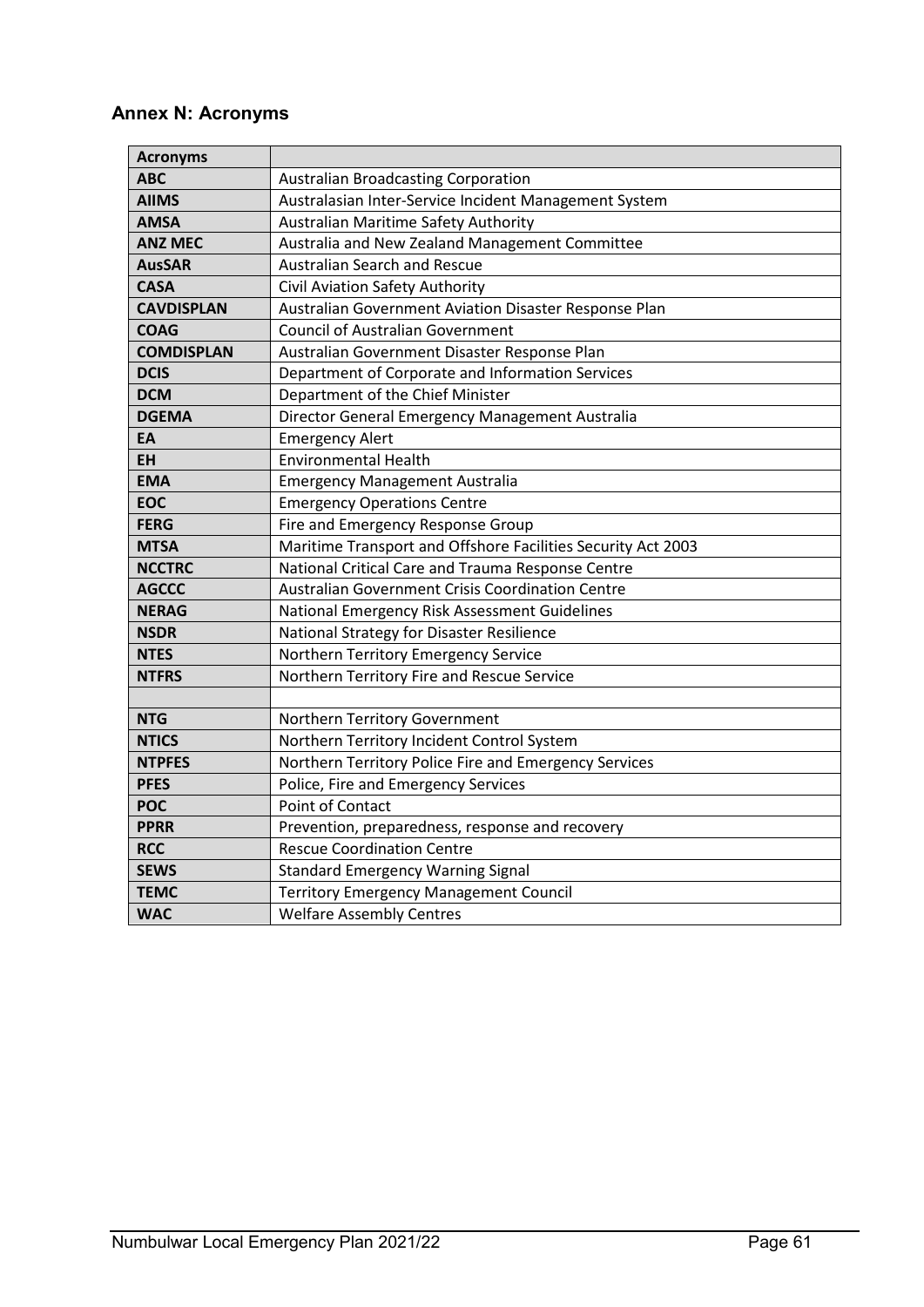## Annex N: Acronyms

| Acronyms | |
|---|---|
| **ABC** | Australian Broadcasting Corporation |
| **AIIMS** | Australasian Inter-Service Incident Management System |
| **AMSA** | Australian Maritime Safety Authority |
| **ANZ MEC** | Australia and New Zealand Management Committee |
| **AusSAR** | Australian Search and Rescue |
| **CASA** | Civil Aviation Safety Authority |
| **CAVDISPLAN** | Australian Government Aviation Disaster Response Plan |
| **COAG** | Council of Australian Government |
| **COMDISPLAN** | Australian Government Disaster Response Plan |
| **DCIS** | Department of Corporate and Information Services |
| **DCM** | Department of the Chief Minister |
| **DGEMA** | Director General Emergency Management Australia |
| **EA** | Emergency Alert |
| **EH** | Environmental Health |
| **EMA** | Emergency Management Australia |
| **EOC** | Emergency Operations Centre |
| **FERG** | Fire and Emergency Response Group |
| **MTSA** | Maritime Transport and Offshore Facilities Security Act 2003 |
| **NCCTRC** | National Critical Care and Trauma Response Centre |
| **AGCCC** | Australian Government Crisis Coordination Centre |
| **NERAG** | National Emergency Risk Assessment Guidelines |
| **NSDR** | National Strategy for Disaster Resilience |
| **NTES** | Northern Territory Emergency Service |
| **NTFRS** | Northern Territory Fire and Rescue Service |
| | |
| **NTG** | Northern Territory Government |
| **NTICS** | Northern Territory Incident Control System |
| **NTPFES** | Northern Territory Police Fire and Emergency Services |
| **PFES** | Police, Fire and Emergency Services |
| **POC** | Point of Contact |
| **PPRR** | Prevention, preparedness, response and recovery |
| **RCC** | Rescue Coordination Centre |
| **SEWS** | Standard Emergency Warning Signal |
| **TEMC** | Territory Emergency Management Council |
| **WAC** | Welfare Assembly Centres |